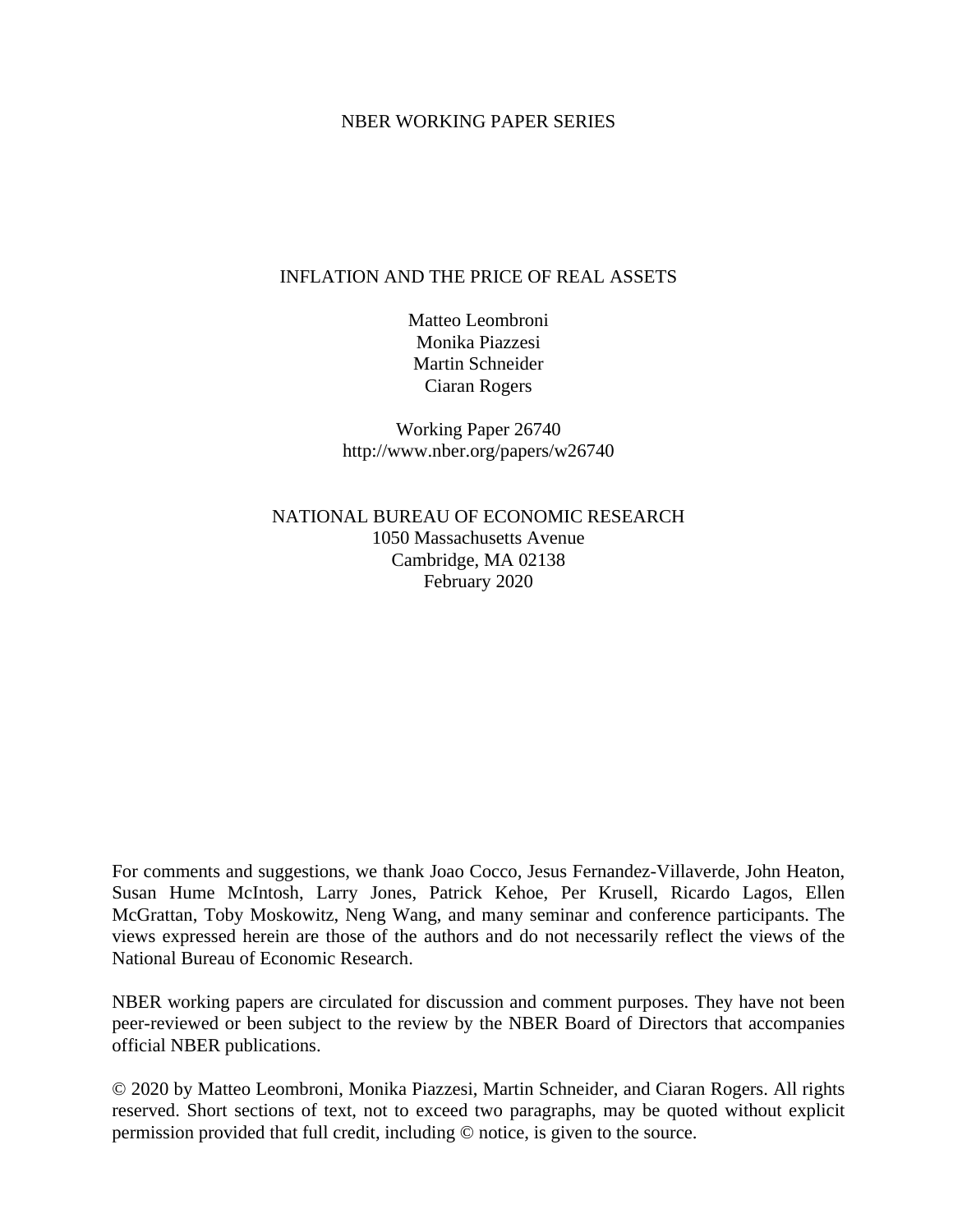NBER WORKING PAPER SERIES

# INFLATION AND THE PRICE OF REAL ASSETS

Matteo Leombroni
Monika Piazzesi
Martin Schneider
Ciaran Rogers

Working Paper 26740
http://www.nber.org/papers/w26740

NATIONAL BUREAU OF ECONOMIC RESEARCH
1050 Massachusetts Avenue
Cambridge, MA 02138
February 2020

For comments and suggestions, we thank Joao Cocco, Jesus Fernandez-Villaverde, John Heaton, Susan Hume McIntosh, Larry Jones, Patrick Kehoe, Per Krusell, Ricardo Lagos, Ellen McGrattan, Toby Moskowitz, Neng Wang, and many seminar and conference participants. The views expressed herein are those of the authors and do not necessarily reflect the views of the National Bureau of Economic Research.

NBER working papers are circulated for discussion and comment purposes. They have not been peer-reviewed or been subject to the review by the NBER Board of Directors that accompanies official NBER publications.

© 2020 by Matteo Leombroni, Monika Piazzesi, Martin Schneider, and Ciaran Rogers. All rights reserved. Short sections of text, not to exceed two paragraphs, may be quoted without explicit permission provided that full credit, including © notice, is given to the source.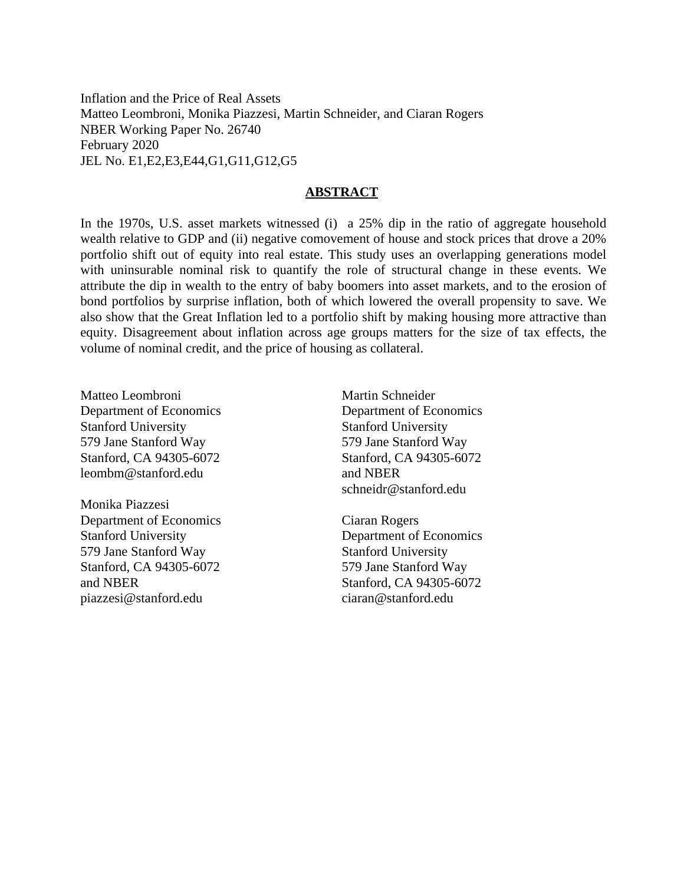Inflation and the Price of Real Assets
Matteo Leombroni, Monika Piazzesi, Martin Schneider, and Ciaran Rogers
NBER Working Paper No. 26740
February 2020
JEL No. E1,E2,E3,E44,G1,G11,G12,G5

## **ABSTRACT**

In the 1970s, U.S. asset markets witnessed (i) a 25% dip in the ratio of aggregate household wealth relative to GDP and (ii) negative comovement of house and stock prices that drove a 20% portfolio shift out of equity into real estate. This study uses an overlapping generations model with uninsurable nominal risk to quantify the role of structural change in these events. We attribute the dip in wealth to the entry of baby boomers into asset markets, and to the erosion of bond portfolios by surprise inflation, both of which lowered the overall propensity to save. We also show that the Great Inflation led to a portfolio shift by making housing more attractive than equity. Disagreement about inflation across age groups matters for the size of tax effects, the volume of nominal credit, and the price of housing as collateral.

Matteo Leombroni
Department of Economics
Stanford University
579 Jane Stanford Way
Stanford, CA 94305-6072
leombm@stanford.edu

Monika Piazzesi
Department of Economics
Stanford University
579 Jane Stanford Way
Stanford, CA 94305-6072
and NBER
piazzesi@stanford.edu

Martin Schneider
Department of Economics
Stanford University
579 Jane Stanford Way
Stanford, CA 94305-6072
and NBER
schneidr@stanford.edu

Ciaran Rogers
Department of Economics
Stanford University
579 Jane Stanford Way
Stanford, CA 94305-6072
ciaran@stanford.edu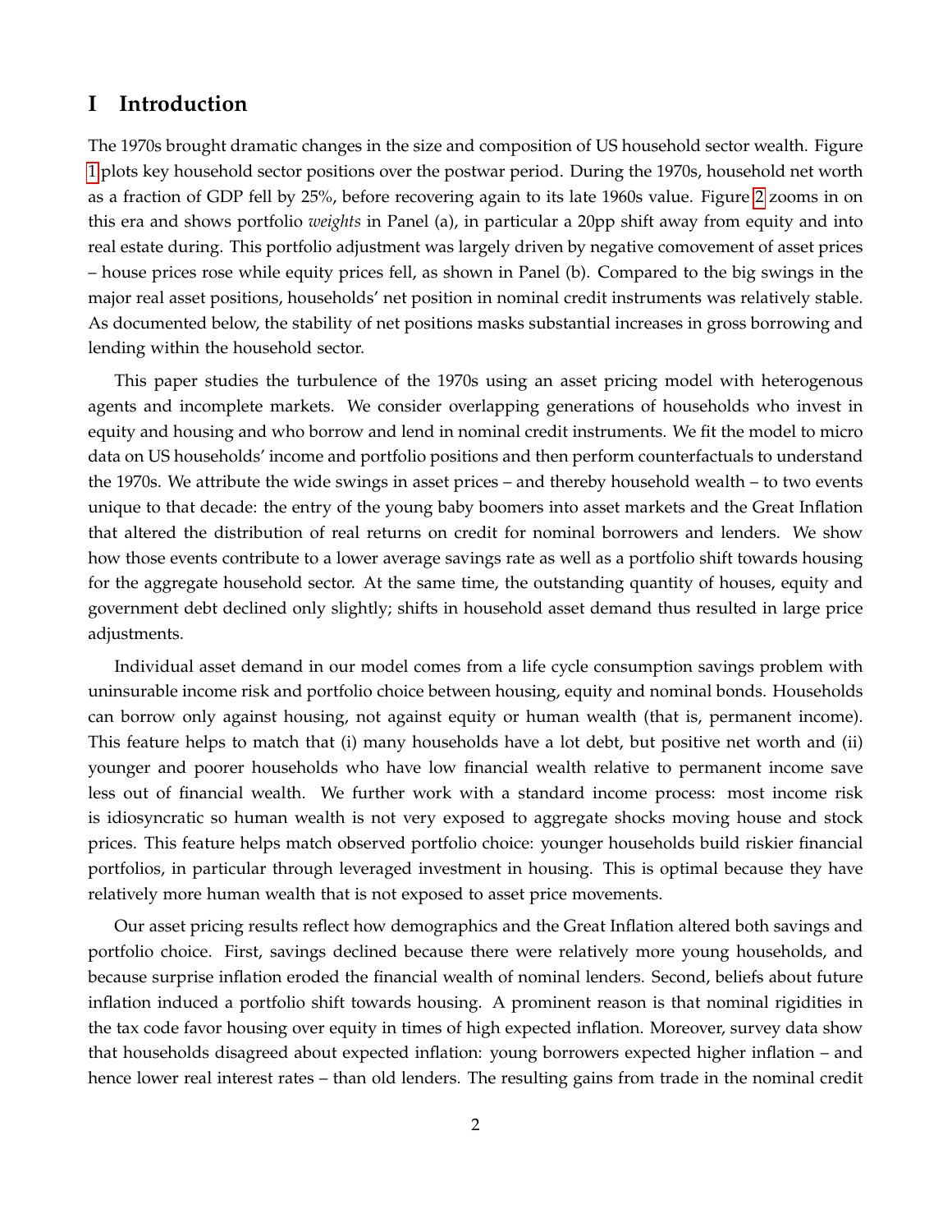# I Introduction

The 1970s brought dramatic changes in the size and composition of US household sector wealth. Figure 1 plots key household sector positions over the postwar period. During the 1970s, household net worth as a fraction of GDP fell by 25%, before recovering again to its late 1960s value. Figure 2 zooms in on this era and shows portfolio *weights* in Panel (a), in particular a 20pp shift away from equity and into real estate during. This portfolio adjustment was largely driven by negative comovement of asset prices – house prices rose while equity prices fell, as shown in Panel (b). Compared to the big swings in the major real asset positions, households' net position in nominal credit instruments was relatively stable. As documented below, the stability of net positions masks substantial increases in gross borrowing and lending within the household sector.

This paper studies the turbulence of the 1970s using an asset pricing model with heterogenous agents and incomplete markets. We consider overlapping generations of households who invest in equity and housing and who borrow and lend in nominal credit instruments. We fit the model to micro data on US households' income and portfolio positions and then perform counterfactuals to understand the 1970s. We attribute the wide swings in asset prices – and thereby household wealth – to two events unique to that decade: the entry of the young baby boomers into asset markets and the Great Inflation that altered the distribution of real returns on credit for nominal borrowers and lenders. We show how those events contribute to a lower average savings rate as well as a portfolio shift towards housing for the aggregate household sector. At the same time, the outstanding quantity of houses, equity and government debt declined only slightly; shifts in household asset demand thus resulted in large price adjustments.

Individual asset demand in our model comes from a life cycle consumption savings problem with uninsurable income risk and portfolio choice between housing, equity and nominal bonds. Households can borrow only against housing, not against equity or human wealth (that is, permanent income). This feature helps to match that (i) many households have a lot debt, but positive net worth and (ii) younger and poorer households who have low financial wealth relative to permanent income save less out of financial wealth. We further work with a standard income process: most income risk is idiosyncratic so human wealth is not very exposed to aggregate shocks moving house and stock prices. This feature helps match observed portfolio choice: younger households build riskier financial portfolios, in particular through leveraged investment in housing. This is optimal because they have relatively more human wealth that is not exposed to asset price movements.

Our asset pricing results reflect how demographics and the Great Inflation altered both savings and portfolio choice. First, savings declined because there were relatively more young households, and because surprise inflation eroded the financial wealth of nominal lenders. Second, beliefs about future inflation induced a portfolio shift towards housing. A prominent reason is that nominal rigidities in the tax code favor housing over equity in times of high expected inflation. Moreover, survey data show that households disagreed about expected inflation: young borrowers expected higher inflation – and hence lower real interest rates – than old lenders. The resulting gains from trade in the nominal credit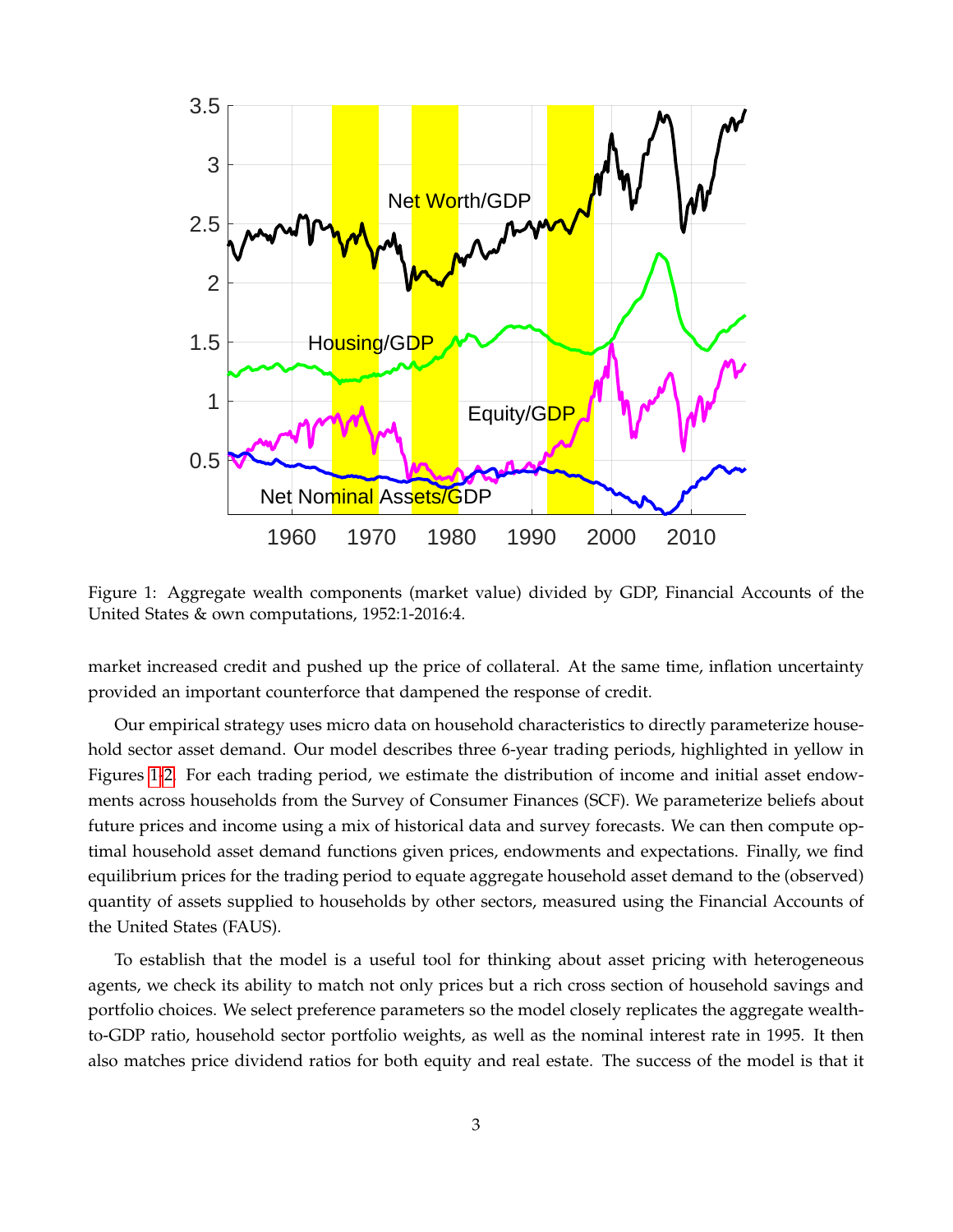Figure 1: Aggregate wealth components (market value) divided by GDP, Financial Accounts of the United States & own computations, 1952:1-2016:4.

market increased credit and pushed up the price of collateral. At the same time, inflation uncertainty provided an important counterforce that dampened the response of credit.

Our empirical strategy uses micro data on household characteristics to directly parameterize household sector asset demand. Our model describes three 6-year trading periods, highlighted in yellow in Figures 1-2. For each trading period, we estimate the distribution of income and initial asset endowments across households from the Survey of Consumer Finances (SCF). We parameterize beliefs about future prices and income using a mix of historical data and survey forecasts. We can then compute optimal household asset demand functions given prices, endowments and expectations. Finally, we find equilibrium prices for the trading period to equate aggregate household asset demand to the (observed) quantity of assets supplied to households by other sectors, measured using the Financial Accounts of the United States (FAUS).

To establish that the model is a useful tool for thinking about asset pricing with heterogeneous agents, we check its ability to match not only prices but a rich cross section of household savings and portfolio choices. We select preference parameters so the model closely replicates the aggregate wealth-to-GDP ratio, household sector portfolio weights, as well as the nominal interest rate in 1995. It then also matches price dividend ratios for both equity and real estate. The success of the model is that it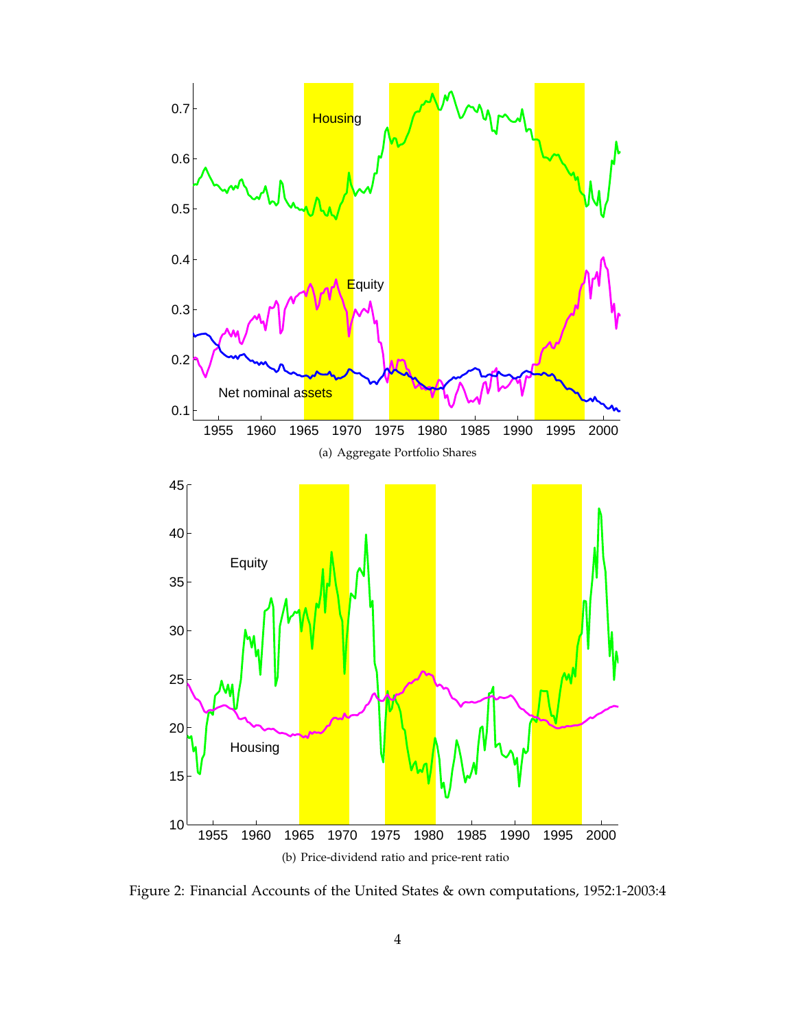(a) Aggregate Portfolio Shares

(b) Price-dividend ratio and price-rent ratio

Figure 2: Financial Accounts of the United States & own computations, 1952:1-2003:4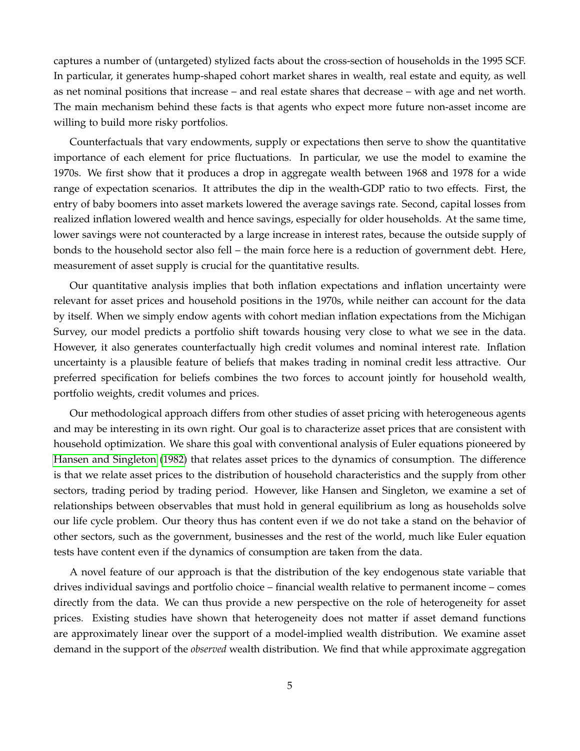captures a number of (untargeted) stylized facts about the cross-section of households in the 1995 SCF. In particular, it generates hump-shaped cohort market shares in wealth, real estate and equity, as well as net nominal positions that increase – and real estate shares that decrease – with age and net worth. The main mechanism behind these facts is that agents who expect more future non-asset income are willing to build more risky portfolios.

Counterfactuals that vary endowments, supply or expectations then serve to show the quantitative importance of each element for price fluctuations. In particular, we use the model to examine the 1970s. We first show that it produces a drop in aggregate wealth between 1968 and 1978 for a wide range of expectation scenarios. It attributes the dip in the wealth-GDP ratio to two effects. First, the entry of baby boomers into asset markets lowered the average savings rate. Second, capital losses from realized inflation lowered wealth and hence savings, especially for older households. At the same time, lower savings were not counteracted by a large increase in interest rates, because the outside supply of bonds to the household sector also fell – the main force here is a reduction of government debt. Here, measurement of asset supply is crucial for the quantitative results.

Our quantitative analysis implies that both inflation expectations and inflation uncertainty were relevant for asset prices and household positions in the 1970s, while neither can account for the data by itself. When we simply endow agents with cohort median inflation expectations from the Michigan Survey, our model predicts a portfolio shift towards housing very close to what we see in the data. However, it also generates counterfactually high credit volumes and nominal interest rate. Inflation uncertainty is a plausible feature of beliefs that makes trading in nominal credit less attractive. Our preferred specification for beliefs combines the two forces to account jointly for household wealth, portfolio weights, credit volumes and prices.

Our methodological approach differs from other studies of asset pricing with heterogeneous agents and may be interesting in its own right. Our goal is to characterize asset prices that are consistent with household optimization. We share this goal with conventional analysis of Euler equations pioneered by Hansen and Singleton (1982) that relates asset prices to the dynamics of consumption. The difference is that we relate asset prices to the distribution of household characteristics and the supply from other sectors, trading period by trading period. However, like Hansen and Singleton, we examine a set of relationships between observables that must hold in general equilibrium as long as households solve our life cycle problem. Our theory thus has content even if we do not take a stand on the behavior of other sectors, such as the government, businesses and the rest of the world, much like Euler equation tests have content even if the dynamics of consumption are taken from the data.

A novel feature of our approach is that the distribution of the key endogenous state variable that drives individual savings and portfolio choice – financial wealth relative to permanent income – comes directly from the data. We can thus provide a new perspective on the role of heterogeneity for asset prices. Existing studies have shown that heterogeneity does not matter if asset demand functions are approximately linear over the support of a model-implied wealth distribution. We examine asset demand in the support of the *observed* wealth distribution. We find that while approximate aggregation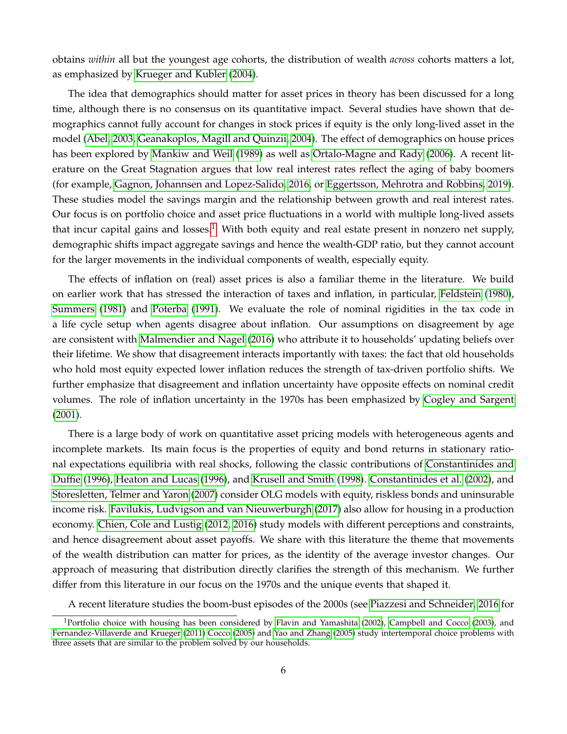obtains *within* all but the youngest age cohorts, the distribution of wealth *across* cohorts matters a lot, as emphasized by Krueger and Kubler (2004).

The idea that demographics should matter for asset prices in theory has been discussed for a long time, although there is no consensus on its quantitative impact. Several studies have shown that demographics cannot fully account for changes in stock prices if equity is the only long-lived asset in the model (Abel, 2003, Geanakoplos, Magill and Quinzii, 2004). The effect of demographics on house prices has been explored by Mankiw and Weil (1989) as well as Ortalo-Magne and Rady (2006). A recent literature on the Great Stagnation argues that low real interest rates reflect the aging of baby boomers (for example, Gagnon, Johannsen and Lopez-Salido, 2016, or Eggertsson, Mehrotra and Robbins, 2019). These studies model the savings margin and the relationship between growth and real interest rates. Our focus is on portfolio choice and asset price fluctuations in a world with multiple long-lived assets that incur capital gains and losses.[1] With both equity and real estate present in nonzero net supply, demographic shifts impact aggregate savings and hence the wealth-GDP ratio, but they cannot account for the larger movements in the individual components of wealth, especially equity.

The effects of inflation on (real) asset prices is also a familiar theme in the literature. We build on earlier work that has stressed the interaction of taxes and inflation, in particular, Feldstein (1980), Summers (1981) and Poterba (1991). We evaluate the role of nominal rigidities in the tax code in a life cycle setup when agents disagree about inflation. Our assumptions on disagreement by age are consistent with Malmendier and Nagel (2016) who attribute it to households' updating beliefs over their lifetime. We show that disagreement interacts importantly with taxes: the fact that old households who hold most equity expected lower inflation reduces the strength of tax-driven portfolio shifts. We further emphasize that disagreement and inflation uncertainty have opposite effects on nominal credit volumes. The role of inflation uncertainty in the 1970s has been emphasized by Cogley and Sargent (2001).

There is a large body of work on quantitative asset pricing models with heterogeneous agents and incomplete markets. Its main focus is the properties of equity and bond returns in stationary rational expectations equilibria with real shocks, following the classic contributions of Constantinides and Duffie (1996), Heaton and Lucas (1996), and Krusell and Smith (1998). Constantinides et al. (2002), and Storesletten, Telmer and Yaron (2007) consider OLG models with equity, riskless bonds and uninsurable income risk. Favilukis, Ludvigson and van Nieuwerburgh (2017) also allow for housing in a production economy. Chien, Cole and Lustig (2012, 2016) study models with different perceptions and constraints, and hence disagreement about asset payoffs. We share with this literature the theme that movements of the wealth distribution can matter for prices, as the identity of the average investor changes. Our approach of measuring that distribution directly clarifies the strength of this mechanism. We further differ from this literature in our focus on the 1970s and the unique events that shaped it.

A recent literature studies the boom-bust episodes of the 2000s (see Piazzesi and Schneider, 2016 for

[1] Portfolio choice with housing has been considered by Flavin and Yamashita (2002), Campbell and Cocco (2003), and Fernandez-Villaverde and Krueger (2011) Cocco (2005) and Yao and Zhang (2005) study intertemporal choice problems with three assets that are similar to the problem solved by our households.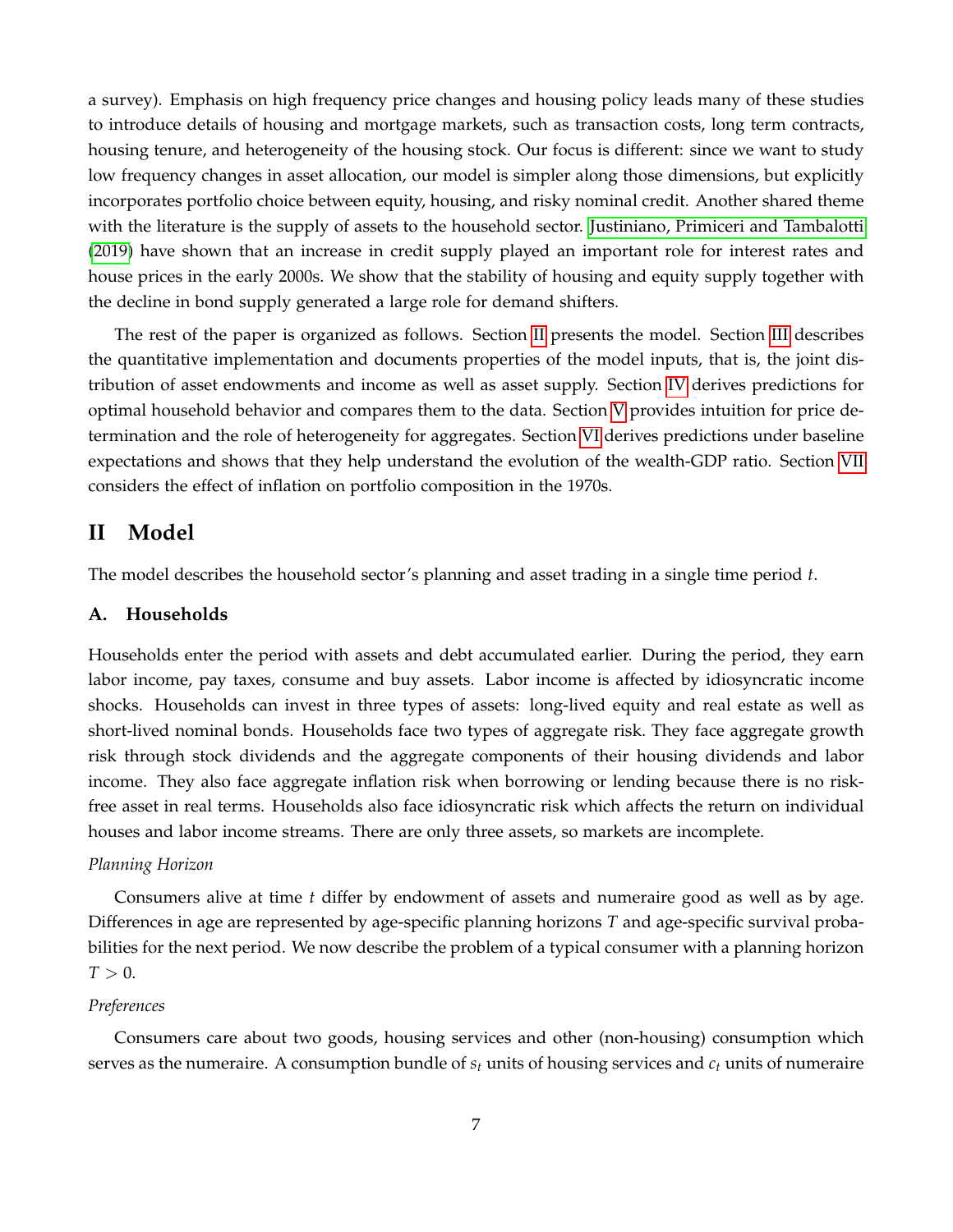a survey). Emphasis on high frequency price changes and housing policy leads many of these studies to introduce details of housing and mortgage markets, such as transaction costs, long term contracts, housing tenure, and heterogeneity of the housing stock. Our focus is different: since we want to study low frequency changes in asset allocation, our model is simpler along those dimensions, but explicitly incorporates portfolio choice between equity, housing, and risky nominal credit. Another shared theme with the literature is the supply of assets to the household sector. Justiniano, Primiceri and Tambalotti (2019) have shown that an increase in credit supply played an important role for interest rates and house prices in the early 2000s. We show that the stability of housing and equity supply together with the decline in bond supply generated a large role for demand shifters.

The rest of the paper is organized as follows. Section II presents the model. Section III describes the quantitative implementation and documents properties of the model inputs, that is, the joint distribution of asset endowments and income as well as asset supply. Section IV derives predictions for optimal household behavior and compares them to the data. Section V provides intuition for price determination and the role of heterogeneity for aggregates. Section VI derives predictions under baseline expectations and shows that they help understand the evolution of the wealth-GDP ratio. Section VII considers the effect of inflation on portfolio composition in the 1970s.

## II Model

The model describes the household sector's planning and asset trading in a single time period $t$.

### A. Households

Households enter the period with assets and debt accumulated earlier. During the period, they earn labor income, pay taxes, consume and buy assets. Labor income is affected by idiosyncratic income shocks. Households can invest in three types of assets: long-lived equity and real estate as well as short-lived nominal bonds. Households face two types of aggregate risk. They face aggregate growth risk through stock dividends and the aggregate components of their housing dividends and labor income. They also face aggregate inflation risk when borrowing or lending because there is no risk-free asset in real terms. Households also face idiosyncratic risk which affects the return on individual houses and labor income streams. There are only three assets, so markets are incomplete.

*Planning Horizon*

Consumers alive at time $t$ differ by endowment of assets and numeraire good as well as by age. Differences in age are represented by age-specific planning horizons $T$ and age-specific survival probabilities for the next period. We now describe the problem of a typical consumer with a planning horizon $T > 0$.

*Preferences*

Consumers care about two goods, housing services and other (non-housing) consumption which serves as the numeraire. A consumption bundle of $s_t$ units of housing services and $c_t$ units of numeraire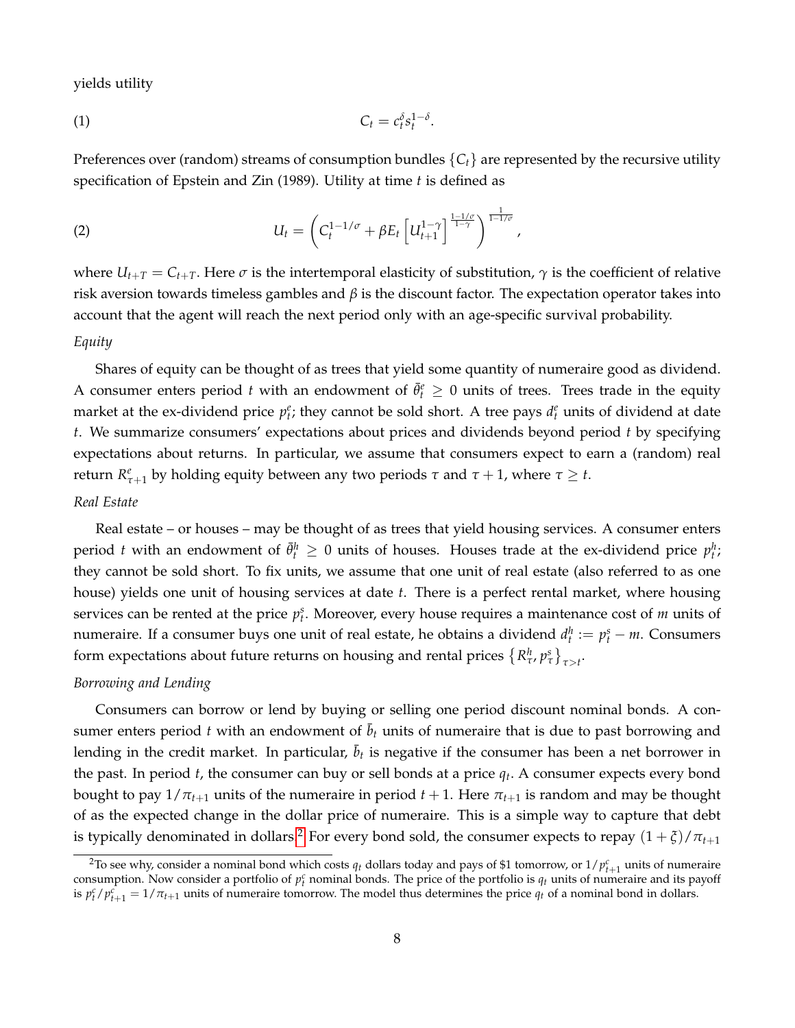yields utility

$$C_t = c_t^{\delta} s_t^{1-\delta}. \tag{1}$$

Preferences over (random) streams of consumption bundles $\{C_t\}$ are represented by the recursive utility specification of Epstein and Zin (1989). Utility at time $t$ is defined as

$$U_t = \left( C_t^{1-1/\sigma} + \beta E_t \left[ U_{t+1}^{1-\gamma} \right]^{\frac{1-1/\sigma}{1-\gamma}} \right)^{\frac{1}{1-1/\sigma}}, \tag{2}$$

where $U_{t+T} = C_{t+T}$. Here $\sigma$ is the intertemporal elasticity of substitution, $\gamma$ is the coefficient of relative risk aversion towards timeless gambles and $\beta$ is the discount factor. The expectation operator takes into account that the agent will reach the next period only with an age-specific survival probability.

*Equity*

Shares of equity can be thought of as trees that yield some quantity of numeraire good as dividend. A consumer enters period $t$ with an endowment of $\bar{\theta}_t^e \geq 0$ units of trees. Trees trade in the equity market at the ex-dividend price $p_t^e$; they cannot be sold short. A tree pays $d_t^e$ units of dividend at date $t$. We summarize consumers' expectations about prices and dividends beyond period $t$ by specifying expectations about returns. In particular, we assume that consumers expect to earn a (random) real return $R_{\tau+1}^e$ by holding equity between any two periods $\tau$ and $\tau+1$, where $\tau \geq t$.

*Real Estate*

Real estate – or houses – may be thought of as trees that yield housing services. A consumer enters period $t$ with an endowment of $\bar{\theta}_t^h \geq 0$ units of houses. Houses trade at the ex-dividend price $p_t^h$; they cannot be sold short. To fix units, we assume that one unit of real estate (also referred to as one house) yields one unit of housing services at date $t$. There is a perfect rental market, where housing services can be rented at the price $p_t^s$. Moreover, every house requires a maintenance cost of $m$ units of numeraire. If a consumer buys one unit of real estate, he obtains a dividend $d_t^h := p_t^s - m$. Consumers form expectations about future returns on housing and rental prices $\{R_\tau^h, p_\tau^s\}_{\tau>t}$.

*Borrowing and Lending*

Consumers can borrow or lend by buying or selling one period discount nominal bonds. A consumer enters period $t$ with an endowment of $\bar{b}_t$ units of numeraire that is due to past borrowing and lending in the credit market. In particular, $\bar{b}_t$ is negative if the consumer has been a net borrower in the past. In period $t$, the consumer can buy or sell bonds at a price $q_t$. A consumer expects every bond bought to pay $1/\pi_{t+1}$ units of the numeraire in period $t+1$. Here $\pi_{t+1}$ is random and may be thought of as the expected change in the dollar price of numeraire. This is a simple way to capture that debt is typically denominated in dollars.[2] For every bond sold, the consumer expects to repay $(1+\xi)/\pi_{t+1}$

[2]To see why, consider a nominal bond which costs $q_t$ dollars today and pays of \$1 tomorrow, or $1/p_{t+1}^c$ units of numeraire consumption. Now consider a portfolio of $p_t^c$ nominal bonds. The price of the portfolio is $q_t$ units of numeraire and its payoff is $p_t^c/p_{t+1}^c = 1/\pi_{t+1}$ units of numeraire tomorrow. The model thus determines the price $q_t$ of a nominal bond in dollars.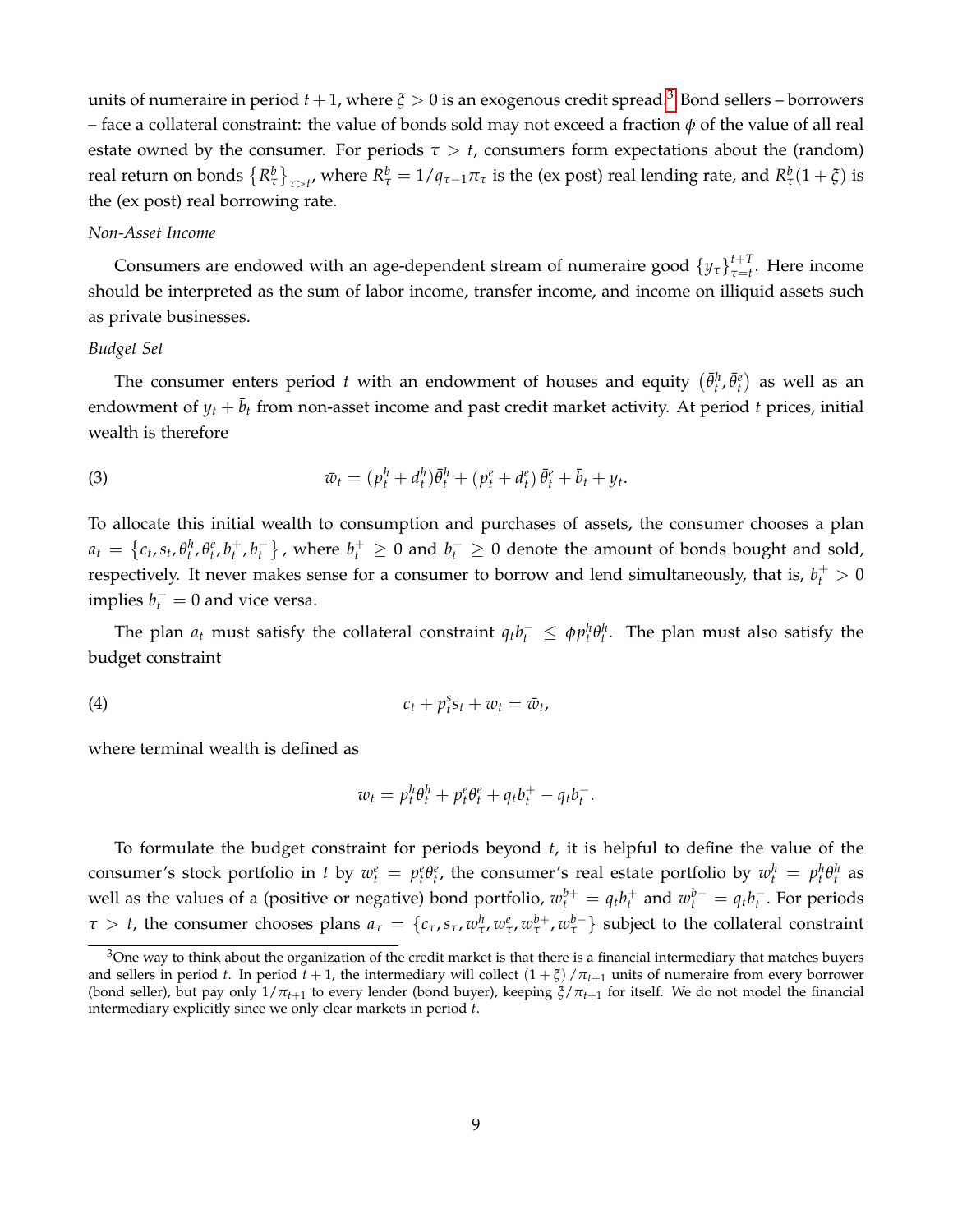units of numeraire in period $t+1$, where $\xi > 0$ is an exogenous credit spread.[3] Bond sellers – borrowers – face a collateral constraint: the value of bonds sold may not exceed a fraction $\phi$ of the value of all real estate owned by the consumer. For periods $\tau > t$, consumers form expectations about the (random) real return on bonds $\left\{R^b_\tau\right\}_{\tau>t}$, where $R^b_\tau = 1/q_{\tau-1}\pi_\tau$ is the (ex post) real lending rate, and $R^b_\tau(1+\xi)$ is the (ex post) real borrowing rate.

*Non-Asset Income*

Consumers are endowed with an age-dependent stream of numeraire good $\{y_\tau\}_{\tau=t}^{t+T}$. Here income should be interpreted as the sum of labor income, transfer income, and income on illiquid assets such as private businesses.

*Budget Set*

The consumer enters period $t$ with an endowment of houses and equity $\left(\bar{\theta}^h_t, \bar{\theta}^e_t\right)$ as well as an endowment of $y_t + \bar{b}_t$ from non-asset income and past credit market activity. At period $t$ prices, initial wealth is therefore

$$\bar{w}_t = (p^h_t + d^h_t)\bar{\theta}^h_t + (p^e_t + d^e_t)\,\bar{\theta}^e_t + \bar{b}_t + y_t. \tag{3}$$

To allocate this initial wealth to consumption and purchases of assets, the consumer chooses a plan $a_t = \left\{c_t, s_t, \theta^h_t, \theta^e_t, b^+_t, b^-_t\right\}$, where $b^+_t \geq 0$ and $b^-_t \geq 0$ denote the amount of bonds bought and sold, respectively. It never makes sense for a consumer to borrow and lend simultaneously, that is, $b^+_t > 0$ implies $b^-_t = 0$ and vice versa.

The plan $a_t$ must satisfy the collateral constraint $q_t b^-_t \leq \phi p^h_t \theta^h_t$. The plan must also satisfy the budget constraint

$$c_t + p^s_t s_t + w_t = \bar{w}_t, \tag{4}$$

where terminal wealth is defined as

$$w_t = p^h_t \theta^h_t + p^e_t \theta^e_t + q_t b^+_t - q_t b^-_t.$$

To formulate the budget constraint for periods beyond $t$, it is helpful to define the value of the consumer's stock portfolio in $t$ by $w^e_t = p^e_t \theta^e_t$, the consumer's real estate portfolio by $w^h_t = p^h_t \theta^h_t$ as well as the values of a (positive or negative) bond portfolio, $w^{b+}_t = q_t b^+_t$ and $w^{b-}_t = q_t b^-_t$. For periods $\tau > t$, the consumer chooses plans $a_\tau = \left\{c_\tau, s_\tau, w^h_\tau, w^e_\tau, w^{b+}_\tau, w^{b-}_\tau\right\}$ subject to the collateral constraint

[3] One way to think about the organization of the credit market is that there is a financial intermediary that matches buyers and sellers in period $t$. In period $t+1$, the intermediary will collect $(1+\xi)/\pi_{t+1}$ units of numeraire from every borrower (bond seller), but pay only $1/\pi_{t+1}$ to every lender (bond buyer), keeping $\xi/\pi_{t+1}$ for itself. We do not model the financial intermediary explicitly since we only clear markets in period $t$.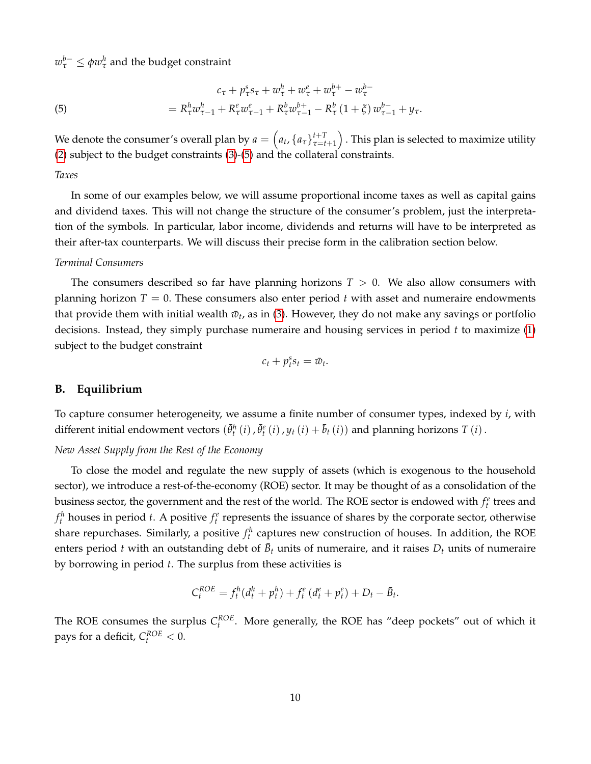$w_\tau^{b-} \leq \phi w_\tau^h$ and the budget constraint

$$
\begin{aligned}
& c_\tau + p_\tau^s s_\tau + w_\tau^h + w_\tau^e + w_\tau^{b+} - w_\tau^{b-} \\
(5) \qquad & = R_\tau^h w_{\tau-1}^h + R_\tau^e w_{\tau-1}^e + R_\tau^b w_{\tau-1}^{b+} - R_\tau^b (1+\xi) w_{\tau-1}^{b-} + y_\tau.
\end{aligned}
$$

We denote the consumer's overall plan by $a = \left(a_t, \{a_\tau\}_{\tau=t+1}^{t+T}\right)$. This plan is selected to maximize utility (2) subject to the budget constraints (3)-(5) and the collateral constraints.

*Taxes*

In some of our examples below, we will assume proportional income taxes as well as capital gains and dividend taxes. This will not change the structure of the consumer's problem, just the interpretation of the symbols. In particular, labor income, dividends and returns will have to be interpreted as their after-tax counterparts. We will discuss their precise form in the calibration section below.

*Terminal Consumers*

The consumers described so far have planning horizons $T > 0$. We also allow consumers with planning horizon $T = 0$. These consumers also enter period $t$ with asset and numeraire endowments that provide them with initial wealth $\bar{w}_t$, as in (3). However, they do not make any savings or portfolio decisions. Instead, they simply purchase numeraire and housing services in period $t$ to maximize (1) subject to the budget constraint

$$
c_t + p_t^s s_t = \bar{w}_t.
$$

## B. Equilibrium

To capture consumer heterogeneity, we assume a finite number of consumer types, indexed by $i$, with different initial endowment vectors $(\bar{\theta}_t^h(i), \bar{\theta}_t^e(i), y_t(i) + \bar{b}_t(i))$ and planning horizons $T(i)$.

*New Asset Supply from the Rest of the Economy*

To close the model and regulate the new supply of assets (which is exogenous to the household sector), we introduce a rest-of-the-economy (ROE) sector. It may be thought of as a consolidation of the business sector, the government and the rest of the world. The ROE sector is endowed with $f_t^e$ trees and $f_t^h$ houses in period $t$. A positive $f_t^e$ represents the issuance of shares by the corporate sector, otherwise share repurchases. Similarly, a positive $f_t^h$ captures new construction of houses. In addition, the ROE enters period $t$ with an outstanding debt of $\bar{B}_t$ units of numeraire, and it raises $D_t$ units of numeraire by borrowing in period $t$. The surplus from these activities is

$$
C_t^{ROE} = f_t^h(d_t^h + p_t^h) + f_t^e(d_t^e + p_t^e) + D_t - \bar{B}_t.
$$

The ROE consumes the surplus $C_t^{ROE}$. More generally, the ROE has "deep pockets" out of which it pays for a deficit, $C_t^{ROE} < 0$.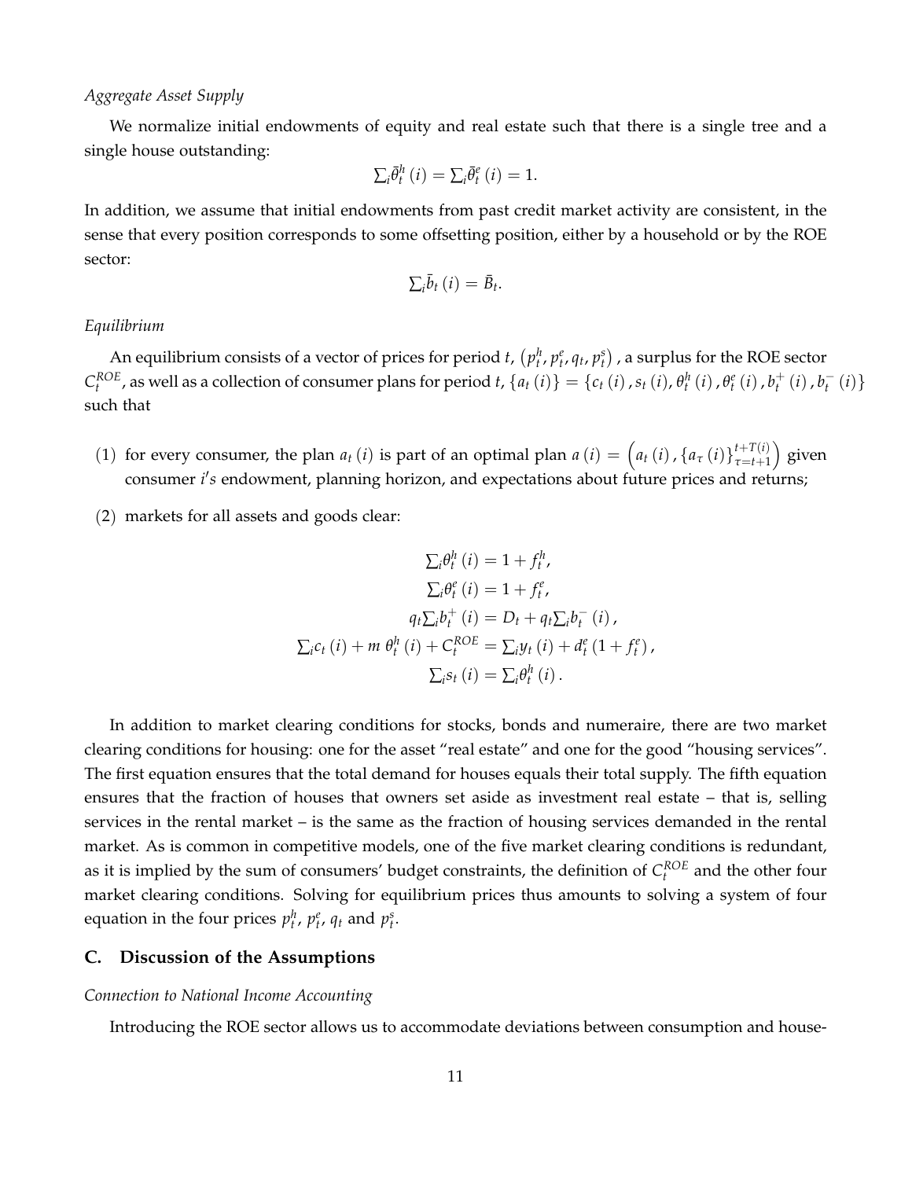*Aggregate Asset Supply*

We normalize initial endowments of equity and real estate such that there is a single tree and a single house outstanding:

$$\sum_i \bar{\theta}_t^h(i) = \sum_i \bar{\theta}_t^e(i) = 1.$$

In addition, we assume that initial endowments from past credit market activity are consistent, in the sense that every position corresponds to some offsetting position, either by a household or by the ROE sector:

$$\sum_i \bar{b}_t(i) = \bar{B}_t.$$

*Equilibrium*

An equilibrium consists of a vector of prices for period $t$, $\left(p_t^h, p_t^e, q_t, p_t^s\right)$ , a surplus for the ROE sector $C_t^{ROE}$, as well as a collection of consumer plans for period $t$, $\{a_t(i)\} = \{c_t(i), s_t(i), \theta_t^h(i), \theta_t^e(i), b_t^+(i), b_t^-(i)\}$ such that

(1) for every consumer, the plan $a_t(i)$ is part of an optimal plan $a(i) = \left(a_t(i), \{a_\tau(i)\}_{\tau=t+1}^{t+T(i)}\right)$ given consumer $i's$ endowment, planning horizon, and expectations about future prices and returns;

(2) markets for all assets and goods clear:

$$\begin{aligned}
\sum_i \theta_t^h(i) &= 1 + f_t^h, \\
\sum_i \theta_t^e(i) &= 1 + f_t^e, \\
q_t \sum_i b_t^+(i) &= D_t + q_t \sum_i b_t^-(i), \\
\sum_i c_t(i) + m\ \theta_t^h(i) + C_t^{ROE} &= \sum_i y_t(i) + d_t^e\left(1 + f_t^e\right), \\
\sum_i s_t(i) &= \sum_i \theta_t^h(i).
\end{aligned}$$

In addition to market clearing conditions for stocks, bonds and numeraire, there are two market clearing conditions for housing: one for the asset "real estate" and one for the good "housing services". The first equation ensures that the total demand for houses equals their total supply. The fifth equation ensures that the fraction of houses that owners set aside as investment real estate – that is, selling services in the rental market – is the same as the fraction of housing services demanded in the rental market. As is common in competitive models, one of the five market clearing conditions is redundant, as it is implied by the sum of consumers' budget constraints, the definition of $C_t^{ROE}$ and the other four market clearing conditions. Solving for equilibrium prices thus amounts to solving a system of four equation in the four prices $p_t^h$, $p_t^e$, $q_t$ and $p_t^s$.

## C. Discussion of the Assumptions

*Connection to National Income Accounting*

Introducing the ROE sector allows us to accommodate deviations between consumption and house-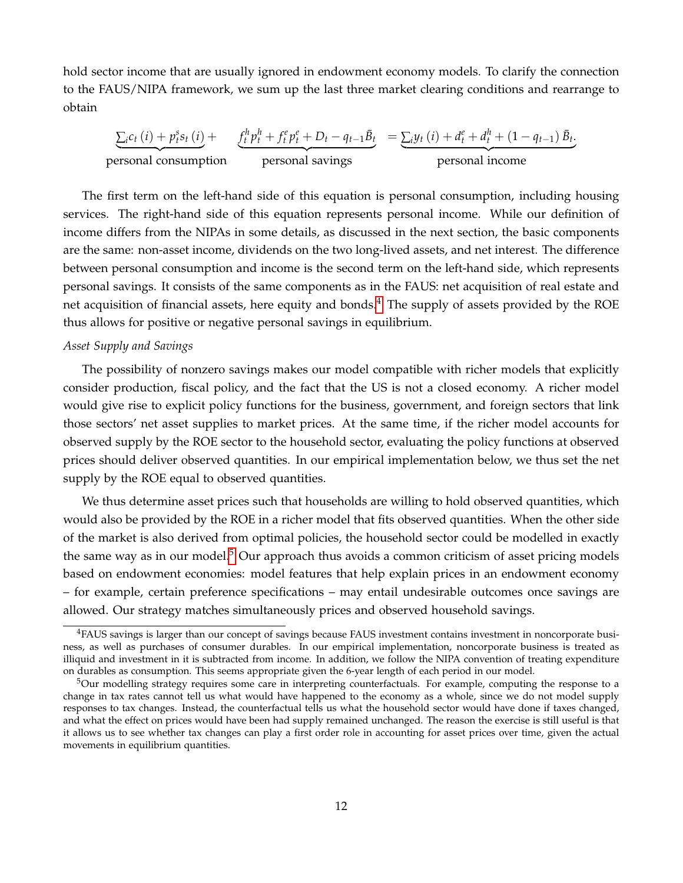hold sector income that are usually ignored in endowment economy models. To clarify the connection to the FAUS/NIPA framework, we sum up the last three market clearing conditions and rearrange to obtain

$$\underbrace{\sum_i c_t(i) + p_t^s s_t(i)}_{\text{personal consumption}} + \underbrace{f_t^h p_t^h + f_t^e p_t^e + D_t - q_{t-1}\bar{B}_t}_{\text{personal savings}} = \underbrace{\sum_i y_t(i) + d_t^e + d_t^h + (1 - q_{t-1})\bar{B}_t}_{\text{personal income}}.$$

The first term on the left-hand side of this equation is personal consumption, including housing services. The right-hand side of this equation represents personal income. While our definition of income differs from the NIPAs in some details, as discussed in the next section, the basic components are the same: non-asset income, dividends on the two long-lived assets, and net interest. The difference between personal consumption and income is the second term on the left-hand side, which represents personal savings. It consists of the same components as in the FAUS: net acquisition of real estate and net acquisition of financial assets, here equity and bonds.[4] The supply of assets provided by the ROE thus allows for positive or negative personal savings in equilibrium.

*Asset Supply and Savings*

The possibility of nonzero savings makes our model compatible with richer models that explicitly consider production, fiscal policy, and the fact that the US is not a closed economy. A richer model would give rise to explicit policy functions for the business, government, and foreign sectors that link those sectors' net asset supplies to market prices. At the same time, if the richer model accounts for observed supply by the ROE sector to the household sector, evaluating the policy functions at observed prices should deliver observed quantities. In our empirical implementation below, we thus set the net supply by the ROE equal to observed quantities.

We thus determine asset prices such that households are willing to hold observed quantities, which would also be provided by the ROE in a richer model that fits observed quantities. When the other side of the market is also derived from optimal policies, the household sector could be modelled in exactly the same way as in our model.[5] Our approach thus avoids a common criticism of asset pricing models based on endowment economies: model features that help explain prices in an endowment economy – for example, certain preference specifications – may entail undesirable outcomes once savings are allowed. Our strategy matches simultaneously prices and observed household savings.

[4] FAUS savings is larger than our concept of savings because FAUS investment contains investment in noncorporate business, as well as purchases of consumer durables. In our empirical implementation, noncorporate business is treated as illiquid and investment in it is subtracted from income. In addition, we follow the NIPA convention of treating expenditure on durables as consumption. This seems appropriate given the 6-year length of each period in our model.

[5] Our modelling strategy requires some care in interpreting counterfactuals. For example, computing the response to a change in tax rates cannot tell us what would have happened to the economy as a whole, since we do not model supply responses to tax changes. Instead, the counterfactual tells us what the household sector would have done if taxes changed, and what the effect on prices would have been had supply remained unchanged. The reason the exercise is still useful is that it allows us to see whether tax changes can play a first order role in accounting for asset prices over time, given the actual movements in equilibrium quantities.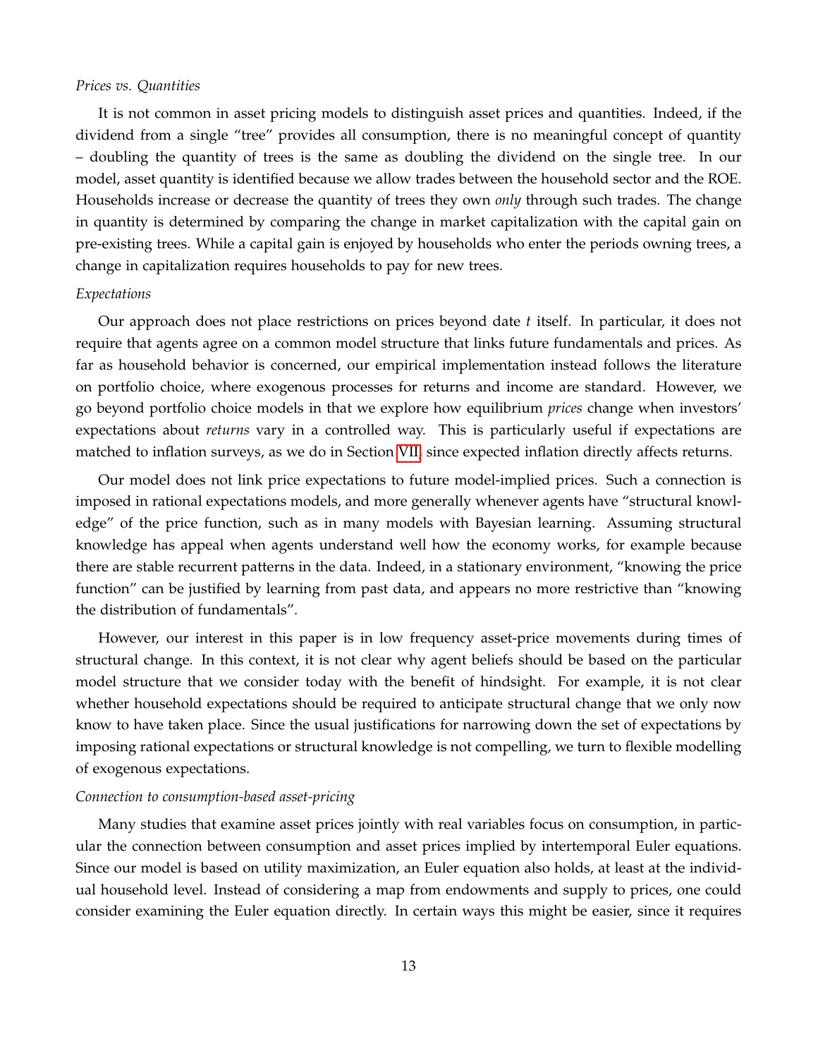*Prices vs. Quantities*

It is not common in asset pricing models to distinguish asset prices and quantities. Indeed, if the dividend from a single "tree" provides all consumption, there is no meaningful concept of quantity – doubling the quantity of trees is the same as doubling the dividend on the single tree. In our model, asset quantity is identified because we allow trades between the household sector and the ROE. Households increase or decrease the quantity of trees they own *only* through such trades. The change in quantity is determined by comparing the change in market capitalization with the capital gain on pre-existing trees. While a capital gain is enjoyed by households who enter the periods owning trees, a change in capitalization requires households to pay for new trees.

*Expectations*

Our approach does not place restrictions on prices beyond date $t$ itself. In particular, it does not require that agents agree on a common model structure that links future fundamentals and prices. As far as household behavior is concerned, our empirical implementation instead follows the literature on portfolio choice, where exogenous processes for returns and income are standard. However, we go beyond portfolio choice models in that we explore how equilibrium *prices* change when investors' expectations about *returns* vary in a controlled way. This is particularly useful if expectations are matched to inflation surveys, as we do in Section VII, since expected inflation directly affects returns.

Our model does not link price expectations to future model-implied prices. Such a connection is imposed in rational expectations models, and more generally whenever agents have "structural knowledge" of the price function, such as in many models with Bayesian learning. Assuming structural knowledge has appeal when agents understand well how the economy works, for example because there are stable recurrent patterns in the data. Indeed, in a stationary environment, "knowing the price function" can be justified by learning from past data, and appears no more restrictive than "knowing the distribution of fundamentals".

However, our interest in this paper is in low frequency asset-price movements during times of structural change. In this context, it is not clear why agent beliefs should be based on the particular model structure that we consider today with the benefit of hindsight. For example, it is not clear whether household expectations should be required to anticipate structural change that we only now know to have taken place. Since the usual justifications for narrowing down the set of expectations by imposing rational expectations or structural knowledge is not compelling, we turn to flexible modelling of exogenous expectations.

*Connection to consumption-based asset-pricing*

Many studies that examine asset prices jointly with real variables focus on consumption, in particular the connection between consumption and asset prices implied by intertemporal Euler equations. Since our model is based on utility maximization, an Euler equation also holds, at least at the individual household level. Instead of considering a map from endowments and supply to prices, one could consider examining the Euler equation directly. In certain ways this might be easier, since it requires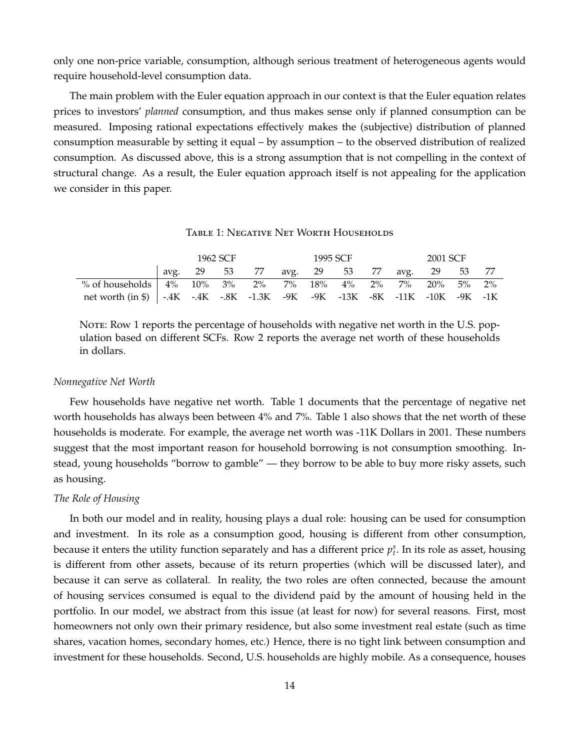only one non-price variable, consumption, although serious treatment of heterogeneous agents would require household-level consumption data.

The main problem with the Euler equation approach in our context is that the Euler equation relates prices to investors' *planned* consumption, and thus makes sense only if planned consumption can be measured. Imposing rational expectations effectively makes the (subjective) distribution of planned consumption measurable by setting it equal – by assumption – to the observed distribution of realized consumption. As discussed above, this is a strong assumption that is not compelling in the context of structural change. As a result, the Euler equation approach itself is not appealing for the application we consider in this paper.

Table 1: Negative Net Worth Households

| | 1962 SCF | | | | 1995 SCF | | | | 2001 SCF | | | |
|---|---|---|---|---|---|---|---|---|---|---|---|---|
| | avg. | 29 | 53 | 77 | avg. | 29 | 53 | 77 | avg. | 29 | 53 | 77 |
| % of households | 4% | 10% | 3% | 2% | 7% | 18% | 4% | 2% | 7% | 20% | 5% | 2% |
| net worth (in $) | -.4K | -.4K | -.8K | -1.3K | -9K | -9K | -13K | -8K | -11K | -10K | -9K | -1K |

Note: Row 1 reports the percentage of households with negative net worth in the U.S. population based on different SCFs. Row 2 reports the average net worth of these households in dollars.

*Nonnegative Net Worth*

Few households have negative net worth. Table 1 documents that the percentage of negative net worth households has always been between 4% and 7%. Table 1 also shows that the net worth of these households is moderate. For example, the average net worth was -11K Dollars in 2001. These numbers suggest that the most important reason for household borrowing is not consumption smoothing. Instead, young households "borrow to gamble" — they borrow to be able to buy more risky assets, such as housing.

*The Role of Housing*

In both our model and in reality, housing plays a dual role: housing can be used for consumption and investment. In its role as a consumption good, housing is different from other consumption, because it enters the utility function separately and has a different price $p_t^s$. In its role as asset, housing is different from other assets, because of its return properties (which will be discussed later), and because it can serve as collateral. In reality, the two roles are often connected, because the amount of housing services consumed is equal to the dividend paid by the amount of housing held in the portfolio. In our model, we abstract from this issue (at least for now) for several reasons. First, most homeowners not only own their primary residence, but also some investment real estate (such as time shares, vacation homes, secondary homes, etc.) Hence, there is no tight link between consumption and investment for these households. Second, U.S. households are highly mobile. As a consequence, houses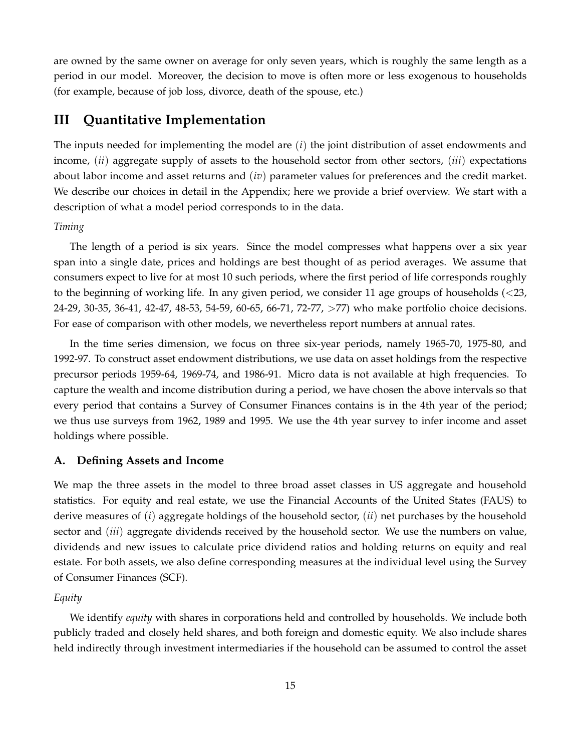are owned by the same owner on average for only seven years, which is roughly the same length as a period in our model. Moreover, the decision to move is often more or less exogenous to households (for example, because of job loss, divorce, death of the spouse, etc.)

# III Quantitative Implementation

The inputs needed for implementing the model are $(i)$ the joint distribution of asset endowments and income, $(ii)$ aggregate supply of assets to the household sector from other sectors, $(iii)$ expectations about labor income and asset returns and $(iv)$ parameter values for preferences and the credit market. We describe our choices in detail in the Appendix; here we provide a brief overview. We start with a description of what a model period corresponds to in the data.

*Timing*

The length of a period is six years. Since the model compresses what happens over a six year span into a single date, prices and holdings are best thought of as period averages. We assume that consumers expect to live for at most 10 such periods, where the first period of life corresponds roughly to the beginning of working life. In any given period, we consider 11 age groups of households (<23, 24-29, 30-35, 36-41, 42-47, 48-53, 54-59, 60-65, 66-71, 72-77, >77) who make portfolio choice decisions. For ease of comparison with other models, we nevertheless report numbers at annual rates.

In the time series dimension, we focus on three six-year periods, namely 1965-70, 1975-80, and 1992-97. To construct asset endowment distributions, we use data on asset holdings from the respective precursor periods 1959-64, 1969-74, and 1986-91. Micro data is not available at high frequencies. To capture the wealth and income distribution during a period, we have chosen the above intervals so that every period that contains a Survey of Consumer Finances contains is in the 4th year of the period; we thus use surveys from 1962, 1989 and 1995. We use the 4th year survey to infer income and asset holdings where possible.

## A. Defining Assets and Income

We map the three assets in the model to three broad asset classes in US aggregate and household statistics. For equity and real estate, we use the Financial Accounts of the United States (FAUS) to derive measures of $(i)$ aggregate holdings of the household sector, $(ii)$ net purchases by the household sector and $(iii)$ aggregate dividends received by the household sector. We use the numbers on value, dividends and new issues to calculate price dividend ratios and holding returns on equity and real estate. For both assets, we also define corresponding measures at the individual level using the Survey of Consumer Finances (SCF).

*Equity*

We identify *equity* with shares in corporations held and controlled by households. We include both publicly traded and closely held shares, and both foreign and domestic equity. We also include shares held indirectly through investment intermediaries if the household can be assumed to control the asset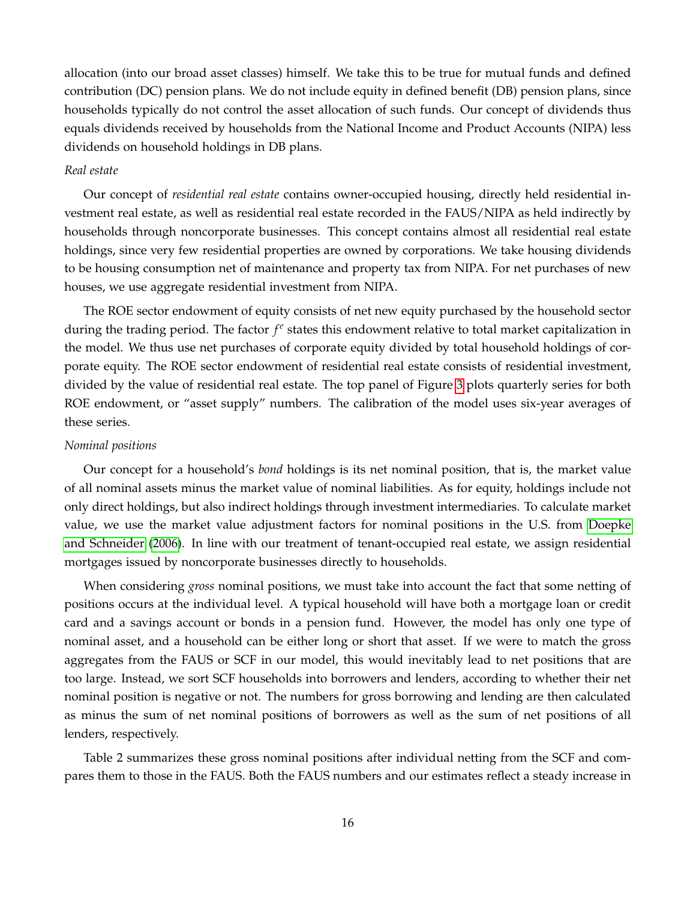allocation (into our broad asset classes) himself. We take this to be true for mutual funds and defined contribution (DC) pension plans. We do not include equity in defined benefit (DB) pension plans, since households typically do not control the asset allocation of such funds. Our concept of dividends thus equals dividends received by households from the National Income and Product Accounts (NIPA) less dividends on household holdings in DB plans.

*Real estate*

Our concept of *residential real estate* contains owner-occupied housing, directly held residential investment real estate, as well as residential real estate recorded in the FAUS/NIPA as held indirectly by households through noncorporate businesses. This concept contains almost all residential real estate holdings, since very few residential properties are owned by corporations. We take housing dividends to be housing consumption net of maintenance and property tax from NIPA. For net purchases of new houses, we use aggregate residential investment from NIPA.

The ROE sector endowment of equity consists of net new equity purchased by the household sector during the trading period. The factor $f^e$ states this endowment relative to total market capitalization in the model. We thus use net purchases of corporate equity divided by total household holdings of corporate equity. The ROE sector endowment of residential real estate consists of residential investment, divided by the value of residential real estate. The top panel of Figure 3 plots quarterly series for both ROE endowment, or "asset supply" numbers. The calibration of the model uses six-year averages of these series.

*Nominal positions*

Our concept for a household's *bond* holdings is its net nominal position, that is, the market value of all nominal assets minus the market value of nominal liabilities. As for equity, holdings include not only direct holdings, but also indirect holdings through investment intermediaries. To calculate market value, we use the market value adjustment factors for nominal positions in the U.S. from Doepke and Schneider (2006). In line with our treatment of tenant-occupied real estate, we assign residential mortgages issued by noncorporate businesses directly to households.

When considering *gross* nominal positions, we must take into account the fact that some netting of positions occurs at the individual level. A typical household will have both a mortgage loan or credit card and a savings account or bonds in a pension fund. However, the model has only one type of nominal asset, and a household can be either long or short that asset. If we were to match the gross aggregates from the FAUS or SCF in our model, this would inevitably lead to net positions that are too large. Instead, we sort SCF households into borrowers and lenders, according to whether their net nominal position is negative or not. The numbers for gross borrowing and lending are then calculated as minus the sum of net nominal positions of borrowers as well as the sum of net positions of all lenders, respectively.

Table 2 summarizes these gross nominal positions after individual netting from the SCF and compares them to those in the FAUS. Both the FAUS numbers and our estimates reflect a steady increase in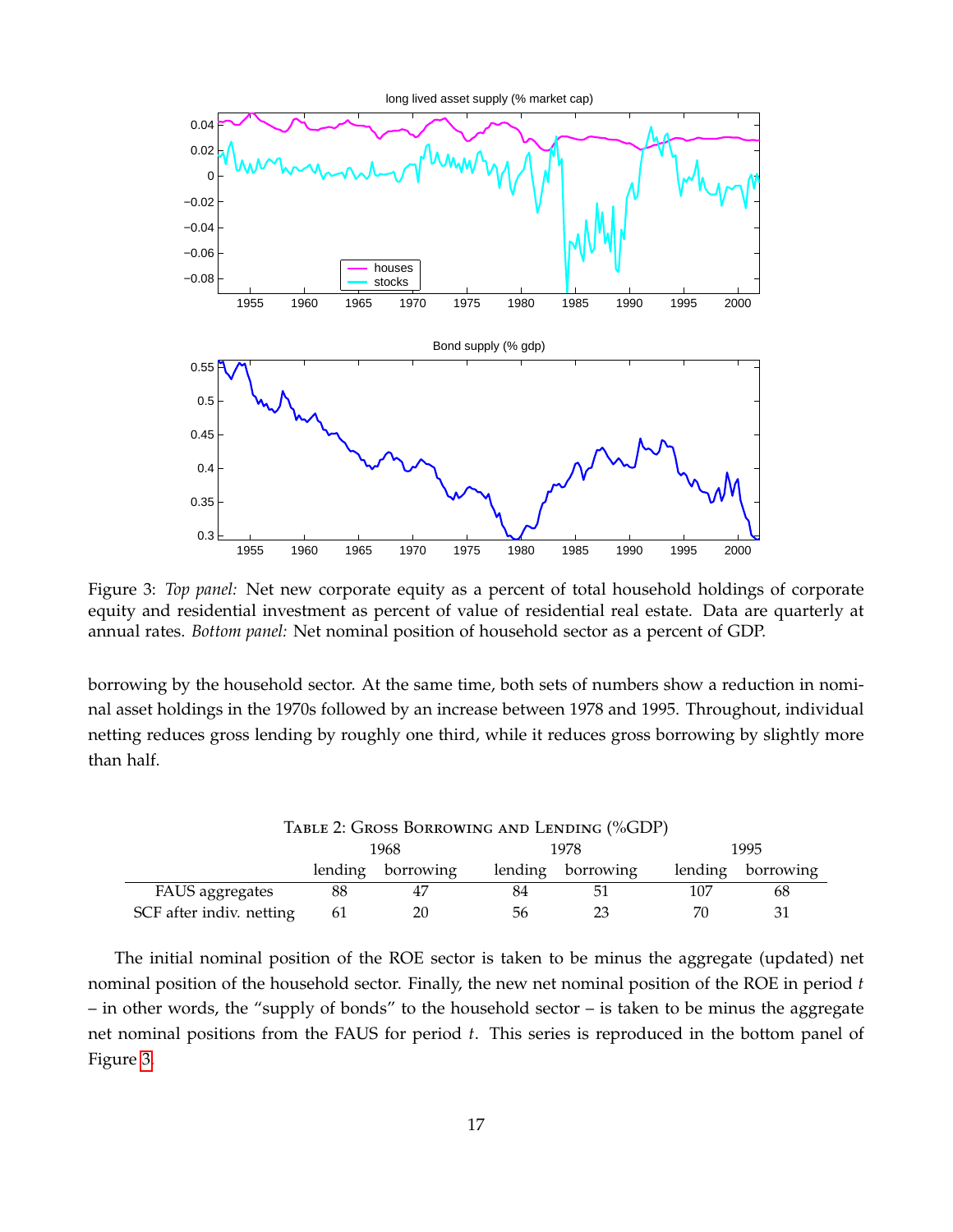Figure 3: *Top panel:* Net new corporate equity as a percent of total household holdings of corporate equity and residential investment as percent of value of residential real estate. Data are quarterly at annual rates. *Bottom panel:* Net nominal position of household sector as a percent of GDP.

borrowing by the household sector. At the same time, both sets of numbers show a reduction in nominal asset holdings in the 1970s followed by an increase between 1978 and 1995. Throughout, individual netting reduces gross lending by roughly one third, while it reduces gross borrowing by slightly more than half.

Table 2: Gross Borrowing and Lending (%GDP)

| | 1968 | | 1978 | | 1995 | |
|---|---|---|---|---|---|---|
| | lending | borrowing | lending | borrowing | lending | borrowing |
| FAUS aggregates | 88 | 47 | 84 | 51 | 107 | 68 |
| SCF after indiv. netting | 61 | 20 | 56 | 23 | 70 | 31 |

The initial nominal position of the ROE sector is taken to be minus the aggregate (updated) net nominal position of the household sector. Finally, the new net nominal position of the ROE in period $t$ – in other words, the "supply of bonds" to the household sector – is taken to be minus the aggregate net nominal positions from the FAUS for period $t$. This series is reproduced in the bottom panel of Figure 3.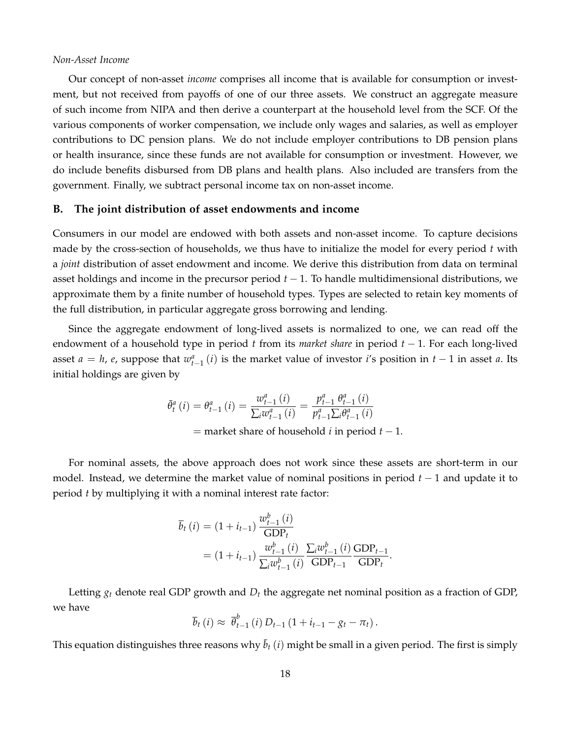*Non-Asset Income*

Our concept of non-asset *income* comprises all income that is available for consumption or investment, but not received from payoffs of one of our three assets. We construct an aggregate measure of such income from NIPA and then derive a counterpart at the household level from the SCF. Of the various components of worker compensation, we include only wages and salaries, as well as employer contributions to DC pension plans. We do not include employer contributions to DB pension plans or health insurance, since these funds are not available for consumption or investment. However, we do include benefits disbursed from DB plans and health plans. Also included are transfers from the government. Finally, we subtract personal income tax on non-asset income.

## B. The joint distribution of asset endowments and income

Consumers in our model are endowed with both assets and non-asset income. To capture decisions made by the cross-section of households, we thus have to initialize the model for every period $t$ with a *joint* distribution of asset endowment and income. We derive this distribution from data on terminal asset holdings and income in the precursor period $t-1$. To handle multidimensional distributions, we approximate them by a finite number of household types. Types are selected to retain key moments of the full distribution, in particular aggregate gross borrowing and lending.

Since the aggregate endowment of long-lived assets is normalized to one, we can read off the endowment of a household type in period $t$ from its *market share* in period $t-1$. For each long-lived asset $a = h, e$, suppose that $w_{t-1}^{a}(i)$ is the market value of investor $i$'s position in $t-1$ in asset $a$. Its initial holdings are given by

$$\begin{aligned}\bar{\theta}_{t}^{a}(i) = \theta_{t-1}^{a}(i) = \frac{w_{t-1}^{a}(i)}{\sum_{i} w_{t-1}^{a}(i)} &= \frac{p_{t-1}^{a}\,\theta_{t-1}^{a}(i)}{p_{t-1}^{a}\sum_{i}\theta_{t-1}^{a}(i)} \\ &= \text{market share of household } i \text{ in period } t-1.\end{aligned}$$

For nominal assets, the above approach does not work since these assets are short-term in our model. Instead, we determine the market value of nominal positions in period $t-1$ and update it to period $t$ by multiplying it with a nominal interest rate factor:

$$\begin{aligned}\overline{b}_{t}(i) &= (1+i_{t-1})\,\frac{w_{t-1}^{b}(i)}{\text{GDP}_{t}} \\ &= (1+i_{t-1})\,\frac{w_{t-1}^{b}(i)}{\sum_{i} w_{t-1}^{b}(i)}\,\frac{\sum_{i} w_{t-1}^{b}(i)}{\text{GDP}_{t-1}}\,\frac{\text{GDP}_{t-1}}{\text{GDP}_{t}}.\end{aligned}$$

Letting $g_t$ denote real GDP growth and $D_t$ the aggregate net nominal position as a fraction of GDP, we have

$$\overline{b}_{t}(i) \approx \overline{\theta}_{t-1}^{b}(i)\, D_{t-1}\,(1 + i_{t-1} - g_{t} - \pi_{t}).$$

This equation distinguishes three reasons why $\bar{b}_{t}(i)$ might be small in a given period. The first is simply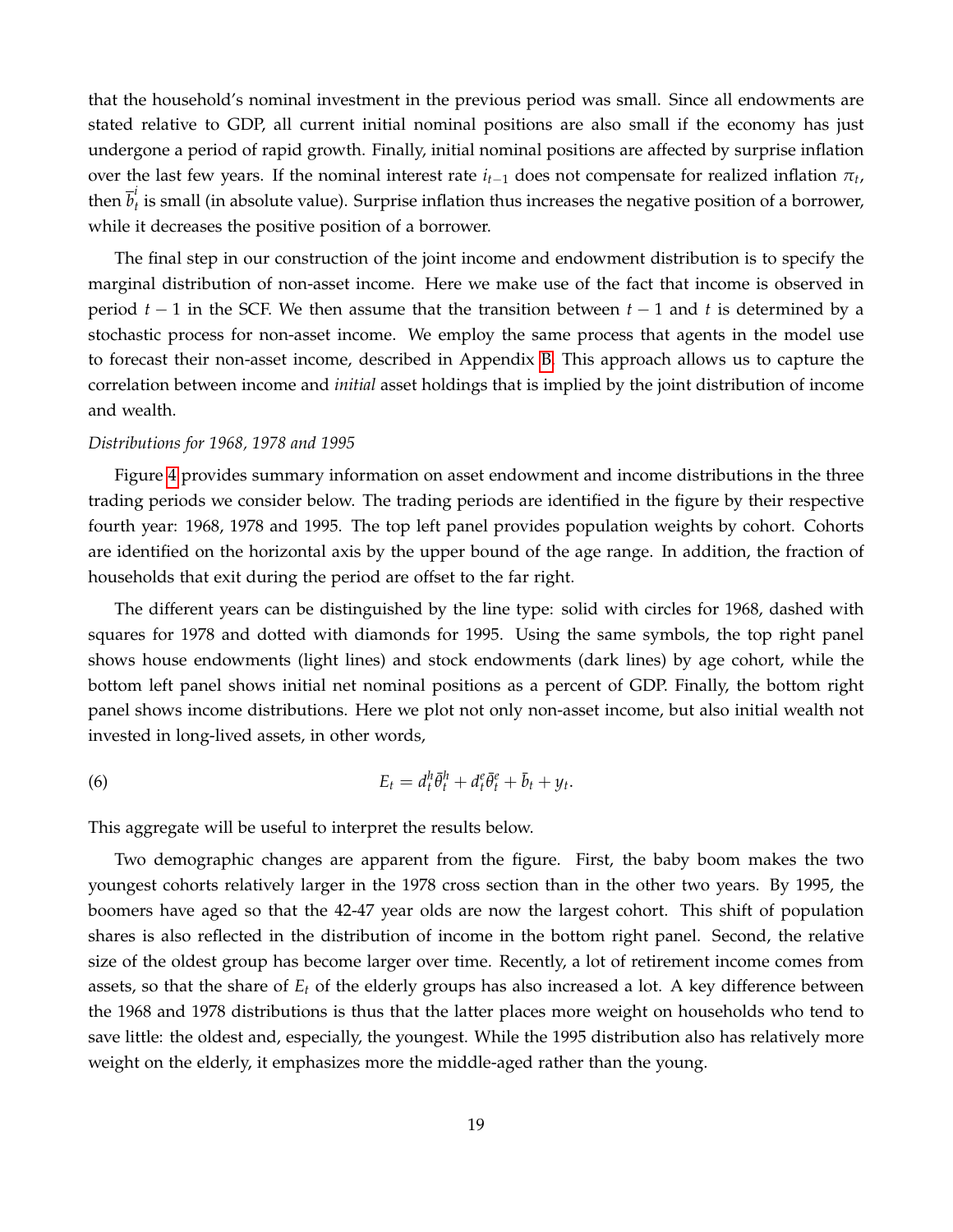that the household's nominal investment in the previous period was small. Since all endowments are stated relative to GDP, all current initial nominal positions are also small if the economy has just undergone a period of rapid growth. Finally, initial nominal positions are affected by surprise inflation over the last few years. If the nominal interest rate $i_{t-1}$ does not compensate for realized inflation $\pi_t$, then $\bar{b}_t^i$ is small (in absolute value). Surprise inflation thus increases the negative position of a borrower, while it decreases the positive position of a borrower.

The final step in our construction of the joint income and endowment distribution is to specify the marginal distribution of non-asset income. Here we make use of the fact that income is observed in period $t-1$ in the SCF. We then assume that the transition between $t-1$ and $t$ is determined by a stochastic process for non-asset income. We employ the same process that agents in the model use to forecast their non-asset income, described in Appendix B. This approach allows us to capture the correlation between income and *initial* asset holdings that is implied by the joint distribution of income and wealth.

*Distributions for 1968, 1978 and 1995*

Figure 4 provides summary information on asset endowment and income distributions in the three trading periods we consider below. The trading periods are identified in the figure by their respective fourth year: 1968, 1978 and 1995. The top left panel provides population weights by cohort. Cohorts are identified on the horizontal axis by the upper bound of the age range. In addition, the fraction of households that exit during the period are offset to the far right.

The different years can be distinguished by the line type: solid with circles for 1968, dashed with squares for 1978 and dotted with diamonds for 1995. Using the same symbols, the top right panel shows house endowments (light lines) and stock endowments (dark lines) by age cohort, while the bottom left panel shows initial net nominal positions as a percent of GDP. Finally, the bottom right panel shows income distributions. Here we plot not only non-asset income, but also initial wealth not invested in long-lived assets, in other words,

$$E_t = d_t^h \bar{\theta}_t^h + d_t^e \bar{\theta}_t^e + \bar{b}_t + y_t. \tag{6}$$

This aggregate will be useful to interpret the results below.

Two demographic changes are apparent from the figure. First, the baby boom makes the two youngest cohorts relatively larger in the 1978 cross section than in the other two years. By 1995, the boomers have aged so that the 42-47 year olds are now the largest cohort. This shift of population shares is also reflected in the distribution of income in the bottom right panel. Second, the relative size of the oldest group has become larger over time. Recently, a lot of retirement income comes from assets, so that the share of $E_t$ of the elderly groups has also increased a lot. A key difference between the 1968 and 1978 distributions is thus that the latter places more weight on households who tend to save little: the oldest and, especially, the youngest. While the 1995 distribution also has relatively more weight on the elderly, it emphasizes more the middle-aged rather than the young.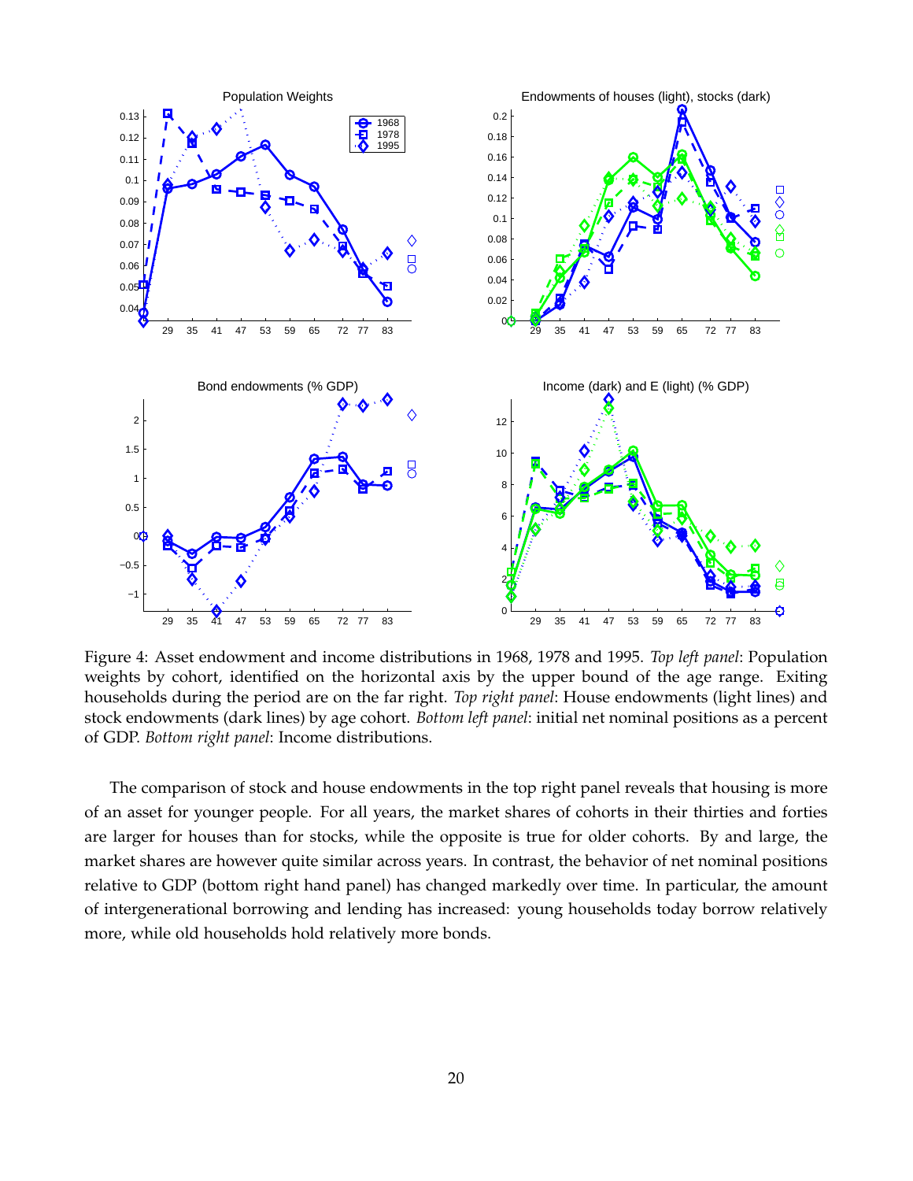Figure 4: Asset endowment and income distributions in 1968, 1978 and 1995. *Top left panel*: Population weights by cohort, identified on the horizontal axis by the upper bound of the age range. Exiting households during the period are on the far right. *Top right panel*: House endowments (light lines) and stock endowments (dark lines) by age cohort. *Bottom left panel*: initial net nominal positions as a percent of GDP. *Bottom right panel*: Income distributions.

The comparison of stock and house endowments in the top right panel reveals that housing is more of an asset for younger people. For all years, the market shares of cohorts in their thirties and forties are larger for houses than for stocks, while the opposite is true for older cohorts. By and large, the market shares are however quite similar across years. In contrast, the behavior of net nominal positions relative to GDP (bottom right hand panel) has changed markedly over time. In particular, the amount of intergenerational borrowing and lending has increased: young households today borrow relatively more, while old households hold relatively more bonds.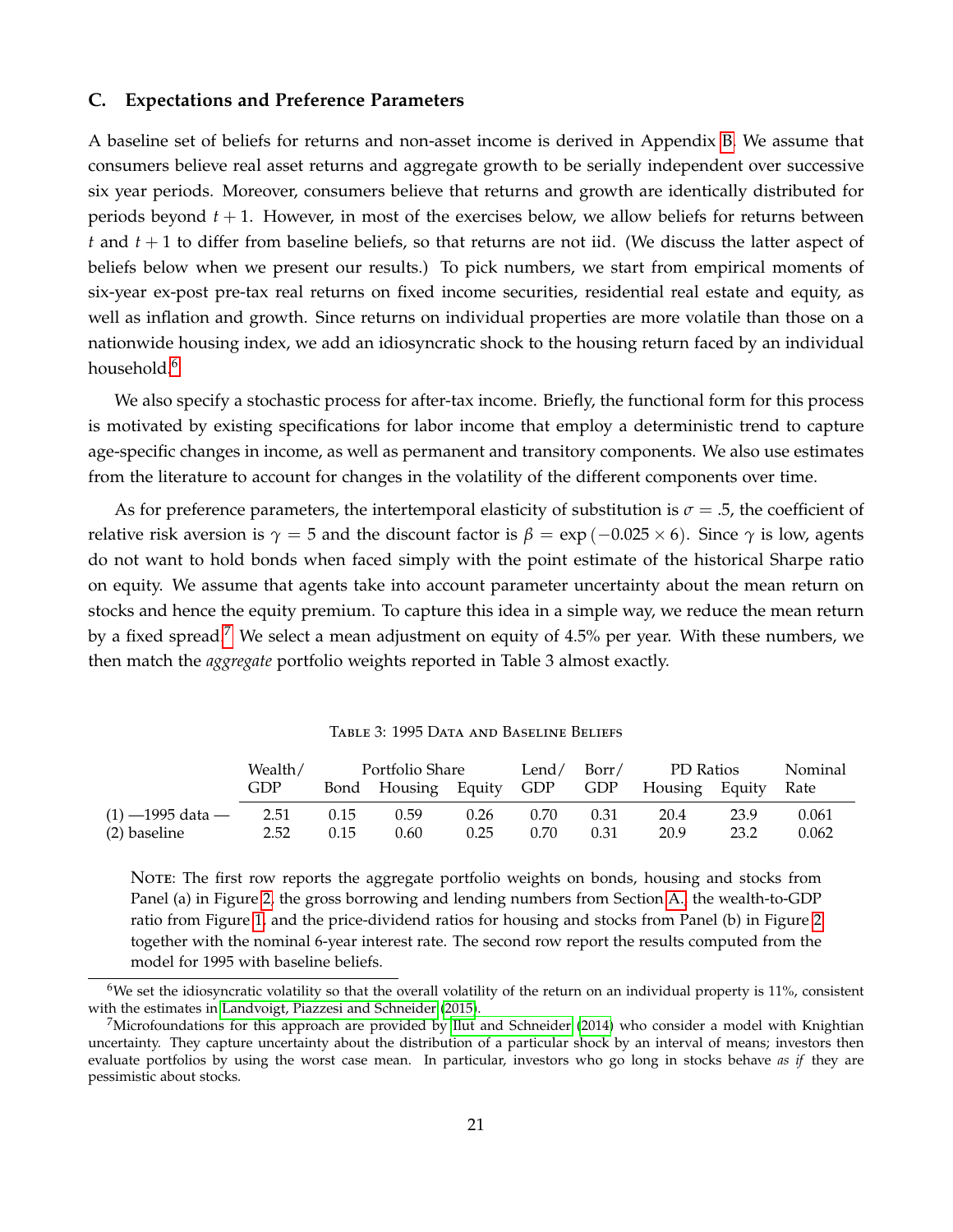### C. Expectations and Preference Parameters

A baseline set of beliefs for returns and non-asset income is derived in Appendix B. We assume that consumers believe real asset returns and aggregate growth to be serially independent over successive six year periods. Moreover, consumers believe that returns and growth are identically distributed for periods beyond $t+1$. However, in most of the exercises below, we allow beliefs for returns between $t$ and $t+1$ to differ from baseline beliefs, so that returns are not iid. (We discuss the latter aspect of beliefs below when we present our results.) To pick numbers, we start from empirical moments of six-year ex-post pre-tax real returns on fixed income securities, residential real estate and equity, as well as inflation and growth. Since returns on individual properties are more volatile than those on a nationwide housing index, we add an idiosyncratic shock to the housing return faced by an individual household.[6]

We also specify a stochastic process for after-tax income. Briefly, the functional form for this process is motivated by existing specifications for labor income that employ a deterministic trend to capture age-specific changes in income, as well as permanent and transitory components. We also use estimates from the literature to account for changes in the volatility of the different components over time.

As for preference parameters, the intertemporal elasticity of substitution is $\sigma = .5$, the coefficient of relative risk aversion is $\gamma = 5$ and the discount factor is $\beta = \exp(-0.025 \times 6)$. Since $\gamma$ is low, agents do not want to hold bonds when faced simply with the point estimate of the historical Sharpe ratio on equity. We assume that agents take into account parameter uncertainty about the mean return on stocks and hence the equity premium. To capture this idea in a simple way, we reduce the mean return by a fixed spread.[7] We select a mean adjustment on equity of 4.5% per year. With these numbers, we then match the *aggregate* portfolio weights reported in Table 3 almost exactly.

Table 3: 1995 Data and Baseline Beliefs

| | Wealth/ | Portfolio Share | | | Lend/ | Borr/ | PD Ratios | | Nominal |
|---|---|---|---|---|---|---|---|---|---|
| | GDP | Bond | Housing | Equity | GDP | GDP | Housing | Equity | Rate |
| (1) —1995 data — | 2.51 | 0.15 | 0.59 | 0.26 | 0.70 | 0.31 | 20.4 | 23.9 | 0.061 |
| (2) baseline | 2.52 | 0.15 | 0.60 | 0.25 | 0.70 | 0.31 | 20.9 | 23.2 | 0.062 |

Note: The first row reports the aggregate portfolio weights on bonds, housing and stocks from Panel (a) in Figure 2, the gross borrowing and lending numbers from Section A., the wealth-to-GDP ratio from Figure 1, and the price-dividend ratios for housing and stocks from Panel (b) in Figure 2 together with the nominal 6-year interest rate. The second row report the results computed from the model for 1995 with baseline beliefs.

[6] We set the idiosyncratic volatility so that the overall volatility of the return on an individual property is 11%, consistent with the estimates in Landvoigt, Piazzesi and Schneider (2015).

[7] Microfoundations for this approach are provided by Ilut and Schneider (2014) who consider a model with Knightian uncertainty. They capture uncertainty about the distribution of a particular shock by an interval of means; investors then evaluate portfolios by using the worst case mean. In particular, investors who go long in stocks behave *as if* they are pessimistic about stocks.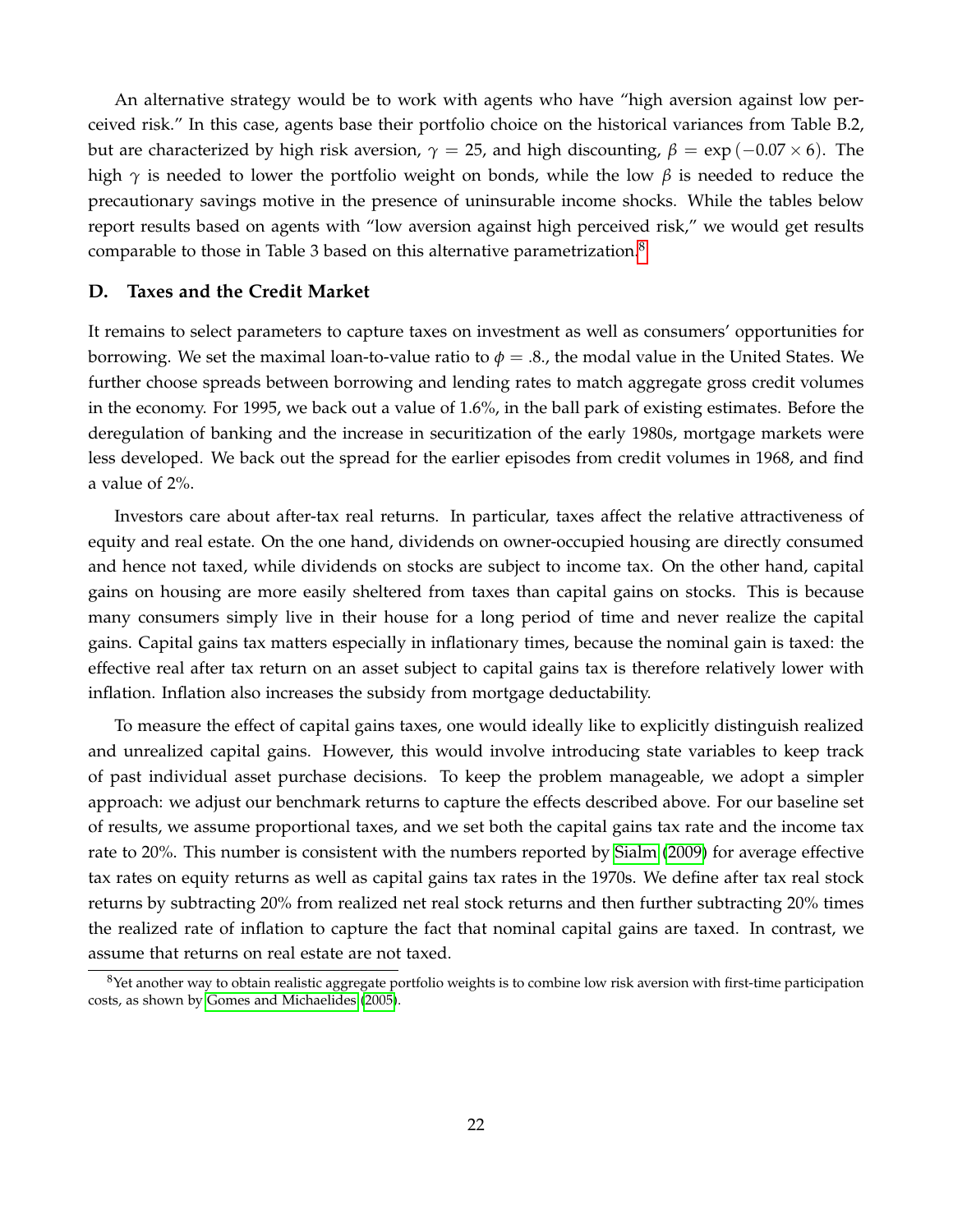An alternative strategy would be to work with agents who have "high aversion against low perceived risk." In this case, agents base their portfolio choice on the historical variances from Table B.2, but are characterized by high risk aversion, $\gamma = 25$, and high discounting, $\beta = \exp(-0.07 \times 6)$. The high $\gamma$ is needed to lower the portfolio weight on bonds, while the low $\beta$ is needed to reduce the precautionary savings motive in the presence of uninsurable income shocks. While the tables below report results based on agents with "low aversion against high perceived risk," we would get results comparable to those in Table 3 based on this alternative parametrization.[8]

### D. Taxes and the Credit Market

It remains to select parameters to capture taxes on investment as well as consumers' opportunities for borrowing. We set the maximal loan-to-value ratio to $\phi = .8$., the modal value in the United States. We further choose spreads between borrowing and lending rates to match aggregate gross credit volumes in the economy. For 1995, we back out a value of 1.6%, in the ball park of existing estimates. Before the deregulation of banking and the increase in securitization of the early 1980s, mortgage markets were less developed. We back out the spread for the earlier episodes from credit volumes in 1968, and find a value of 2%.

Investors care about after-tax real returns. In particular, taxes affect the relative attractiveness of equity and real estate. On the one hand, dividends on owner-occupied housing are directly consumed and hence not taxed, while dividends on stocks are subject to income tax. On the other hand, capital gains on housing are more easily sheltered from taxes than capital gains on stocks. This is because many consumers simply live in their house for a long period of time and never realize the capital gains. Capital gains tax matters especially in inflationary times, because the nominal gain is taxed: the effective real after tax return on an asset subject to capital gains tax is therefore relatively lower with inflation. Inflation also increases the subsidy from mortgage deductability.

To measure the effect of capital gains taxes, one would ideally like to explicitly distinguish realized and unrealized capital gains. However, this would involve introducing state variables to keep track of past individual asset purchase decisions. To keep the problem manageable, we adopt a simpler approach: we adjust our benchmark returns to capture the effects described above. For our baseline set of results, we assume proportional taxes, and we set both the capital gains tax rate and the income tax rate to 20%. This number is consistent with the numbers reported by Sialm (2009) for average effective tax rates on equity returns as well as capital gains tax rates in the 1970s. We define after tax real stock returns by subtracting 20% from realized net real stock returns and then further subtracting 20% times the realized rate of inflation to capture the fact that nominal capital gains are taxed. In contrast, we assume that returns on real estate are not taxed.

[8] Yet another way to obtain realistic aggregate portfolio weights is to combine low risk aversion with first-time participation costs, as shown by Gomes and Michaelides (2005).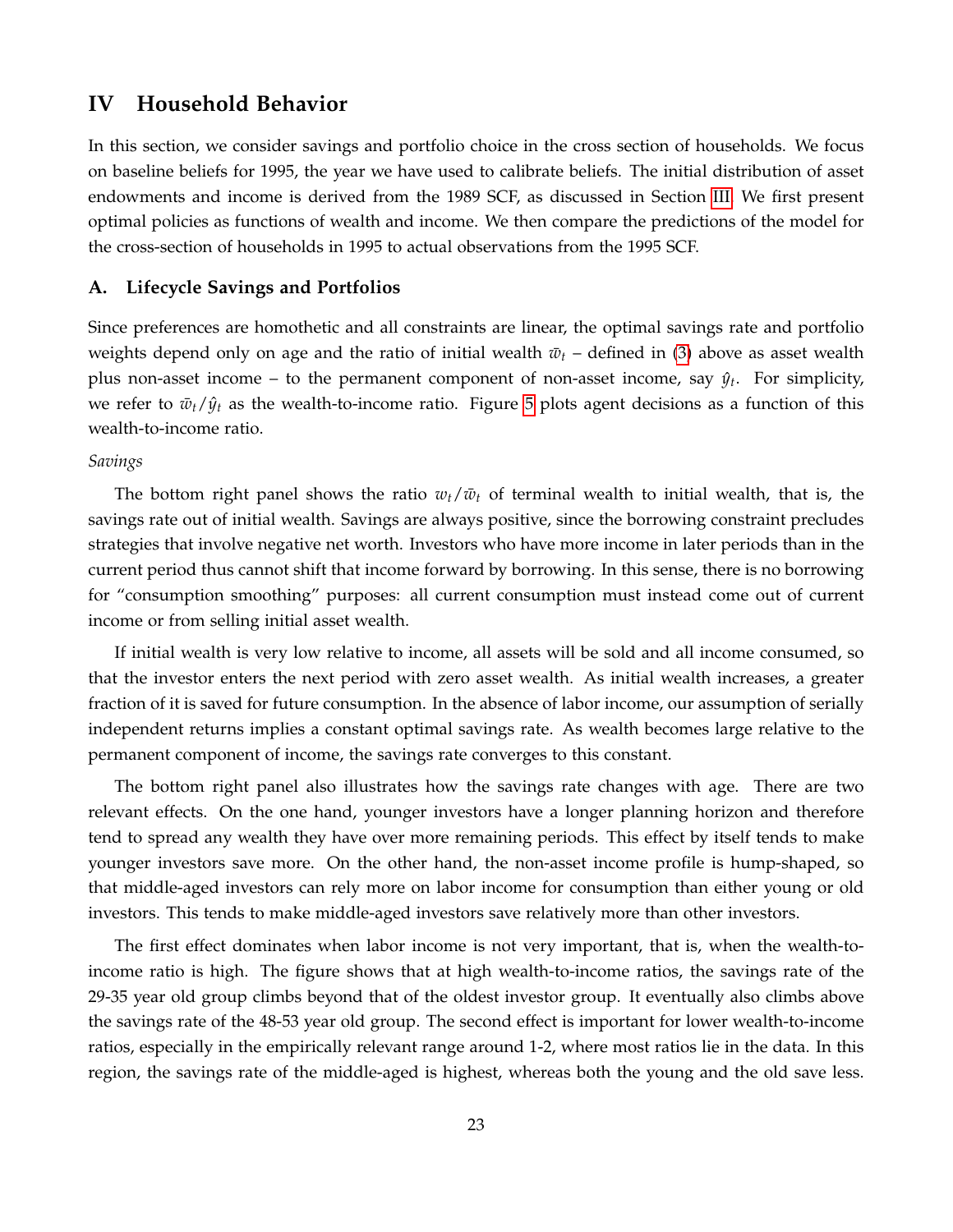# IV Household Behavior

In this section, we consider savings and portfolio choice in the cross section of households. We focus on baseline beliefs for 1995, the year we have used to calibrate beliefs. The initial distribution of asset endowments and income is derived from the 1989 SCF, as discussed in Section III. We first present optimal policies as functions of wealth and income. We then compare the predictions of the model for the cross-section of households in 1995 to actual observations from the 1995 SCF.

## A. Lifecycle Savings and Portfolios

Since preferences are homothetic and all constraints are linear, the optimal savings rate and portfolio weights depend only on age and the ratio of initial wealth $\bar{w}_t$ – defined in (3) above as asset wealth plus non-asset income – to the permanent component of non-asset income, say $\hat{y}_t$. For simplicity, we refer to $\bar{w}_t/\hat{y}_t$ as the wealth-to-income ratio. Figure 5 plots agent decisions as a function of this wealth-to-income ratio.

*Savings*

The bottom right panel shows the ratio $w_t/\bar{w}_t$ of terminal wealth to initial wealth, that is, the savings rate out of initial wealth. Savings are always positive, since the borrowing constraint precludes strategies that involve negative net worth. Investors who have more income in later periods than in the current period thus cannot shift that income forward by borrowing. In this sense, there is no borrowing for "consumption smoothing" purposes: all current consumption must instead come out of current income or from selling initial asset wealth.

If initial wealth is very low relative to income, all assets will be sold and all income consumed, so that the investor enters the next period with zero asset wealth. As initial wealth increases, a greater fraction of it is saved for future consumption. In the absence of labor income, our assumption of serially independent returns implies a constant optimal savings rate. As wealth becomes large relative to the permanent component of income, the savings rate converges to this constant.

The bottom right panel also illustrates how the savings rate changes with age. There are two relevant effects. On the one hand, younger investors have a longer planning horizon and therefore tend to spread any wealth they have over more remaining periods. This effect by itself tends to make younger investors save more. On the other hand, the non-asset income profile is hump-shaped, so that middle-aged investors can rely more on labor income for consumption than either young or old investors. This tends to make middle-aged investors save relatively more than other investors.

The first effect dominates when labor income is not very important, that is, when the wealth-to-income ratio is high. The figure shows that at high wealth-to-income ratios, the savings rate of the 29-35 year old group climbs beyond that of the oldest investor group. It eventually also climbs above the savings rate of the 48-53 year old group. The second effect is important for lower wealth-to-income ratios, especially in the empirically relevant range around 1-2, where most ratios lie in the data. In this region, the savings rate of the middle-aged is highest, whereas both the young and the old save less.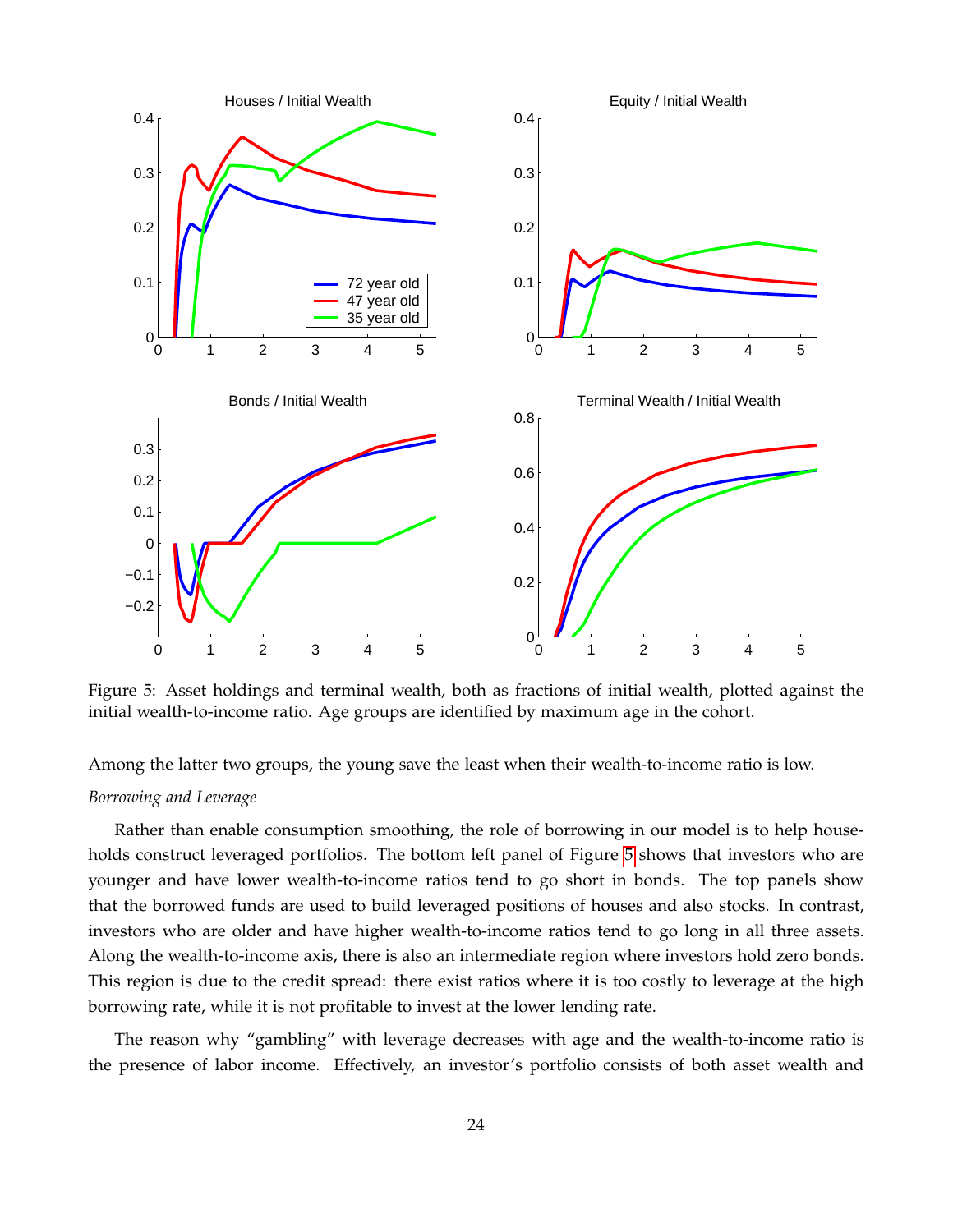Figure 5: Asset holdings and terminal wealth, both as fractions of initial wealth, plotted against the initial wealth-to-income ratio. Age groups are identified by maximum age in the cohort.

Among the latter two groups, the young save the least when their wealth-to-income ratio is low.

*Borrowing and Leverage*

Rather than enable consumption smoothing, the role of borrowing in our model is to help households construct leveraged portfolios. The bottom left panel of Figure 5 shows that investors who are younger and have lower wealth-to-income ratios tend to go short in bonds. The top panels show that the borrowed funds are used to build leveraged positions of houses and also stocks. In contrast, investors who are older and have higher wealth-to-income ratios tend to go long in all three assets. Along the wealth-to-income axis, there is also an intermediate region where investors hold zero bonds. This region is due to the credit spread: there exist ratios where it is too costly to leverage at the high borrowing rate, while it is not profitable to invest at the lower lending rate.

The reason why "gambling" with leverage decreases with age and the wealth-to-income ratio is the presence of labor income. Effectively, an investor's portfolio consists of both asset wealth and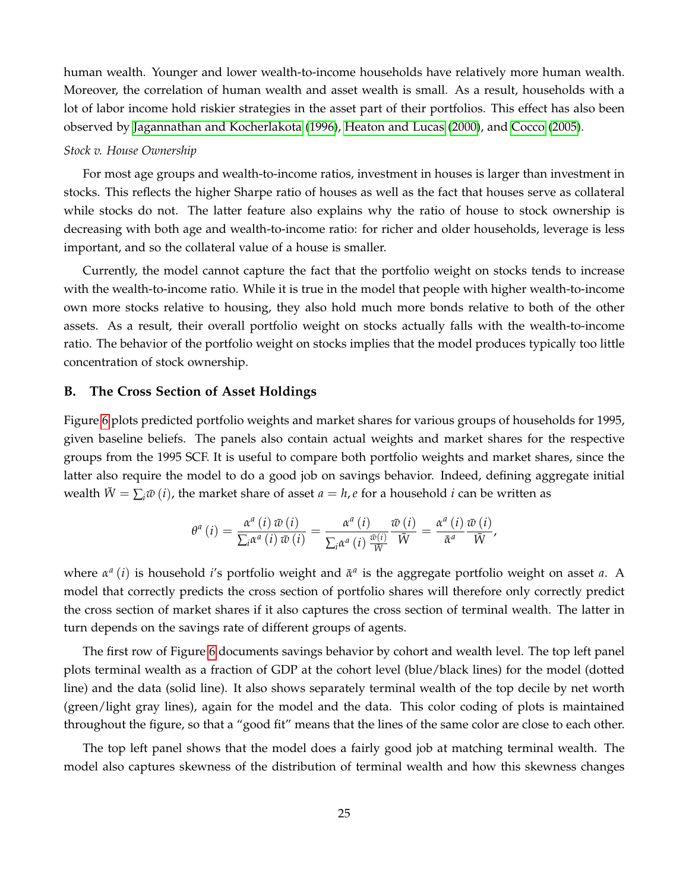human wealth. Younger and lower wealth-to-income households have relatively more human wealth. Moreover, the correlation of human wealth and asset wealth is small. As a result, households with a lot of labor income hold riskier strategies in the asset part of their portfolios. This effect has also been observed by Jagannathan and Kocherlakota (1996), Heaton and Lucas (2000), and Cocco (2005).

*Stock v. House Ownership*

For most age groups and wealth-to-income ratios, investment in houses is larger than investment in stocks. This reflects the higher Sharpe ratio of houses as well as the fact that houses serve as collateral while stocks do not. The latter feature also explains why the ratio of house to stock ownership is decreasing with both age and wealth-to-income ratio: for richer and older households, leverage is less important, and so the collateral value of a house is smaller.

Currently, the model cannot capture the fact that the portfolio weight on stocks tends to increase with the wealth-to-income ratio. While it is true in the model that people with higher wealth-to-income own more stocks relative to housing, they also hold much more bonds relative to both of the other assets. As a result, their overall portfolio weight on stocks actually falls with the wealth-to-income ratio. The behavior of the portfolio weight on stocks implies that the model produces typically too little concentration of stock ownership.

## B. The Cross Section of Asset Holdings

Figure 6 plots predicted portfolio weights and market shares for various groups of households for 1995, given baseline beliefs. The panels also contain actual weights and market shares for the respective groups from the 1995 SCF. It is useful to compare both portfolio weights and market shares, since the latter also require the model to do a good job on savings behavior. Indeed, defining aggregate initial wealth $\bar{W} = \sum_i \varpi(i)$, the market share of asset $a = h, e$ for a household $i$ can be written as

$$\theta^a(i) = \frac{\alpha^a(i)\,\varpi(i)}{\sum_i \alpha^a(i)\,\varpi(i)} = \frac{\alpha^a(i)}{\sum_i \alpha^a(i)\,\frac{\varpi(i)}{\bar{W}}}\frac{\varpi(i)}{\bar{W}} = \frac{\alpha^a(i)}{\bar{\alpha}^a}\frac{\varpi(i)}{\bar{W}},$$

where $\alpha^a(i)$ is household $i$'s portfolio weight and $\bar{\alpha}^a$ is the aggregate portfolio weight on asset $a$. A model that correctly predicts the cross section of portfolio shares will therefore only correctly predict the cross section of market shares if it also captures the cross section of terminal wealth. The latter in turn depends on the savings rate of different groups of agents.

The first row of Figure 6 documents savings behavior by cohort and wealth level. The top left panel plots terminal wealth as a fraction of GDP at the cohort level (blue/black lines) for the model (dotted line) and the data (solid line). It also shows separately terminal wealth of the top decile by net worth (green/light gray lines), again for the model and the data. This color coding of plots is maintained throughout the figure, so that a "good fit" means that the lines of the same color are close to each other.

The top left panel shows that the model does a fairly good job at matching terminal wealth. The model also captures skewness of the distribution of terminal wealth and how this skewness changes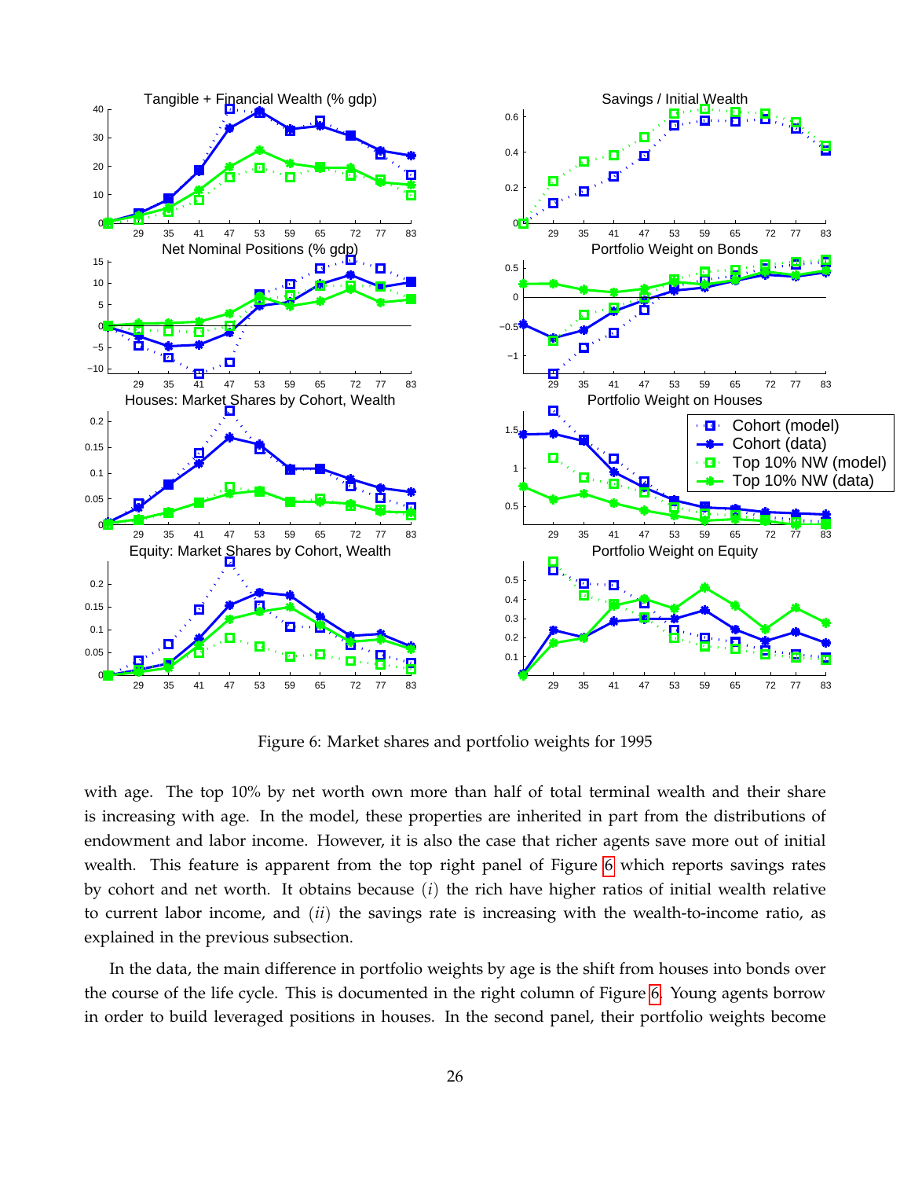Figure 6: Market shares and portfolio weights for 1995

with age. The top 10% by net worth own more than half of total terminal wealth and their share is increasing with age. In the model, these properties are inherited in part from the distributions of endowment and labor income. However, it is also the case that richer agents save more out of initial wealth. This feature is apparent from the top right panel of Figure 6 which reports savings rates by cohort and net worth. It obtains because (*i*) the rich have higher ratios of initial wealth relative to current labor income, and (*ii*) the savings rate is increasing with the wealth-to-income ratio, as explained in the previous subsection.

In the data, the main difference in portfolio weights by age is the shift from houses into bonds over the course of the life cycle. This is documented in the right column of Figure 6. Young agents borrow in order to build leveraged positions in houses. In the second panel, their portfolio weights become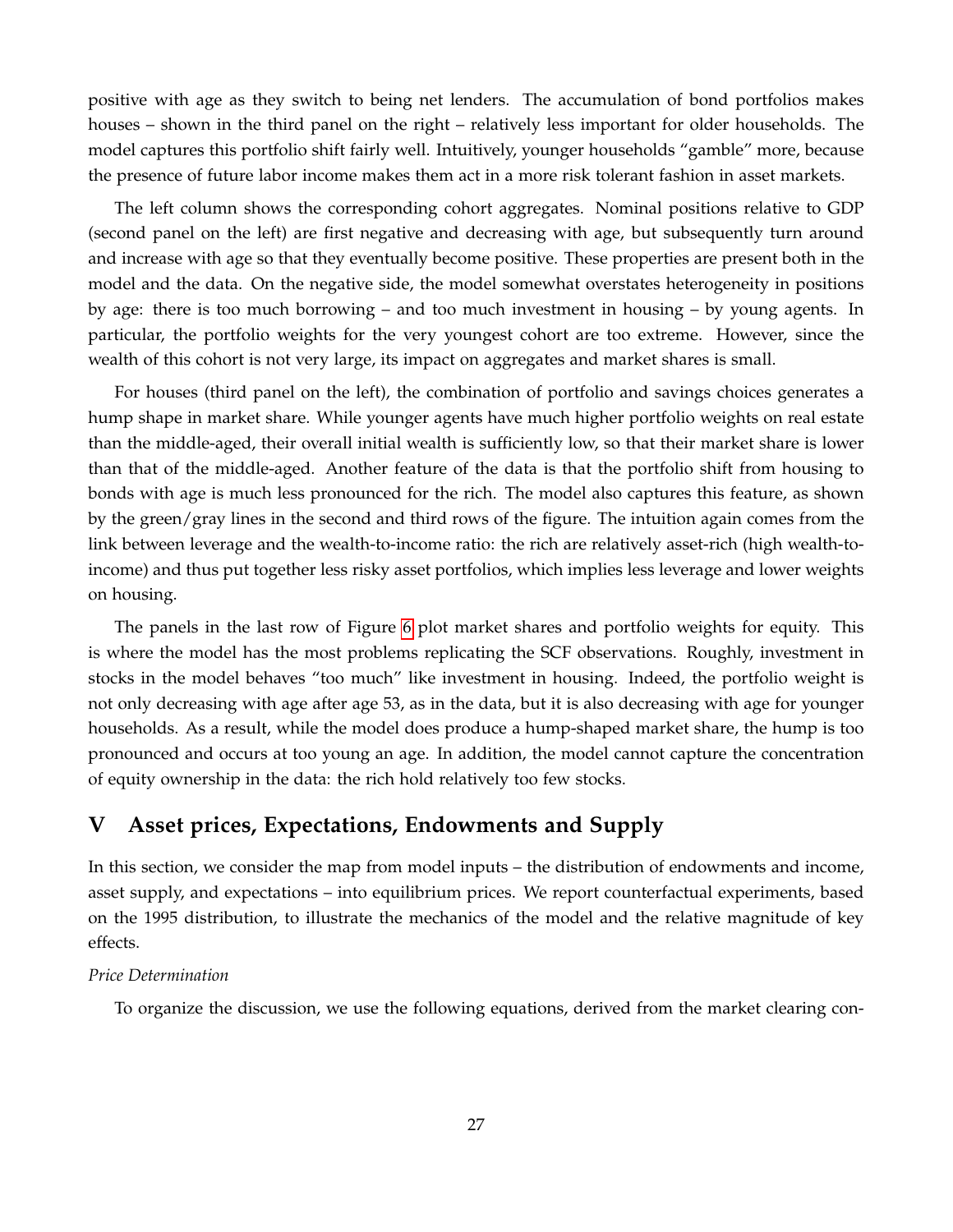positive with age as they switch to being net lenders. The accumulation of bond portfolios makes houses – shown in the third panel on the right – relatively less important for older households. The model captures this portfolio shift fairly well. Intuitively, younger households "gamble" more, because the presence of future labor income makes them act in a more risk tolerant fashion in asset markets.

The left column shows the corresponding cohort aggregates. Nominal positions relative to GDP (second panel on the left) are first negative and decreasing with age, but subsequently turn around and increase with age so that they eventually become positive. These properties are present both in the model and the data. On the negative side, the model somewhat overstates heterogeneity in positions by age: there is too much borrowing – and too much investment in housing – by young agents. In particular, the portfolio weights for the very youngest cohort are too extreme. However, since the wealth of this cohort is not very large, its impact on aggregates and market shares is small.

For houses (third panel on the left), the combination of portfolio and savings choices generates a hump shape in market share. While younger agents have much higher portfolio weights on real estate than the middle-aged, their overall initial wealth is sufficiently low, so that their market share is lower than that of the middle-aged. Another feature of the data is that the portfolio shift from housing to bonds with age is much less pronounced for the rich. The model also captures this feature, as shown by the green/gray lines in the second and third rows of the figure. The intuition again comes from the link between leverage and the wealth-to-income ratio: the rich are relatively asset-rich (high wealth-to-income) and thus put together less risky asset portfolios, which implies less leverage and lower weights on housing.

The panels in the last row of Figure 6 plot market shares and portfolio weights for equity. This is where the model has the most problems replicating the SCF observations. Roughly, investment in stocks in the model behaves "too much" like investment in housing. Indeed, the portfolio weight is not only decreasing with age after age 53, as in the data, but it is also decreasing with age for younger households. As a result, while the model does produce a hump-shaped market share, the hump is too pronounced and occurs at too young an age. In addition, the model cannot capture the concentration of equity ownership in the data: the rich hold relatively too few stocks.

# V Asset prices, Expectations, Endowments and Supply

In this section, we consider the map from model inputs – the distribution of endowments and income, asset supply, and expectations – into equilibrium prices. We report counterfactual experiments, based on the 1995 distribution, to illustrate the mechanics of the model and the relative magnitude of key effects.

*Price Determination*

To organize the discussion, we use the following equations, derived from the market clearing con-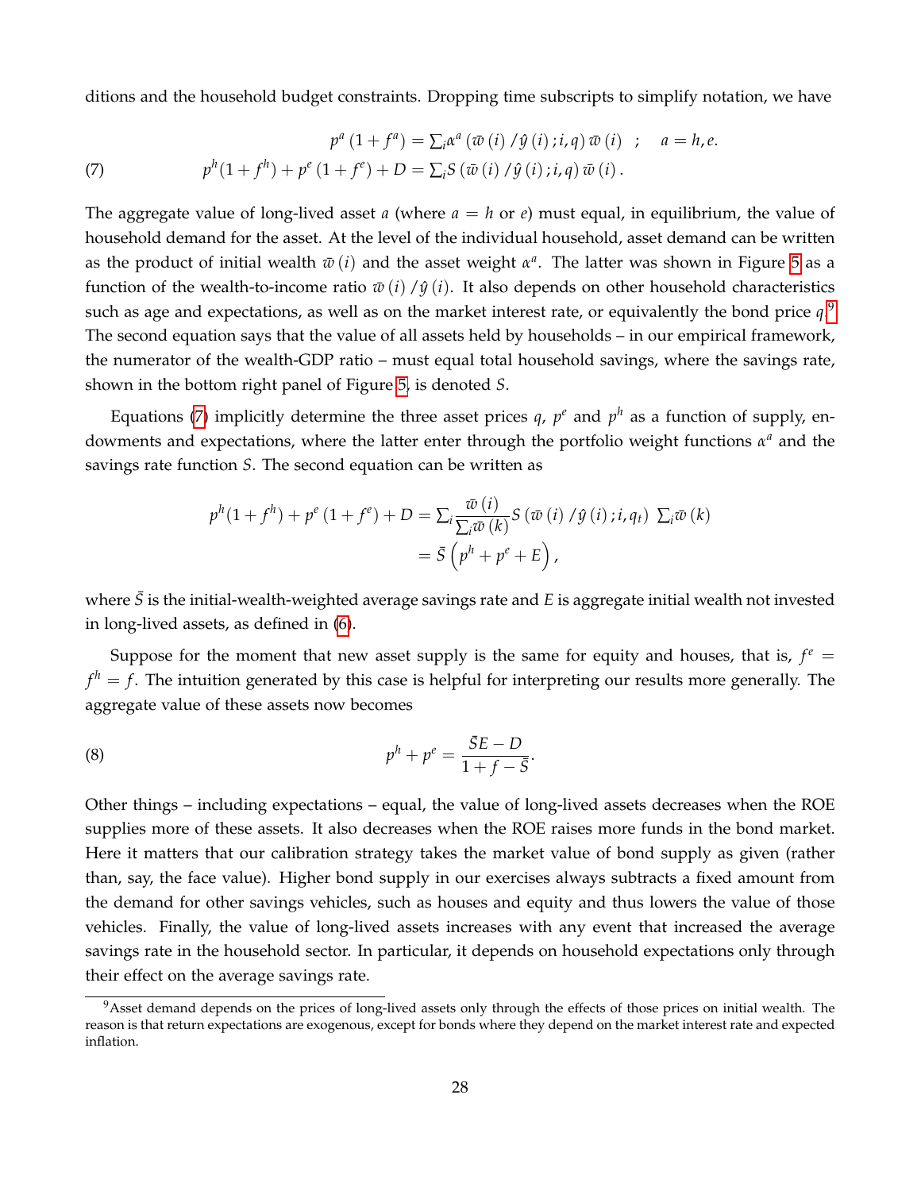ditions and the household budget constraints. Dropping time subscripts to simplify notation, we have

$$
\begin{aligned}
p^a\left(1+f^a\right) &= \textstyle\sum_i \alpha^a\left(\bar{w}\left(i\right)/\hat{y}\left(i\right);i,q\right)\bar{w}\left(i\right) \quad ; \quad a=h,e. \\
p^h(1+f^h)+p^e\left(1+f^e\right)+D &= \textstyle\sum_i S\left(\bar{w}\left(i\right)/\hat{y}\left(i\right);i,q\right)\bar{w}\left(i\right).
\end{aligned} \tag{7}
$$

The aggregate value of long-lived asset $a$ (where $a=h$ or $e$) must equal, in equilibrium, the value of household demand for the asset. At the level of the individual household, asset demand can be written as the product of initial wealth $\bar{w}(i)$ and the asset weight $\alpha^a$. The latter was shown in Figure 5 as a function of the wealth-to-income ratio $\bar{w}(i)/\hat{y}(i)$. It also depends on other household characteristics such as age and expectations, as well as on the market interest rate, or equivalently the bond price $q$.[9] The second equation says that the value of all assets held by households – in our empirical framework, the numerator of the wealth-GDP ratio – must equal total household savings, where the savings rate, shown in the bottom right panel of Figure 5, is denoted $S$.

Equations (7) implicitly determine the three asset prices $q$, $p^e$ and $p^h$ as a function of supply, endowments and expectations, where the latter enter through the portfolio weight functions $\alpha^a$ and the savings rate function $S$. The second equation can be written as

$$
\begin{aligned}
p^h(1+f^h)+p^e\left(1+f^e\right)+D &= \textstyle\sum_i \frac{\bar{w}\left(i\right)}{\sum_i \bar{w}\left(k\right)} S\left(\bar{w}\left(i\right)/\hat{y}\left(i\right);i,q_t\right)\ \sum_i \bar{w}\left(k\right) \\
&= \bar{S}\left(p^h+p^e+E\right),
\end{aligned}
$$

where $\bar{S}$ is the initial-wealth-weighted average savings rate and $E$ is aggregate initial wealth not invested in long-lived assets, as defined in (6).

Suppose for the moment that new asset supply is the same for equity and houses, that is, $f^e = f^h = f$. The intuition generated by this case is helpful for interpreting our results more generally. The aggregate value of these assets now becomes

$$
p^h+p^e=\frac{\bar{S}E-D}{1+f-\bar{S}}. \tag{8}
$$

Other things – including expectations – equal, the value of long-lived assets decreases when the ROE supplies more of these assets. It also decreases when the ROE raises more funds in the bond market. Here it matters that our calibration strategy takes the market value of bond supply as given (rather than, say, the face value). Higher bond supply in our exercises always subtracts a fixed amount from the demand for other savings vehicles, such as houses and equity and thus lowers the value of those vehicles. Finally, the value of long-lived assets increases with any event that increased the average savings rate in the household sector. In particular, it depends on household expectations only through their effect on the average savings rate.

[9] Asset demand depends on the prices of long-lived assets only through the effects of those prices on initial wealth. The reason is that return expectations are exogenous, except for bonds where they depend on the market interest rate and expected inflation.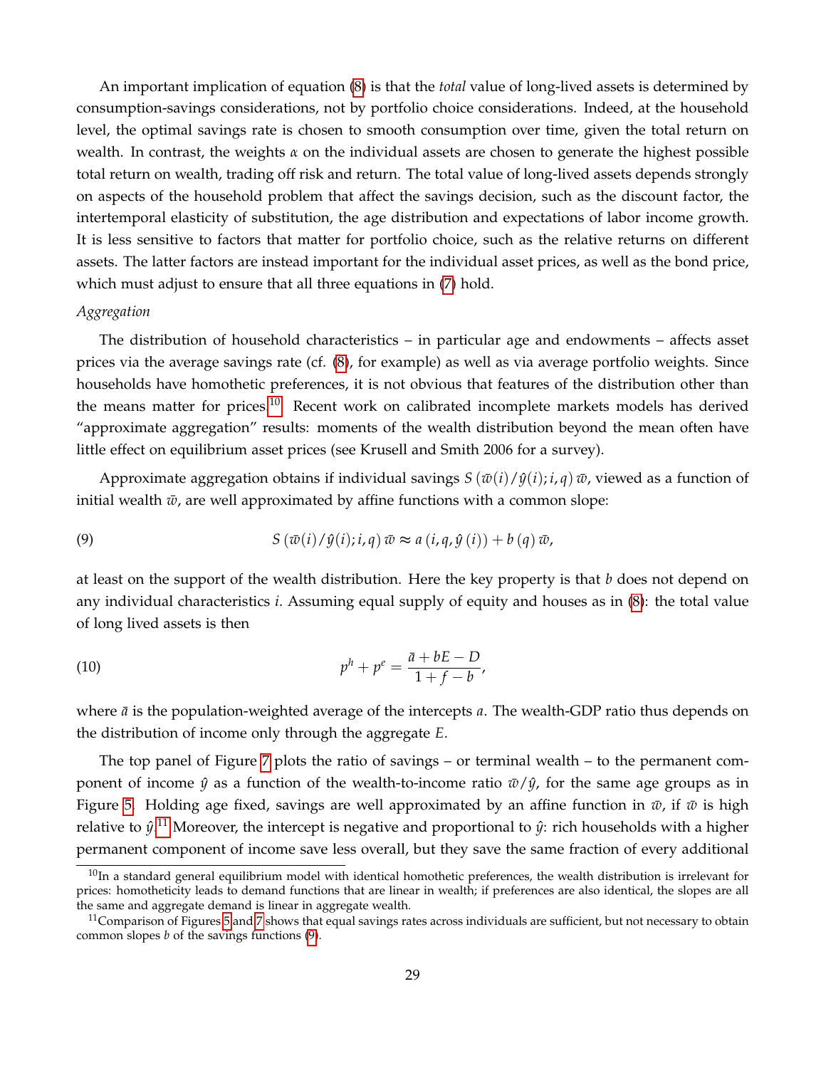An important implication of equation (8) is that the *total* value of long-lived assets is determined by consumption-savings considerations, not by portfolio choice considerations. Indeed, at the household level, the optimal savings rate is chosen to smooth consumption over time, given the total return on wealth. In contrast, the weights $\alpha$ on the individual assets are chosen to generate the highest possible total return on wealth, trading off risk and return. The total value of long-lived assets depends strongly on aspects of the household problem that affect the savings decision, such as the discount factor, the intertemporal elasticity of substitution, the age distribution and expectations of labor income growth. It is less sensitive to factors that matter for portfolio choice, such as the relative returns on different assets. The latter factors are instead important for the individual asset prices, as well as the bond price, which must adjust to ensure that all three equations in (7) hold.

*Aggregation*

The distribution of household characteristics – in particular age and endowments – affects asset prices via the average savings rate (cf. (8), for example) as well as via average portfolio weights. Since households have homothetic preferences, it is not obvious that features of the distribution other than the means matter for prices.[10] Recent work on calibrated incomplete markets models has derived "approximate aggregation" results: moments of the wealth distribution beyond the mean often have little effect on equilibrium asset prices (see Krusell and Smith 2006 for a survey).

Approximate aggregation obtains if individual savings $S(\bar{w}(i)/\hat{y}(i); i, q)\,\bar{w}$, viewed as a function of initial wealth $\bar{w}$, are well approximated by affine functions with a common slope:

$$S(\bar{w}(i)/\hat{y}(i); i, q)\,\bar{w} \approx a(i, q, \hat{y}(i)) + b(q)\,\bar{w}, \tag{9}$$

at least on the support of the wealth distribution. Here the key property is that $b$ does not depend on any individual characteristics $i$. Assuming equal supply of equity and houses as in (8): the total value of long lived assets is then

$$p^h + p^e = \frac{\bar{a} + bE - D}{1 + f - b}, \tag{10}$$

where $\bar{a}$ is the population-weighted average of the intercepts $a$. The wealth-GDP ratio thus depends on the distribution of income only through the aggregate $E$.

The top panel of Figure 7 plots the ratio of savings – or terminal wealth – to the permanent component of income $\hat{y}$ as a function of the wealth-to-income ratio $\bar{w}/\hat{y}$, for the same age groups as in Figure 5. Holding age fixed, savings are well approximated by an affine function in $\bar{w}$, if $\bar{w}$ is high relative to $\hat{y}$.[11] Moreover, the intercept is negative and proportional to $\hat{y}$: rich households with a higher permanent component of income save less overall, but they save the same fraction of every additional

[10] In a standard general equilibrium model with identical homothetic preferences, the wealth distribution is irrelevant for prices: homotheticity leads to demand functions that are linear in wealth; if preferences are also identical, the slopes are all the same and aggregate demand is linear in aggregate wealth.

[11] Comparison of Figures 5 and 7 shows that equal savings rates across individuals are sufficient, but not necessary to obtain common slopes $b$ of the savings functions (9).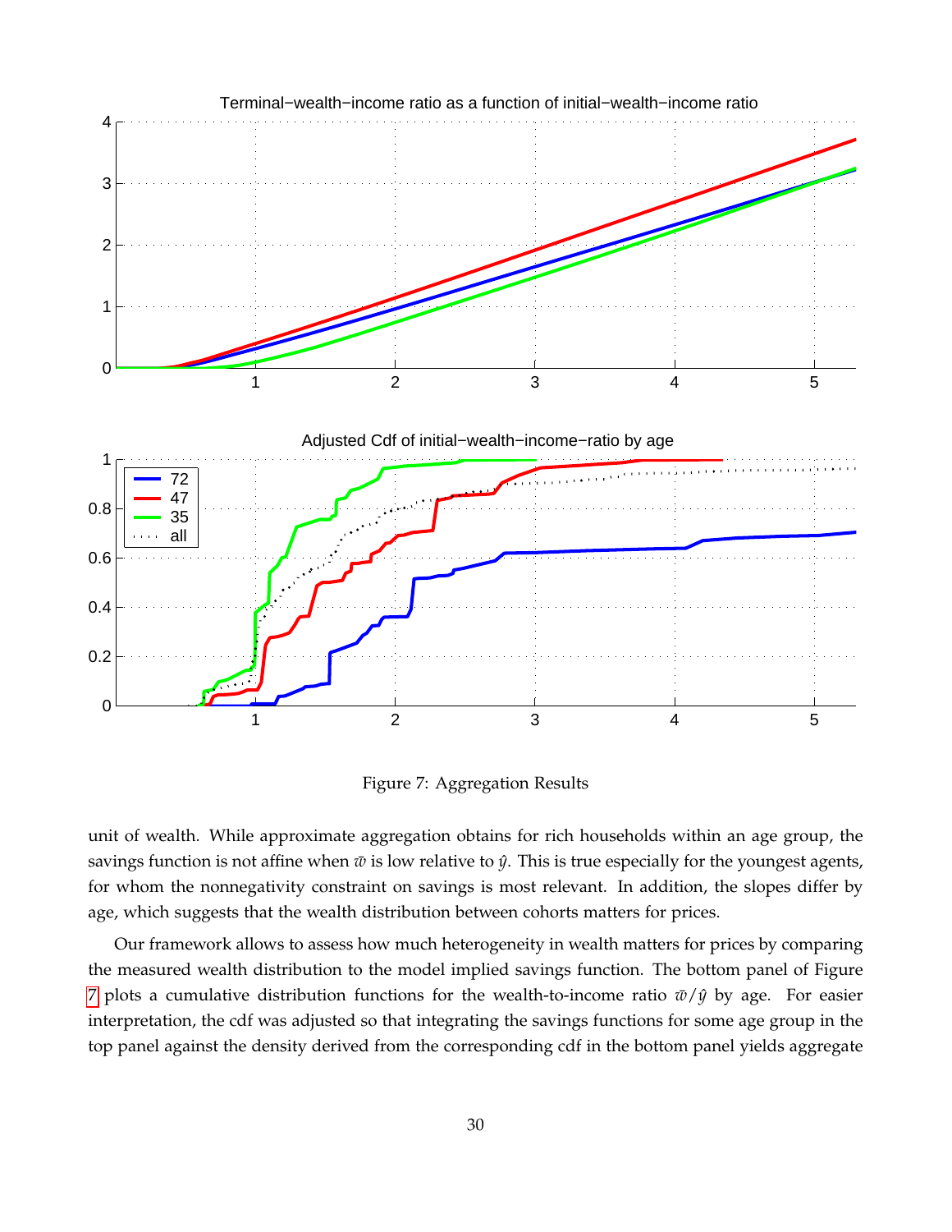Figure 7: Aggregation Results

unit of wealth. While approximate aggregation obtains for rich households within an age group, the savings function is not affine when $\bar{w}$ is low relative to $\hat{y}$. This is true especially for the youngest agents, for whom the nonnegativity constraint on savings is most relevant. In addition, the slopes differ by age, which suggests that the wealth distribution between cohorts matters for prices.

Our framework allows to assess how much heterogeneity in wealth matters for prices by comparing the measured wealth distribution to the model implied savings function. The bottom panel of Figure 7 plots a cumulative distribution functions for the wealth-to-income ratio $\bar{w}/\hat{y}$ by age. For easier interpretation, the cdf was adjusted so that integrating the savings functions for some age group in the top panel against the density derived from the corresponding cdf in the bottom panel yields aggregate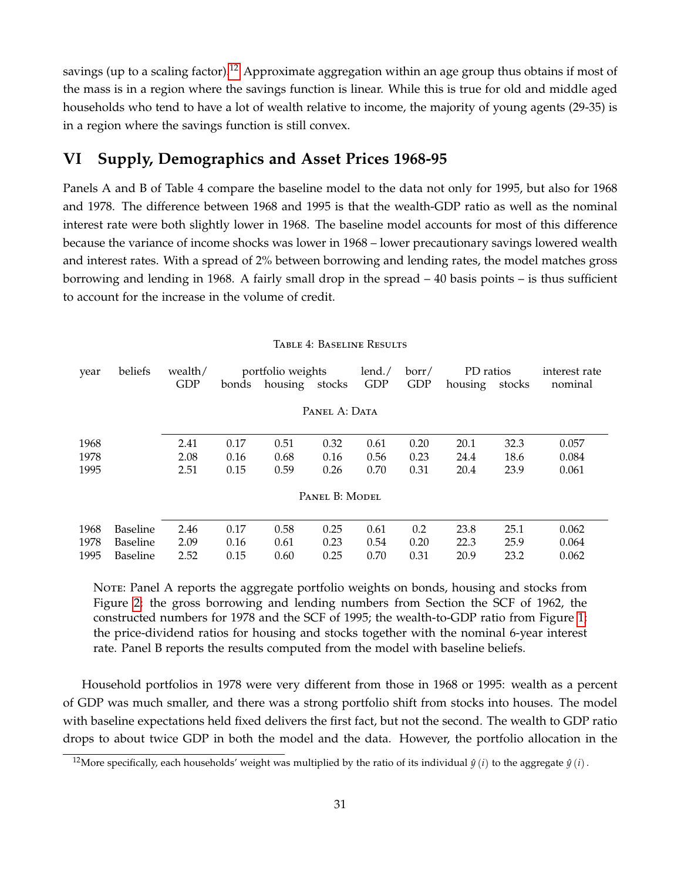savings (up to a scaling factor).[12] Approximate aggregation within an age group thus obtains if most of the mass is in a region where the savings function is linear. While this is true for old and middle aged households who tend to have a lot of wealth relative to income, the majority of young agents (29-35) is in a region where the savings function is still convex.

# VI Supply, Demographics and Asset Prices 1968-95

Panels A and B of Table 4 compare the baseline model to the data not only for 1995, but also for 1968 and 1978. The difference between 1968 and 1995 is that the wealth-GDP ratio as well as the nominal interest rate were both slightly lower in 1968. The baseline model accounts for most of this difference because the variance of income shocks was lower in 1968 – lower precautionary savings lowered wealth and interest rates. With a spread of 2% between borrowing and lending rates, the model matches gross borrowing and lending in 1968. A fairly small drop in the spread – 40 basis points – is thus sufficient to account for the increase in the volume of credit.

Table 4: Baseline Results

| year | beliefs | wealth/ GDP | portfolio weights | | | lend./ GDP | borr/ GDP | PD ratios | | interest rate |
|---|---|---|---|---|---|---|---|---|---|---|
| | | | bonds | housing | stocks | | | housing | stocks | nominal |
| **Panel A: Data** | | | | | | | | | | |
| 1968 | | 2.41 | 0.17 | 0.51 | 0.32 | 0.61 | 0.20 | 20.1 | 32.3 | 0.057 |
| 1978 | | 2.08 | 0.16 | 0.68 | 0.16 | 0.56 | 0.23 | 24.4 | 18.6 | 0.084 |
| 1995 | | 2.51 | 0.15 | 0.59 | 0.26 | 0.70 | 0.31 | 20.4 | 23.9 | 0.061 |
| **Panel B: Model** | | | | | | | | | | |
| 1968 | Baseline | 2.46 | 0.17 | 0.58 | 0.25 | 0.61 | 0.2 | 23.8 | 25.1 | 0.062 |
| 1978 | Baseline | 2.09 | 0.16 | 0.61 | 0.23 | 0.54 | 0.20 | 22.3 | 25.9 | 0.064 |
| 1995 | Baseline | 2.52 | 0.15 | 0.60 | 0.25 | 0.70 | 0.31 | 20.9 | 23.2 | 0.062 |

Note: Panel A reports the aggregate portfolio weights on bonds, housing and stocks from Figure 2; the gross borrowing and lending numbers from Section the SCF of 1962, the constructed numbers for 1978 and the SCF of 1995; the wealth-to-GDP ratio from Figure 1; the price-dividend ratios for housing and stocks together with the nominal 6-year interest rate. Panel B reports the results computed from the model with baseline beliefs.

Household portfolios in 1978 were very different from those in 1968 or 1995: wealth as a percent of GDP was much smaller, and there was a strong portfolio shift from stocks into houses. The model with baseline expectations held fixed delivers the first fact, but not the second. The wealth to GDP ratio drops to about twice GDP in both the model and the data. However, the portfolio allocation in the

[12] More specifically, each households' weight was multiplied by the ratio of its individual $\hat{y}(i)$ to the aggregate $\hat{y}(i)$.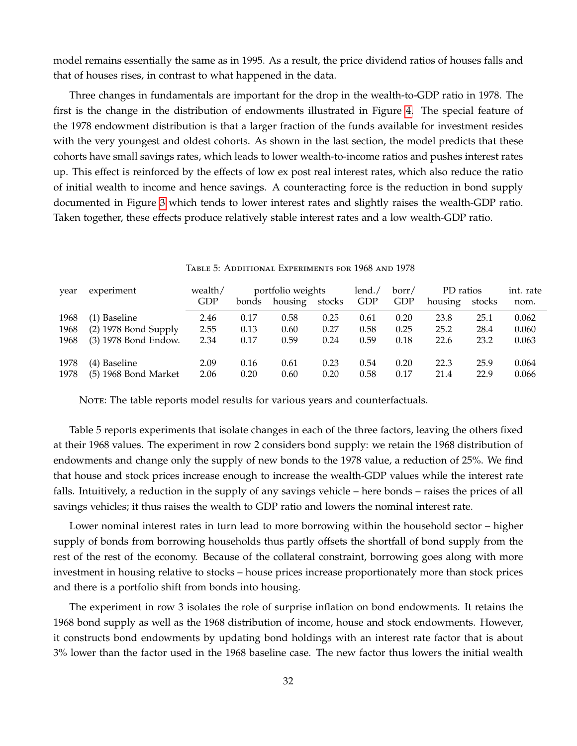model remains essentially the same as in 1995. As a result, the price dividend ratios of houses falls and that of houses rises, in contrast to what happened in the data.

Three changes in fundamentals are important for the drop in the wealth-to-GDP ratio in 1978. The first is the change in the distribution of endowments illustrated in Figure 4. The special feature of the 1978 endowment distribution is that a larger fraction of the funds available for investment resides with the very youngest and oldest cohorts. As shown in the last section, the model predicts that these cohorts have small savings rates, which leads to lower wealth-to-income ratios and pushes interest rates up. This effect is reinforced by the effects of low ex post real interest rates, which also reduce the ratio of initial wealth to income and hence savings. A counteracting force is the reduction in bond supply documented in Figure 3 which tends to lower interest rates and slightly raises the wealth-GDP ratio. Taken together, these effects produce relatively stable interest rates and a low wealth-GDP ratio.

Table 5: Additional Experiments for 1968 and 1978

| year | experiment | wealth/ GDP | portfolio weights | | | lend./ GDP | borr/ GDP | PD ratios | | int. rate nom. |
|---|---|---|---|---|---|---|---|---|---|---|
| | | | bonds | housing | stocks | | | housing | stocks | |
| 1968 | (1) Baseline | 2.46 | 0.17 | 0.58 | 0.25 | 0.61 | 0.20 | 23.8 | 25.1 | 0.062 |
| 1968 | (2) 1978 Bond Supply | 2.55 | 0.13 | 0.60 | 0.27 | 0.58 | 0.25 | 25.2 | 28.4 | 0.060 |
| 1968 | (3) 1978 Bond Endow. | 2.34 | 0.17 | 0.59 | 0.24 | 0.59 | 0.18 | 22.6 | 23.2 | 0.063 |
| 1978 | (4) Baseline | 2.09 | 0.16 | 0.61 | 0.23 | 0.54 | 0.20 | 22.3 | 25.9 | 0.064 |
| 1978 | (5) 1968 Bond Market | 2.06 | 0.20 | 0.60 | 0.20 | 0.58 | 0.17 | 21.4 | 22.9 | 0.066 |

Note: The table reports model results for various years and counterfactuals.

Table 5 reports experiments that isolate changes in each of the three factors, leaving the others fixed at their 1968 values. The experiment in row 2 considers bond supply: we retain the 1968 distribution of endowments and change only the supply of new bonds to the 1978 value, a reduction of 25%. We find that house and stock prices increase enough to increase the wealth-GDP values while the interest rate falls. Intuitively, a reduction in the supply of any savings vehicle – here bonds – raises the prices of all savings vehicles; it thus raises the wealth to GDP ratio and lowers the nominal interest rate.

Lower nominal interest rates in turn lead to more borrowing within the household sector – higher supply of bonds from borrowing households thus partly offsets the shortfall of bond supply from the rest of the rest of the economy. Because of the collateral constraint, borrowing goes along with more investment in housing relative to stocks – house prices increase proportionately more than stock prices and there is a portfolio shift from bonds into housing.

The experiment in row 3 isolates the role of surprise inflation on bond endowments. It retains the 1968 bond supply as well as the 1968 distribution of income, house and stock endowments. However, it constructs bond endowments by updating bond holdings with an interest rate factor that is about 3% lower than the factor used in the 1968 baseline case. The new factor thus lowers the initial wealth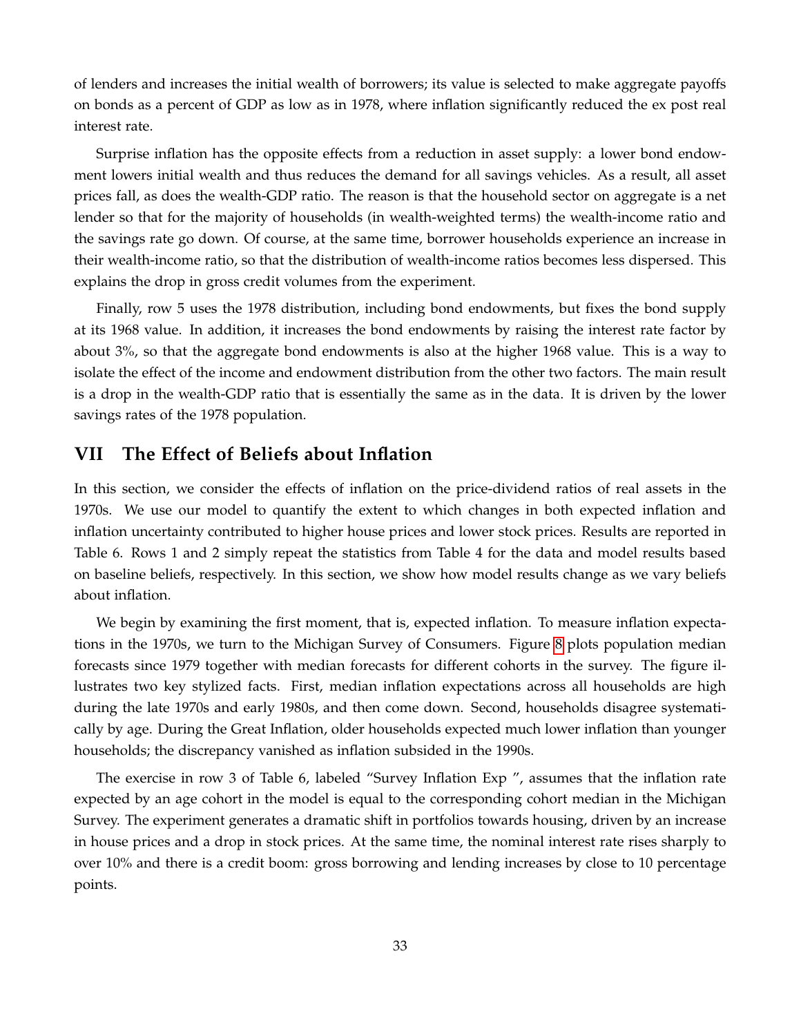of lenders and increases the initial wealth of borrowers; its value is selected to make aggregate payoffs on bonds as a percent of GDP as low as in 1978, where inflation significantly reduced the ex post real interest rate.

Surprise inflation has the opposite effects from a reduction in asset supply: a lower bond endowment lowers initial wealth and thus reduces the demand for all savings vehicles. As a result, all asset prices fall, as does the wealth-GDP ratio. The reason is that the household sector on aggregate is a net lender so that for the majority of households (in wealth-weighted terms) the wealth-income ratio and the savings rate go down. Of course, at the same time, borrower households experience an increase in their wealth-income ratio, so that the distribution of wealth-income ratios becomes less dispersed. This explains the drop in gross credit volumes from the experiment.

Finally, row 5 uses the 1978 distribution, including bond endowments, but fixes the bond supply at its 1968 value. In addition, it increases the bond endowments by raising the interest rate factor by about 3%, so that the aggregate bond endowments is also at the higher 1968 value. This is a way to isolate the effect of the income and endowment distribution from the other two factors. The main result is a drop in the wealth-GDP ratio that is essentially the same as in the data. It is driven by the lower savings rates of the 1978 population.

## VII The Effect of Beliefs about Inflation

In this section, we consider the effects of inflation on the price-dividend ratios of real assets in the 1970s. We use our model to quantify the extent to which changes in both expected inflation and inflation uncertainty contributed to higher house prices and lower stock prices. Results are reported in Table 6. Rows 1 and 2 simply repeat the statistics from Table 4 for the data and model results based on baseline beliefs, respectively. In this section, we show how model results change as we vary beliefs about inflation.

We begin by examining the first moment, that is, expected inflation. To measure inflation expectations in the 1970s, we turn to the Michigan Survey of Consumers. Figure 8 plots population median forecasts since 1979 together with median forecasts for different cohorts in the survey. The figure illustrates two key stylized facts. First, median inflation expectations across all households are high during the late 1970s and early 1980s, and then come down. Second, households disagree systematically by age. During the Great Inflation, older households expected much lower inflation than younger households; the discrepancy vanished as inflation subsided in the 1990s.

The exercise in row 3 of Table 6, labeled "Survey Inflation Exp ", assumes that the inflation rate expected by an age cohort in the model is equal to the corresponding cohort median in the Michigan Survey. The experiment generates a dramatic shift in portfolios towards housing, driven by an increase in house prices and a drop in stock prices. At the same time, the nominal interest rate rises sharply to over 10% and there is a credit boom: gross borrowing and lending increases by close to 10 percentage points.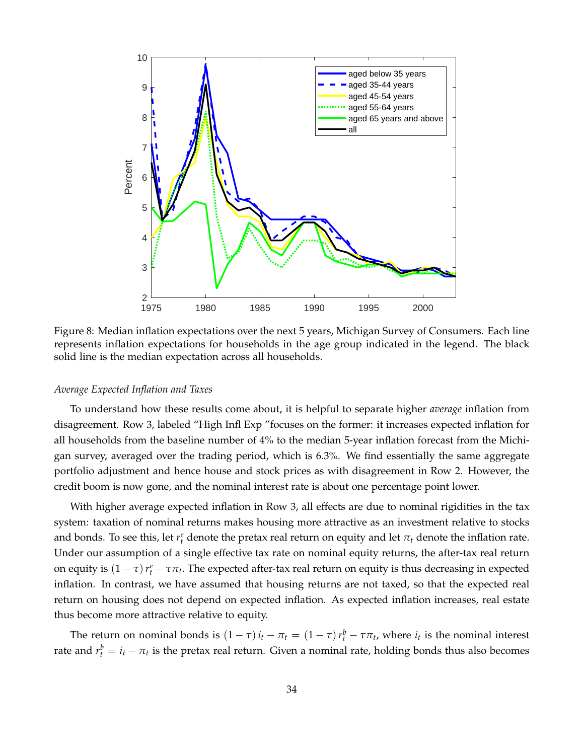Figure 8: Median inflation expectations over the next 5 years, Michigan Survey of Consumers. Each line represents inflation expectations for households in the age group indicated in the legend. The black solid line is the median expectation across all households.

*Average Expected Inflation and Taxes*

To understand how these results come about, it is helpful to separate higher *average* inflation from disagreement. Row 3, labeled "High Infl Exp "focuses on the former: it increases expected inflation for all households from the baseline number of 4% to the median 5-year inflation forecast from the Michigan survey, averaged over the trading period, which is 6.3%. We find essentially the same aggregate portfolio adjustment and hence house and stock prices as with disagreement in Row 2. However, the credit boom is now gone, and the nominal interest rate is about one percentage point lower.

With higher average expected inflation in Row 3, all effects are due to nominal rigidities in the tax system: taxation of nominal returns makes housing more attractive as an investment relative to stocks and bonds. To see this, let $r_t^e$ denote the pretax real return on equity and let $\pi_t$ denote the inflation rate. Under our assumption of a single effective tax rate on nominal equity returns, the after-tax real return on equity is $(1-\tau)\, r_t^e - \tau\pi_t$. The expected after-tax real return on equity is thus decreasing in expected inflation. In contrast, we have assumed that housing returns are not taxed, so that the expected real return on housing does not depend on expected inflation. As expected inflation increases, real estate thus become more attractive relative to equity.

The return on nominal bonds is $(1-\tau)\, i_t - \pi_t = (1-\tau)\, r_t^b - \tau\pi_t$, where $i_t$ is the nominal interest rate and $r_t^b = i_t - \pi_t$ is the pretax real return. Given a nominal rate, holding bonds thus also becomes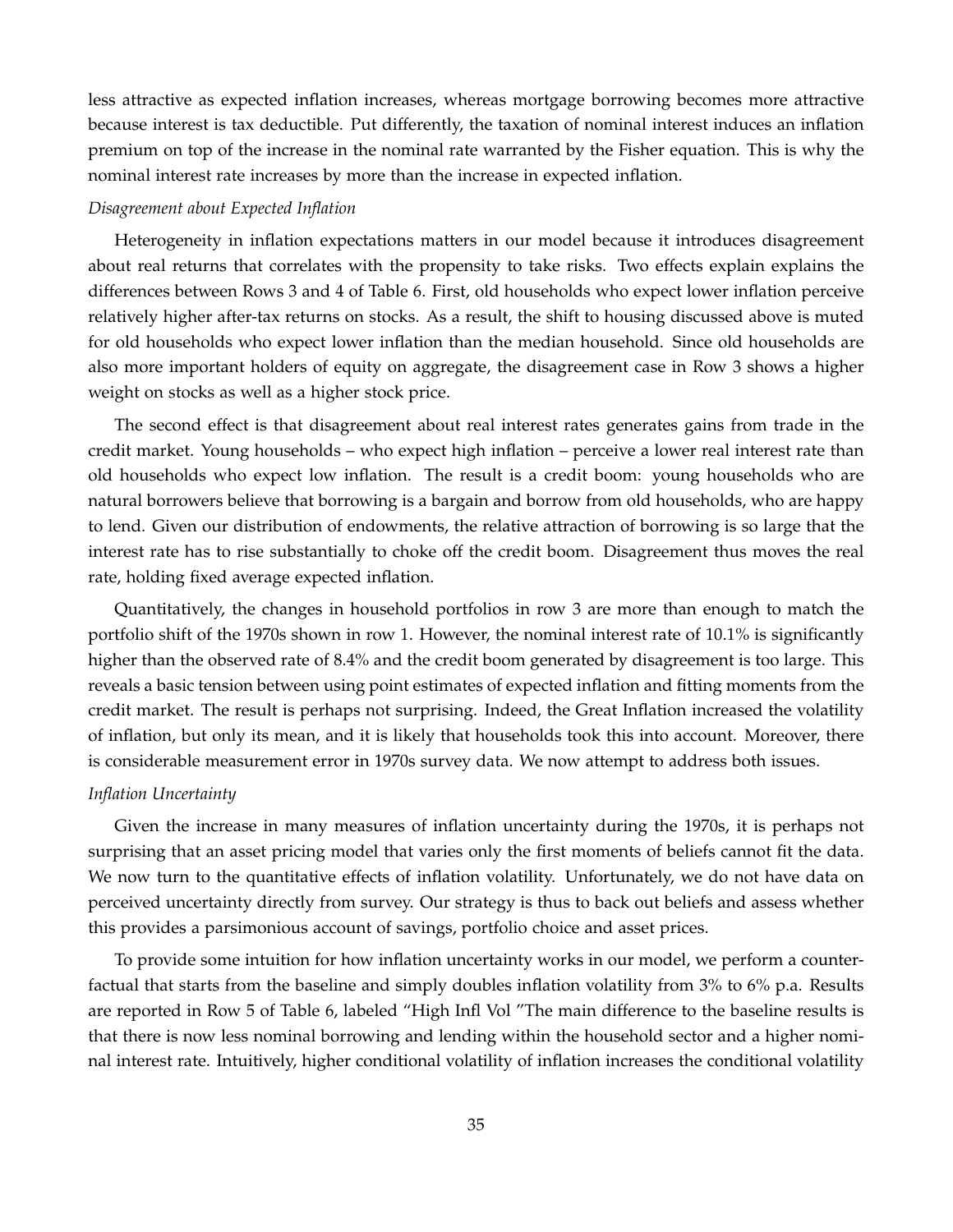less attractive as expected inflation increases, whereas mortgage borrowing becomes more attractive because interest is tax deductible. Put differently, the taxation of nominal interest induces an inflation premium on top of the increase in the nominal rate warranted by the Fisher equation. This is why the nominal interest rate increases by more than the increase in expected inflation.

*Disagreement about Expected Inflation*

Heterogeneity in inflation expectations matters in our model because it introduces disagreement about real returns that correlates with the propensity to take risks. Two effects explain explains the differences between Rows 3 and 4 of Table 6. First, old households who expect lower inflation perceive relatively higher after-tax returns on stocks. As a result, the shift to housing discussed above is muted for old households who expect lower inflation than the median household. Since old households are also more important holders of equity on aggregate, the disagreement case in Row 3 shows a higher weight on stocks as well as a higher stock price.

The second effect is that disagreement about real interest rates generates gains from trade in the credit market. Young households – who expect high inflation – perceive a lower real interest rate than old households who expect low inflation. The result is a credit boom: young households who are natural borrowers believe that borrowing is a bargain and borrow from old households, who are happy to lend. Given our distribution of endowments, the relative attraction of borrowing is so large that the interest rate has to rise substantially to choke off the credit boom. Disagreement thus moves the real rate, holding fixed average expected inflation.

Quantitatively, the changes in household portfolios in row 3 are more than enough to match the portfolio shift of the 1970s shown in row 1. However, the nominal interest rate of 10.1% is significantly higher than the observed rate of 8.4% and the credit boom generated by disagreement is too large. This reveals a basic tension between using point estimates of expected inflation and fitting moments from the credit market. The result is perhaps not surprising. Indeed, the Great Inflation increased the volatility of inflation, but only its mean, and it is likely that households took this into account. Moreover, there is considerable measurement error in 1970s survey data. We now attempt to address both issues.

*Inflation Uncertainty*

Given the increase in many measures of inflation uncertainty during the 1970s, it is perhaps not surprising that an asset pricing model that varies only the first moments of beliefs cannot fit the data. We now turn to the quantitative effects of inflation volatility. Unfortunately, we do not have data on perceived uncertainty directly from survey. Our strategy is thus to back out beliefs and assess whether this provides a parsimonious account of savings, portfolio choice and asset prices.

To provide some intuition for how inflation uncertainty works in our model, we perform a counterfactual that starts from the baseline and simply doubles inflation volatility from 3% to 6% p.a. Results are reported in Row 5 of Table 6, labeled "High Infl Vol "The main difference to the baseline results is that there is now less nominal borrowing and lending within the household sector and a higher nominal interest rate. Intuitively, higher conditional volatility of inflation increases the conditional volatility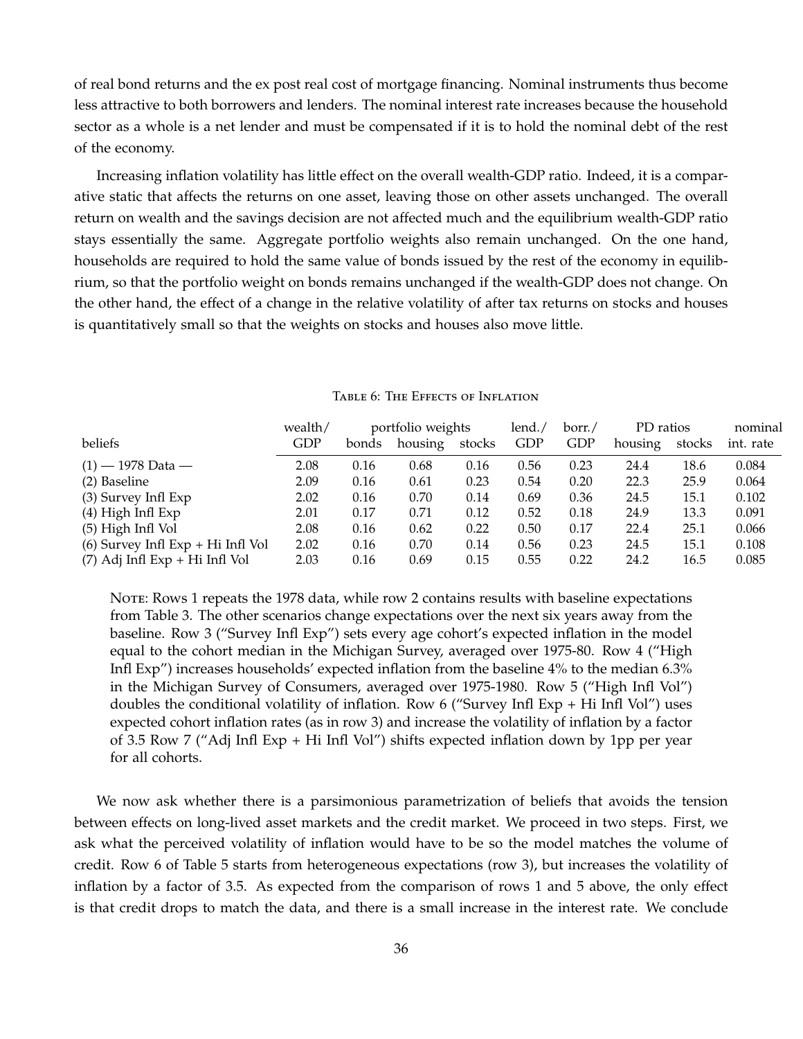of real bond returns and the ex post real cost of mortgage financing. Nominal instruments thus become less attractive to both borrowers and lenders. The nominal interest rate increases because the household sector as a whole is a net lender and must be compensated if it is to hold the nominal debt of the rest of the economy.

Increasing inflation volatility has little effect on the overall wealth-GDP ratio. Indeed, it is a comparative static that affects the returns on one asset, leaving those on other assets unchanged. The overall return on wealth and the savings decision are not affected much and the equilibrium wealth-GDP ratio stays essentially the same. Aggregate portfolio weights also remain unchanged. On the one hand, households are required to hold the same value of bonds issued by the rest of the economy in equilibrium, so that the portfolio weight on bonds remains unchanged if the wealth-GDP does not change. On the other hand, the effect of a change in the relative volatility of after tax returns on stocks and houses is quantitatively small so that the weights on stocks and houses also move little.

Table 6: The Effects of Inflation

| beliefs | wealth/ GDP | portfolio weights | | | lend./ GDP | borr./ GDP | PD ratios | | nominal int. rate |
|---|---|---|---|---|---|---|---|---|---|
| | | bonds | housing | stocks | | | housing | stocks | |
| (1) — 1978 Data — | 2.08 | 0.16 | 0.68 | 0.16 | 0.56 | 0.23 | 24.4 | 18.6 | 0.084 |
| (2) Baseline | 2.09 | 0.16 | 0.61 | 0.23 | 0.54 | 0.20 | 22.3 | 25.9 | 0.064 |
| (3) Survey Infl Exp | 2.02 | 0.16 | 0.70 | 0.14 | 0.69 | 0.36 | 24.5 | 15.1 | 0.102 |
| (4) High Infl Exp | 2.01 | 0.17 | 0.71 | 0.12 | 0.52 | 0.18 | 24.9 | 13.3 | 0.091 |
| (5) High Infl Vol | 2.08 | 0.16 | 0.62 | 0.22 | 0.50 | 0.17 | 22.4 | 25.1 | 0.066 |
| (6) Survey Infl Exp + Hi Infl Vol | 2.02 | 0.16 | 0.70 | 0.14 | 0.56 | 0.23 | 24.5 | 15.1 | 0.108 |
| (7) Adj Infl Exp + Hi Infl Vol | 2.03 | 0.16 | 0.69 | 0.15 | 0.55 | 0.22 | 24.2 | 16.5 | 0.085 |

Note: Rows 1 repeats the 1978 data, while row 2 contains results with baseline expectations from Table 3. The other scenarios change expectations over the next six years away from the baseline. Row 3 ("Survey Infl Exp") sets every age cohort's expected inflation in the model equal to the cohort median in the Michigan Survey, averaged over 1975-80. Row 4 ("High Infl Exp") increases households' expected inflation from the baseline 4% to the median 6.3% in the Michigan Survey of Consumers, averaged over 1975-1980. Row 5 ("High Infl Vol") doubles the conditional volatility of inflation. Row 6 ("Survey Infl Exp + Hi Infl Vol") uses expected cohort inflation rates (as in row 3) and increase the volatility of inflation by a factor of 3.5 Row 7 ("Adj Infl Exp + Hi Infl Vol") shifts expected inflation down by 1pp per year for all cohorts.

We now ask whether there is a parsimonious parametrization of beliefs that avoids the tension between effects on long-lived asset markets and the credit market. We proceed in two steps. First, we ask what the perceived volatility of inflation would have to be so the model matches the volume of credit. Row 6 of Table 5 starts from heterogeneous expectations (row 3), but increases the volatility of inflation by a factor of 3.5. As expected from the comparison of rows 1 and 5 above, the only effect is that credit drops to match the data, and there is a small increase in the interest rate. We conclude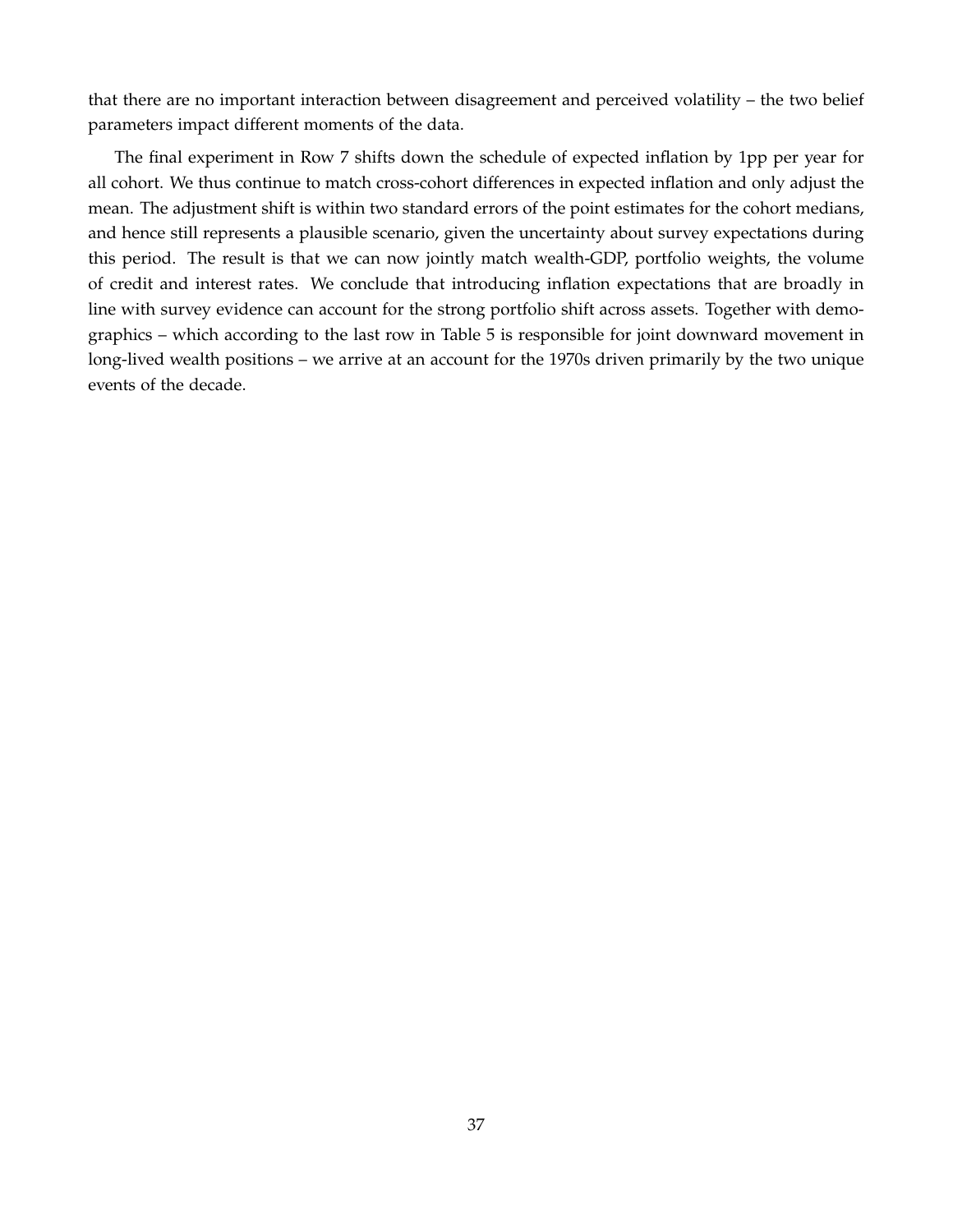that there are no important interaction between disagreement and perceived volatility – the two belief parameters impact different moments of the data.

The final experiment in Row 7 shifts down the schedule of expected inflation by 1pp per year for all cohort. We thus continue to match cross-cohort differences in expected inflation and only adjust the mean. The adjustment shift is within two standard errors of the point estimates for the cohort medians, and hence still represents a plausible scenario, given the uncertainty about survey expectations during this period. The result is that we can now jointly match wealth-GDP, portfolio weights, the volume of credit and interest rates. We conclude that introducing inflation expectations that are broadly in line with survey evidence can account for the strong portfolio shift across assets. Together with demographics – which according to the last row in Table 5 is responsible for joint downward movement in long-lived wealth positions – we arrive at an account for the 1970s driven primarily by the two unique events of the decade.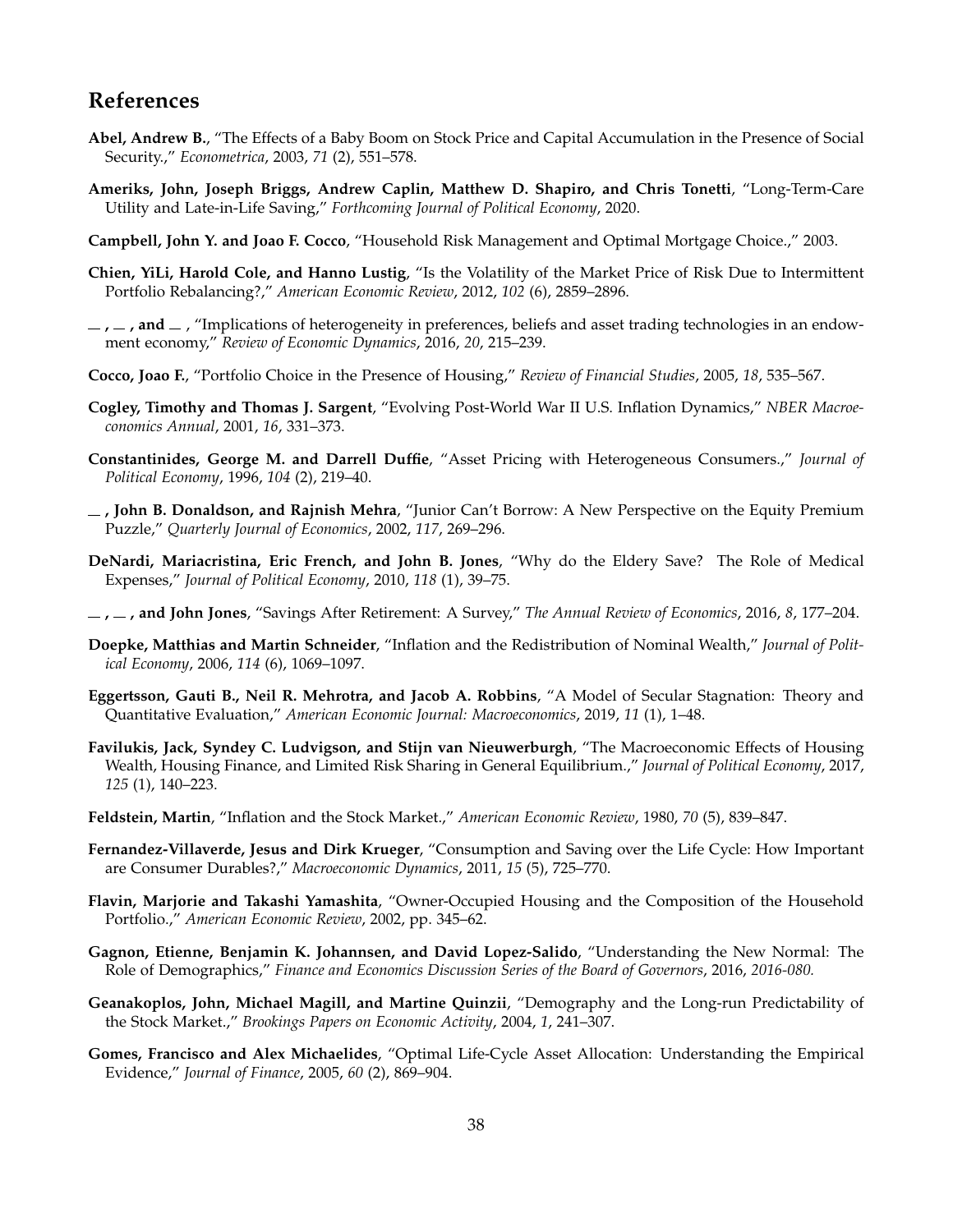## References

**Abel, Andrew B.**, "The Effects of a Baby Boom on Stock Price and Capital Accumulation in the Presence of Social Security.," *Econometrica*, 2003, *71* (2), 551–578.

**Ameriks, John, Joseph Briggs, Andrew Caplin, Matthew D. Shapiro, and Chris Tonetti**, "Long-Term-Care Utility and Late-in-Life Saving," *Forthcoming Journal of Political Economy*, 2020.

**Campbell, John Y. and Joao F. Cocco**, "Household Risk Management and Optimal Mortgage Choice.," 2003.

**Chien, YiLi, Harold Cole, and Hanno Lustig**, "Is the Volatility of the Market Price of Risk Due to Intermittent Portfolio Rebalancing?," *American Economic Review*, 2012, *102* (6), 2859–2896.

**_ , _ , and _** , "Implications of heterogeneity in preferences, beliefs and asset trading technologies in an endowment economy," *Review of Economic Dynamics*, 2016, *20*, 215–239.

**Cocco, Joao F.**, "Portfolio Choice in the Presence of Housing," *Review of Financial Studies*, 2005, *18*, 535–567.

**Cogley, Timothy and Thomas J. Sargent**, "Evolving Post-World War II U.S. Inflation Dynamics," *NBER Macroeconomics Annual*, 2001, *16*, 331–373.

**Constantinides, George M. and Darrell Duffie**, "Asset Pricing with Heterogeneous Consumers.," *Journal of Political Economy*, 1996, *104* (2), 219–40.

**_ , John B. Donaldson, and Rajnish Mehra**, "Junior Can't Borrow: A New Perspective on the Equity Premium Puzzle," *Quarterly Journal of Economics*, 2002, *117*, 269–296.

**DeNardi, Mariacristina, Eric French, and John B. Jones**, "Why do the Eldery Save? The Role of Medical Expenses," *Journal of Political Economy*, 2010, *118* (1), 39–75.

**_ , _ , and John Jones**, "Savings After Retirement: A Survey," *The Annual Review of Economics*, 2016, *8*, 177–204.

**Doepke, Matthias and Martin Schneider**, "Inflation and the Redistribution of Nominal Wealth," *Journal of Political Economy*, 2006, *114* (6), 1069–1097.

**Eggertsson, Gauti B., Neil R. Mehrotra, and Jacob A. Robbins**, "A Model of Secular Stagnation: Theory and Quantitative Evaluation," *American Economic Journal: Macroeconomics*, 2019, *11* (1), 1–48.

**Favilukis, Jack, Syndey C. Ludvigson, and Stijn van Nieuwerburgh**, "The Macroeconomic Effects of Housing Wealth, Housing Finance, and Limited Risk Sharing in General Equilibrium.," *Journal of Political Economy*, 2017, *125* (1), 140–223.

**Feldstein, Martin**, "Inflation and the Stock Market.," *American Economic Review*, 1980, *70* (5), 839–847.

**Fernandez-Villaverde, Jesus and Dirk Krueger**, "Consumption and Saving over the Life Cycle: How Important are Consumer Durables?," *Macroeconomic Dynamics*, 2011, *15* (5), 725–770.

**Flavin, Marjorie and Takashi Yamashita**, "Owner-Occupied Housing and the Composition of the Household Portfolio.," *American Economic Review*, 2002, pp. 345–62.

**Gagnon, Etienne, Benjamin K. Johannsen, and David Lopez-Salido**, "Understanding the New Normal: The Role of Demographics," *Finance and Economics Discussion Series of the Board of Governors*, 2016, *2016-080.*

**Geanakoplos, John, Michael Magill, and Martine Quinzii**, "Demography and the Long-run Predictability of the Stock Market.," *Brookings Papers on Economic Activity*, 2004, *1*, 241–307.

**Gomes, Francisco and Alex Michaelides**, "Optimal Life-Cycle Asset Allocation: Understanding the Empirical Evidence," *Journal of Finance*, 2005, *60* (2), 869–904.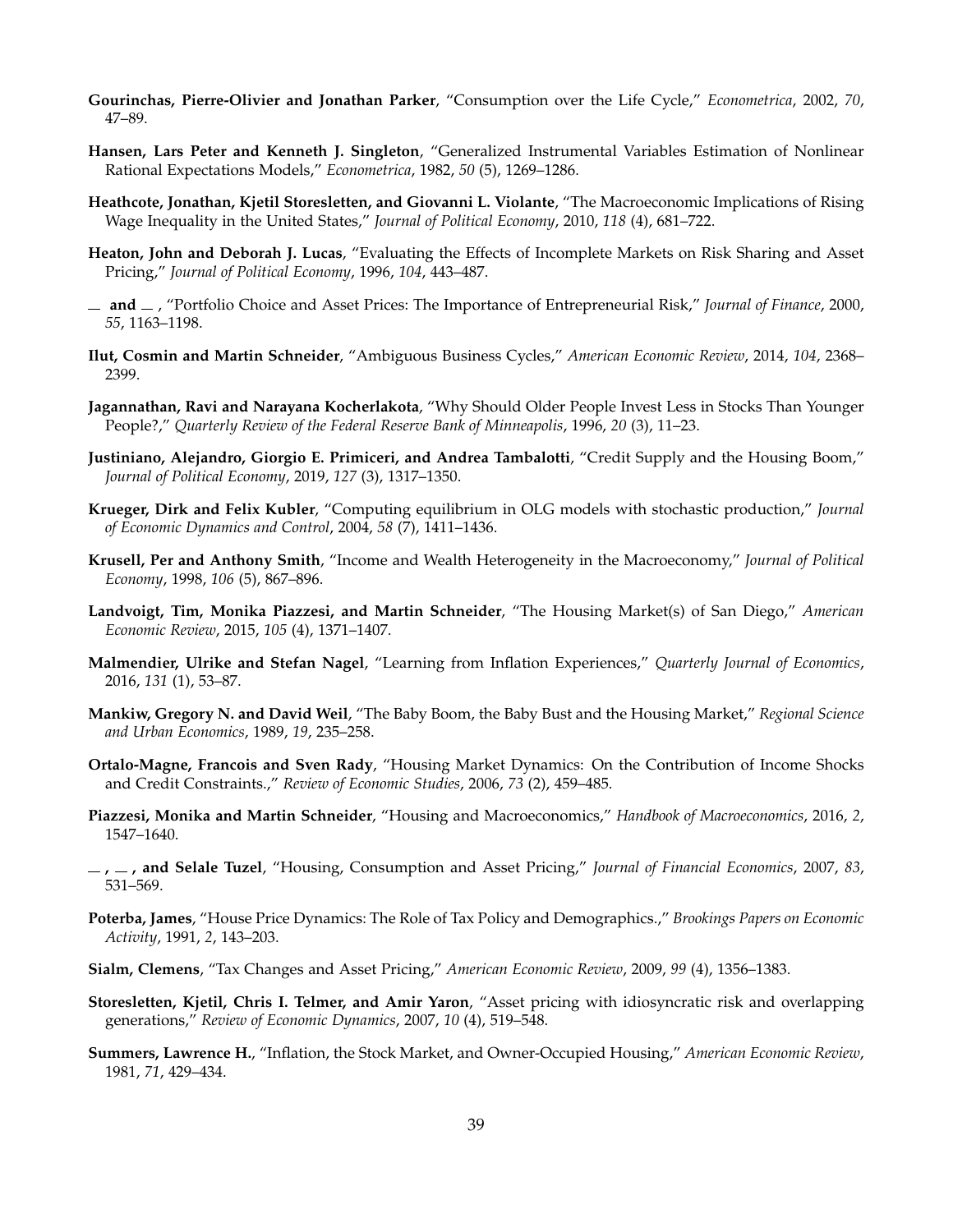**Gourinchas, Pierre-Olivier and Jonathan Parker**, "Consumption over the Life Cycle," *Econometrica*, 2002, *70*, 47–89.

**Hansen, Lars Peter and Kenneth J. Singleton**, "Generalized Instrumental Variables Estimation of Nonlinear Rational Expectations Models," *Econometrica*, 1982, *50* (5), 1269–1286.

**Heathcote, Jonathan, Kjetil Storesletten, and Giovanni L. Violante**, "The Macroeconomic Implications of Rising Wage Inequality in the United States," *Journal of Political Economy*, 2010, *118* (4), 681–722.

**Heaton, John and Deborah J. Lucas**, "Evaluating the Effects of Incomplete Markets on Risk Sharing and Asset Pricing," *Journal of Political Economy*, 1996, *104*, 443–487.

**_ and _** , "Portfolio Choice and Asset Prices: The Importance of Entrepreneurial Risk," *Journal of Finance*, 2000, *55*, 1163–1198.

**Ilut, Cosmin and Martin Schneider**, "Ambiguous Business Cycles," *American Economic Review*, 2014, *104*, 2368–2399.

**Jagannathan, Ravi and Narayana Kocherlakota**, "Why Should Older People Invest Less in Stocks Than Younger People?," *Quarterly Review of the Federal Reserve Bank of Minneapolis*, 1996, *20* (3), 11–23.

**Justiniano, Alejandro, Giorgio E. Primiceri, and Andrea Tambalotti**, "Credit Supply and the Housing Boom," *Journal of Political Economy*, 2019, *127* (3), 1317–1350.

**Krueger, Dirk and Felix Kubler**, "Computing equilibrium in OLG models with stochastic production," *Journal of Economic Dynamics and Control*, 2004, *58* (7), 1411–1436.

**Krusell, Per and Anthony Smith**, "Income and Wealth Heterogeneity in the Macroeconomy," *Journal of Political Economy*, 1998, *106* (5), 867–896.

**Landvoigt, Tim, Monika Piazzesi, and Martin Schneider**, "The Housing Market(s) of San Diego," *American Economic Review*, 2015, *105* (4), 1371–1407.

**Malmendier, Ulrike and Stefan Nagel**, "Learning from Inflation Experiences," *Quarterly Journal of Economics*, 2016, *131* (1), 53–87.

**Mankiw, Gregory N. and David Weil**, "The Baby Boom, the Baby Bust and the Housing Market," *Regional Science and Urban Economics*, 1989, *19*, 235–258.

**Ortalo-Magne, Francois and Sven Rady**, "Housing Market Dynamics: On the Contribution of Income Shocks and Credit Constraints.," *Review of Economic Studies*, 2006, *73* (2), 459–485.

**Piazzesi, Monika and Martin Schneider**, "Housing and Macroeconomics," *Handbook of Macroeconomics*, 2016, *2*, 1547–1640.

**_ , _ , and Selale Tuzel**, "Housing, Consumption and Asset Pricing," *Journal of Financial Economics*, 2007, *83*, 531–569.

**Poterba, James**, "House Price Dynamics: The Role of Tax Policy and Demographics.," *Brookings Papers on Economic Activity*, 1991, *2*, 143–203.

**Sialm, Clemens**, "Tax Changes and Asset Pricing," *American Economic Review*, 2009, *99* (4), 1356–1383.

**Storesletten, Kjetil, Chris I. Telmer, and Amir Yaron**, "Asset pricing with idiosyncratic risk and overlapping generations," *Review of Economic Dynamics*, 2007, *10* (4), 519–548.

**Summers, Lawrence H.**, "Inflation, the Stock Market, and Owner-Occupied Housing," *American Economic Review*, 1981, *71*, 429–434.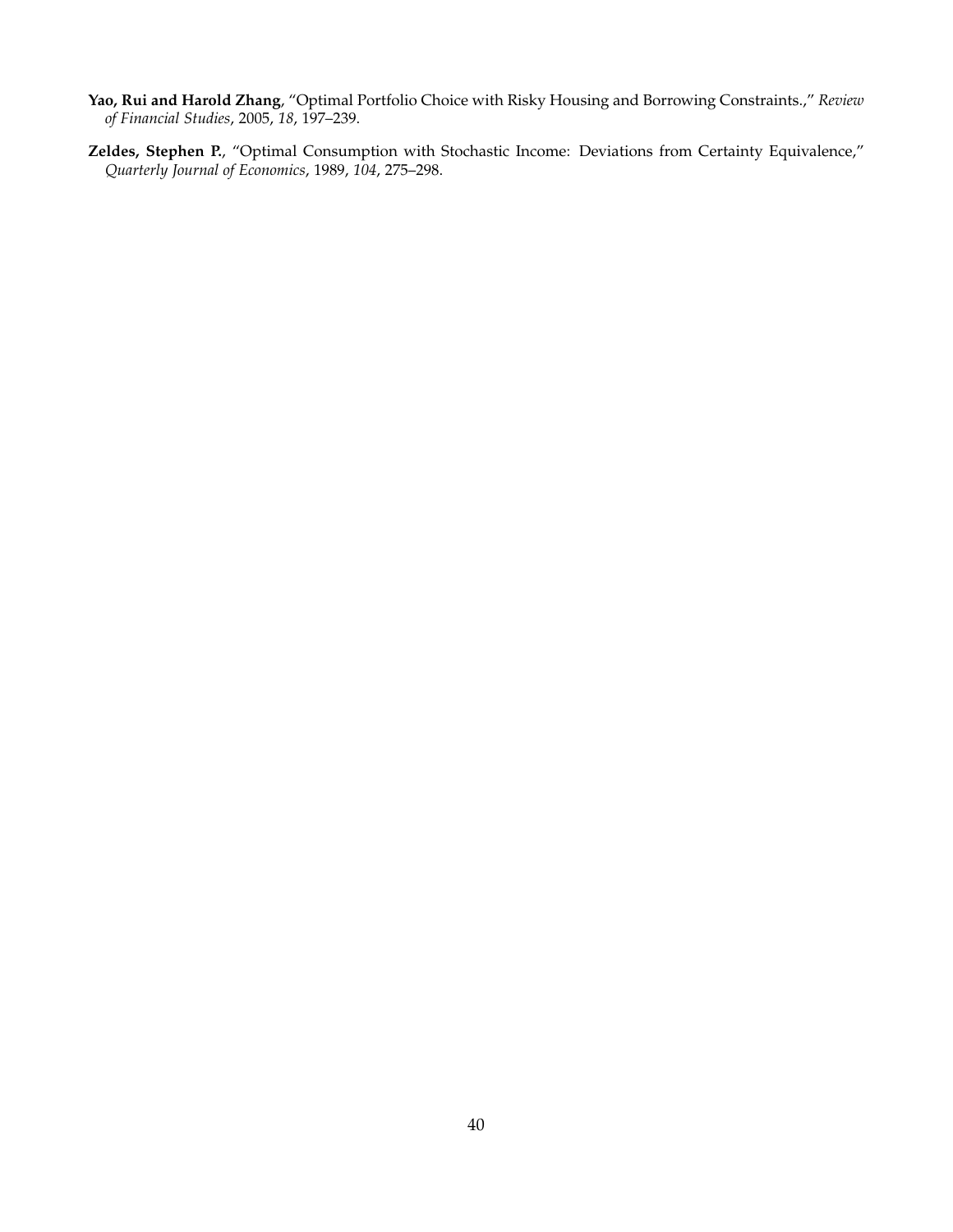**Yao, Rui and Harold Zhang**, "Optimal Portfolio Choice with Risky Housing and Borrowing Constraints.," *Review of Financial Studies*, 2005, *18*, 197–239.

**Zeldes, Stephen P.**, "Optimal Consumption with Stochastic Income: Deviations from Certainty Equivalence," *Quarterly Journal of Economics*, 1989, *104*, 275–298.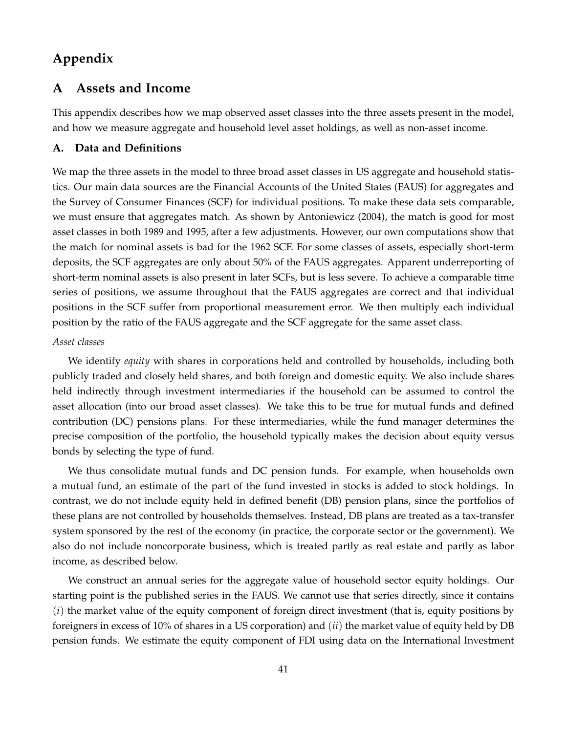# Appendix

## A Assets and Income

This appendix describes how we map observed asset classes into the three assets present in the model, and how we measure aggregate and household level asset holdings, as well as non-asset income.

### A. Data and Definitions

We map the three assets in the model to three broad asset classes in US aggregate and household statistics. Our main data sources are the Financial Accounts of the United States (FAUS) for aggregates and the Survey of Consumer Finances (SCF) for individual positions. To make these data sets comparable, we must ensure that aggregates match. As shown by Antoniewicz (2004), the match is good for most asset classes in both 1989 and 1995, after a few adjustments. However, our own computations show that the match for nominal assets is bad for the 1962 SCF. For some classes of assets, especially short-term deposits, the SCF aggregates are only about 50% of the FAUS aggregates. Apparent underreporting of short-term nominal assets is also present in later SCFs, but is less severe. To achieve a comparable time series of positions, we assume throughout that the FAUS aggregates are correct and that individual positions in the SCF suffer from proportional measurement error. We then multiply each individual position by the ratio of the FAUS aggregate and the SCF aggregate for the same asset class.

*Asset classes*

We identify *equity* with shares in corporations held and controlled by households, including both publicly traded and closely held shares, and both foreign and domestic equity. We also include shares held indirectly through investment intermediaries if the household can be assumed to control the asset allocation (into our broad asset classes). We take this to be true for mutual funds and defined contribution (DC) pensions plans. For these intermediaries, while the fund manager determines the precise composition of the portfolio, the household typically makes the decision about equity versus bonds by selecting the type of fund.

We thus consolidate mutual funds and DC pension funds. For example, when households own a mutual fund, an estimate of the part of the fund invested in stocks is added to stock holdings. In contrast, we do not include equity held in defined benefit (DB) pension plans, since the portfolios of these plans are not controlled by households themselves. Instead, DB plans are treated as a tax-transfer system sponsored by the rest of the economy (in practice, the corporate sector or the government). We also do not include noncorporate business, which is treated partly as real estate and partly as labor income, as described below.

We construct an annual series for the aggregate value of household sector equity holdings. Our starting point is the published series in the FAUS. We cannot use that series directly, since it contains $(i)$ the market value of the equity component of foreign direct investment (that is, equity positions by foreigners in excess of 10% of shares in a US corporation) and $(ii)$ the market value of equity held by DB pension funds. We estimate the equity component of FDI using data on the International Investment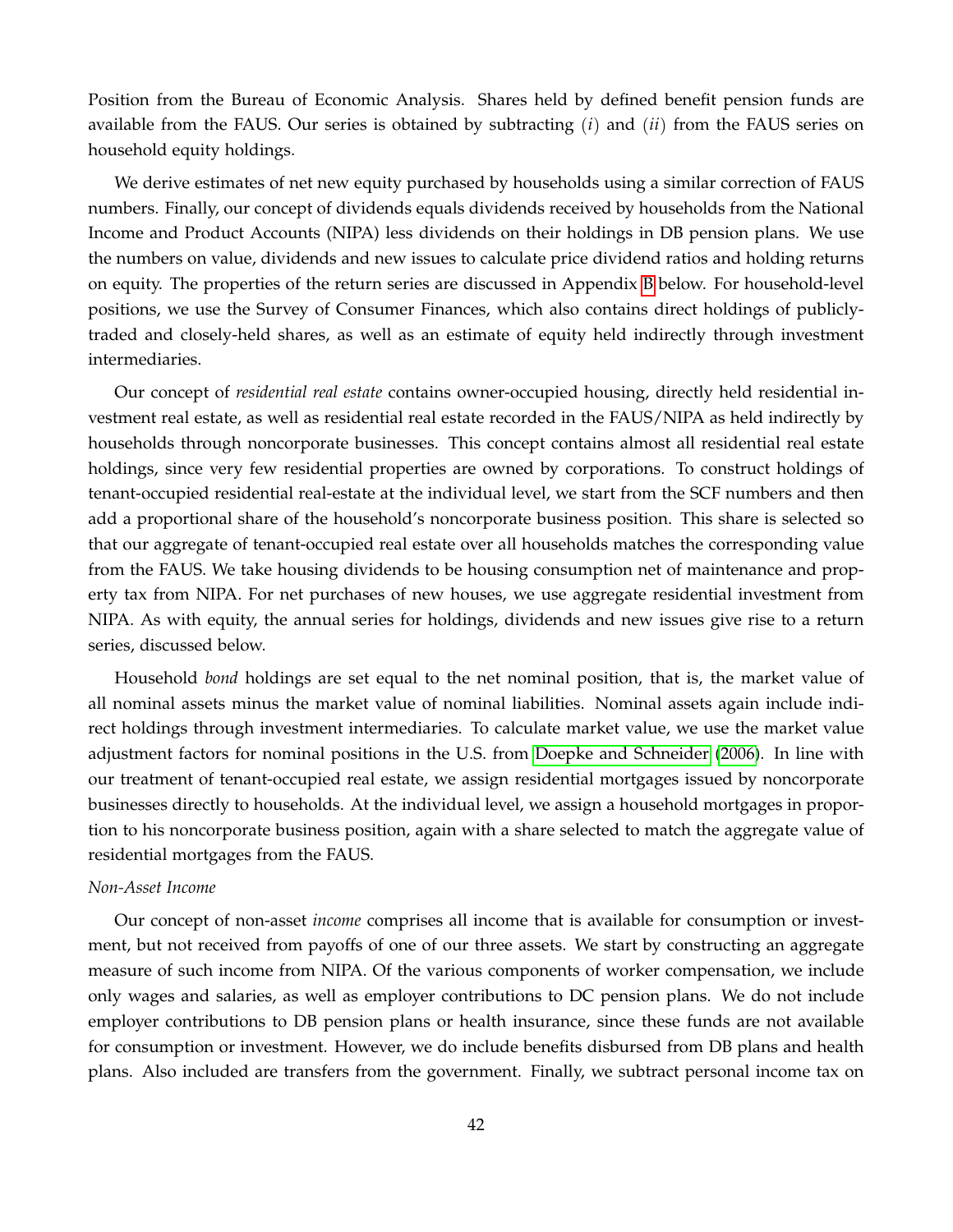Position from the Bureau of Economic Analysis. Shares held by defined benefit pension funds are available from the FAUS. Our series is obtained by subtracting (*i*) and (*ii*) from the FAUS series on household equity holdings.

We derive estimates of net new equity purchased by households using a similar correction of FAUS numbers. Finally, our concept of dividends equals dividends received by households from the National Income and Product Accounts (NIPA) less dividends on their holdings in DB pension plans. We use the numbers on value, dividends and new issues to calculate price dividend ratios and holding returns on equity. The properties of the return series are discussed in Appendix B below. For household-level positions, we use the Survey of Consumer Finances, which also contains direct holdings of publicly-traded and closely-held shares, as well as an estimate of equity held indirectly through investment intermediaries.

Our concept of *residential real estate* contains owner-occupied housing, directly held residential investment real estate, as well as residential real estate recorded in the FAUS/NIPA as held indirectly by households through noncorporate businesses. This concept contains almost all residential real estate holdings, since very few residential properties are owned by corporations. To construct holdings of tenant-occupied residential real-estate at the individual level, we start from the SCF numbers and then add a proportional share of the household's noncorporate business position. This share is selected so that our aggregate of tenant-occupied real estate over all households matches the corresponding value from the FAUS. We take housing dividends to be housing consumption net of maintenance and property tax from NIPA. For net purchases of new houses, we use aggregate residential investment from NIPA. As with equity, the annual series for holdings, dividends and new issues give rise to a return series, discussed below.

Household *bond* holdings are set equal to the net nominal position, that is, the market value of all nominal assets minus the market value of nominal liabilities. Nominal assets again include indirect holdings through investment intermediaries. To calculate market value, we use the market value adjustment factors for nominal positions in the U.S. from Doepke and Schneider (2006). In line with our treatment of tenant-occupied real estate, we assign residential mortgages issued by noncorporate businesses directly to households. At the individual level, we assign a household mortgages in proportion to his noncorporate business position, again with a share selected to match the aggregate value of residential mortgages from the FAUS.

*Non-Asset Income*

Our concept of non-asset *income* comprises all income that is available for consumption or investment, but not received from payoffs of one of our three assets. We start by constructing an aggregate measure of such income from NIPA. Of the various components of worker compensation, we include only wages and salaries, as well as employer contributions to DC pension plans. We do not include employer contributions to DB pension plans or health insurance, since these funds are not available for consumption or investment. However, we do include benefits disbursed from DB plans and health plans. Also included are transfers from the government. Finally, we subtract personal income tax on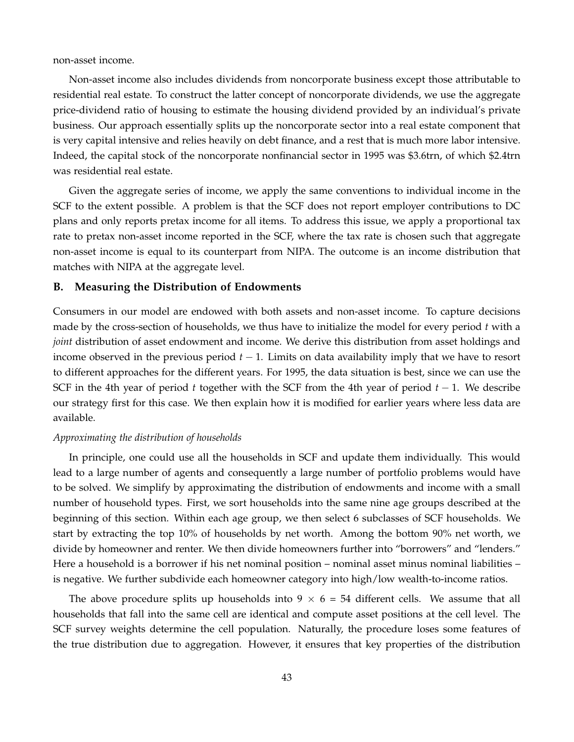non-asset income.

Non-asset income also includes dividends from noncorporate business except those attributable to residential real estate. To construct the latter concept of noncorporate dividends, we use the aggregate price-dividend ratio of housing to estimate the housing dividend provided by an individual's private business. Our approach essentially splits up the noncorporate sector into a real estate component that is very capital intensive and relies heavily on debt finance, and a rest that is much more labor intensive. Indeed, the capital stock of the noncorporate nonfinancial sector in 1995 was \$3.6trn, of which \$2.4trn was residential real estate.

Given the aggregate series of income, we apply the same conventions to individual income in the SCF to the extent possible. A problem is that the SCF does not report employer contributions to DC plans and only reports pretax income for all items. To address this issue, we apply a proportional tax rate to pretax non-asset income reported in the SCF, where the tax rate is chosen such that aggregate non-asset income is equal to its counterpart from NIPA. The outcome is an income distribution that matches with NIPA at the aggregate level.

## B. Measuring the Distribution of Endowments

Consumers in our model are endowed with both assets and non-asset income. To capture decisions made by the cross-section of households, we thus have to initialize the model for every period $t$ with a *joint* distribution of asset endowment and income. We derive this distribution from asset holdings and income observed in the previous period $t-1$. Limits on data availability imply that we have to resort to different approaches for the different years. For 1995, the data situation is best, since we can use the SCF in the 4th year of period $t$ together with the SCF from the 4th year of period $t-1$. We describe our strategy first for this case. We then explain how it is modified for earlier years where less data are available.

*Approximating the distribution of households*

In principle, one could use all the households in SCF and update them individually. This would lead to a large number of agents and consequently a large number of portfolio problems would have to be solved. We simplify by approximating the distribution of endowments and income with a small number of household types. First, we sort households into the same nine age groups described at the beginning of this section. Within each age group, we then select 6 subclasses of SCF households. We start by extracting the top 10% of households by net worth. Among the bottom 90% net worth, we divide by homeowner and renter. We then divide homeowners further into "borrowers" and "lenders." Here a household is a borrower if his net nominal position – nominal asset minus nominal liabilities – is negative. We further subdivide each homeowner category into high/low wealth-to-income ratios.

The above procedure splits up households into $9 \times 6 = 54$ different cells. We assume that all households that fall into the same cell are identical and compute asset positions at the cell level. The SCF survey weights determine the cell population. Naturally, the procedure loses some features of the true distribution due to aggregation. However, it ensures that key properties of the distribution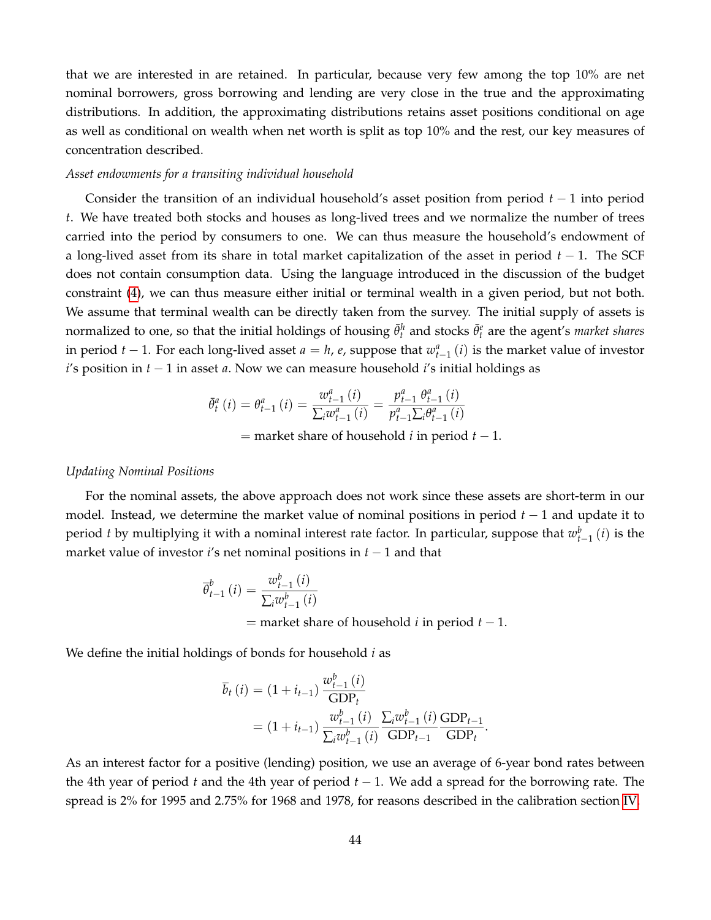that we are interested in are retained. In particular, because very few among the top 10% are net nominal borrowers, gross borrowing and lending are very close in the true and the approximating distributions. In addition, the approximating distributions retains asset positions conditional on age as well as conditional on wealth when net worth is split as top 10% and the rest, our key measures of concentration described.

*Asset endowments for a transiting individual household*

Consider the transition of an individual household's asset position from period $t-1$ into period $t$. We have treated both stocks and houses as long-lived trees and we normalize the number of trees carried into the period by consumers to one. We can thus measure the household's endowment of a long-lived asset from its share in total market capitalization of the asset in period $t-1$. The SCF does not contain consumption data. Using the language introduced in the discussion of the budget constraint (4), we can thus measure either initial or terminal wealth in a given period, but not both. We assume that terminal wealth can be directly taken from the survey. The initial supply of assets is normalized to one, so that the initial holdings of housing $\bar{\theta}_t^h$ and stocks $\bar{\theta}_t^e$ are the agent's *market shares* in period $t-1$. For each long-lived asset $a = h, e$, suppose that $w_{t-1}^a(i)$ is the market value of investor $i$'s position in $t-1$ in asset $a$. Now we can measure household $i$'s initial holdings as

$$
\begin{aligned}
\bar{\theta}_t^a(i) = \theta_{t-1}^a(i) &= \frac{w_{t-1}^a(i)}{\sum_i w_{t-1}^a(i)} = \frac{p_{t-1}^a \, \theta_{t-1}^a(i)}{p_{t-1}^a \sum_i \theta_{t-1}^a(i)} \\
&= \text{market share of household } i \text{ in period } t-1.
\end{aligned}
$$

*Updating Nominal Positions*

For the nominal assets, the above approach does not work since these assets are short-term in our model. Instead, we determine the market value of nominal positions in period $t-1$ and update it to period $t$ by multiplying it with a nominal interest rate factor. In particular, suppose that $w_{t-1}^b(i)$ is the market value of investor $i$'s net nominal positions in $t-1$ and that

$$
\begin{aligned}
\overline{\theta}_{t-1}^b(i) &= \frac{w_{t-1}^b(i)}{\sum_i w_{t-1}^b(i)} \\
&= \text{market share of household } i \text{ in period } t-1.
\end{aligned}
$$

We define the initial holdings of bonds for household $i$ as

$$
\begin{aligned}
\overline{b}_t(i) &= (1 + i_{t-1}) \frac{w_{t-1}^b(i)}{\text{GDP}_t} \\
&= (1 + i_{t-1}) \frac{w_{t-1}^b(i)}{\sum_i w_{t-1}^b(i)} \frac{\sum_i w_{t-1}^b(i)}{\text{GDP}_{t-1}} \frac{\text{GDP}_{t-1}}{\text{GDP}_t}.
\end{aligned}
$$

As an interest factor for a positive (lending) position, we use an average of 6-year bond rates between the 4th year of period $t$ and the 4th year of period $t-1$. We add a spread for the borrowing rate. The spread is 2% for 1995 and 2.75% for 1968 and 1978, for reasons described in the calibration section IV.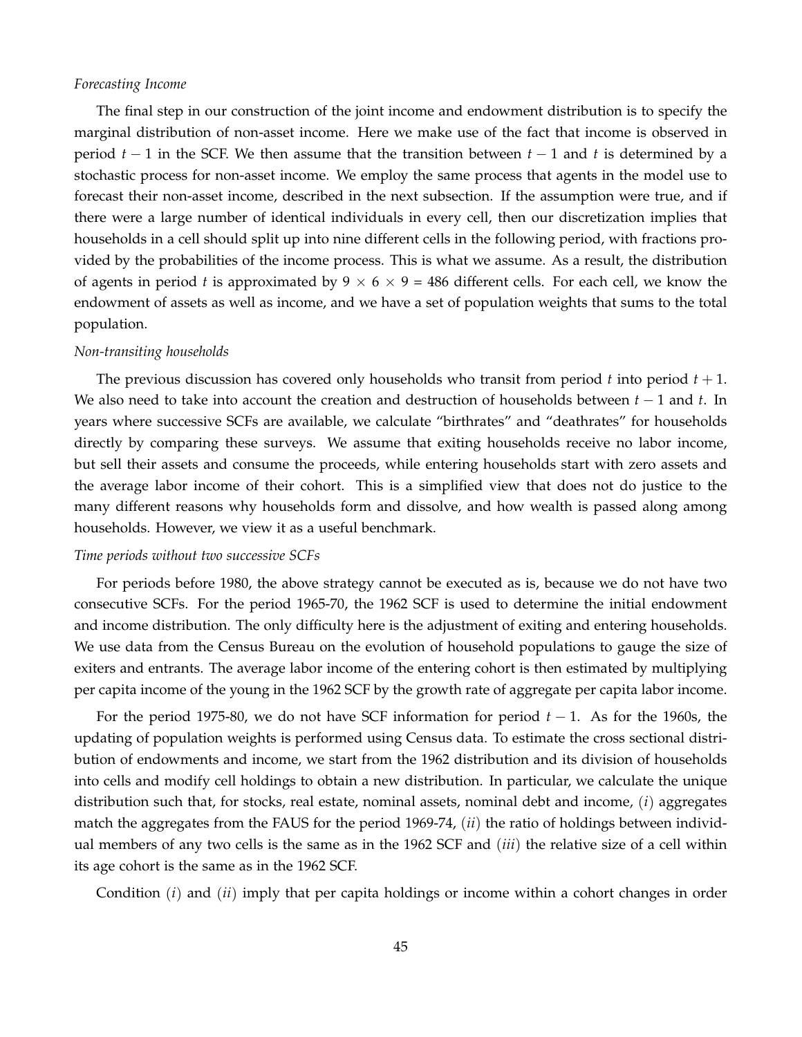*Forecasting Income*

The final step in our construction of the joint income and endowment distribution is to specify the marginal distribution of non-asset income. Here we make use of the fact that income is observed in period $t-1$ in the SCF. We then assume that the transition between $t-1$ and $t$ is determined by a stochastic process for non-asset income. We employ the same process that agents in the model use to forecast their non-asset income, described in the next subsection. If the assumption were true, and if there were a large number of identical individuals in every cell, then our discretization implies that households in a cell should split up into nine different cells in the following period, with fractions provided by the probabilities of the income process. This is what we assume. As a result, the distribution of agents in period $t$ is approximated by $9 \times 6 \times 9 = 486$ different cells. For each cell, we know the endowment of assets as well as income, and we have a set of population weights that sums to the total population.

*Non-transiting households*

The previous discussion has covered only households who transit from period $t$ into period $t+1$. We also need to take into account the creation and destruction of households between $t-1$ and $t$. In years where successive SCFs are available, we calculate "birthrates" and "deathrates" for households directly by comparing these surveys. We assume that exiting households receive no labor income, but sell their assets and consume the proceeds, while entering households start with zero assets and the average labor income of their cohort. This is a simplified view that does not do justice to the many different reasons why households form and dissolve, and how wealth is passed along among households. However, we view it as a useful benchmark.

*Time periods without two successive SCFs*

For periods before 1980, the above strategy cannot be executed as is, because we do not have two consecutive SCFs. For the period 1965-70, the 1962 SCF is used to determine the initial endowment and income distribution. The only difficulty here is the adjustment of exiting and entering households. We use data from the Census Bureau on the evolution of household populations to gauge the size of exiters and entrants. The average labor income of the entering cohort is then estimated by multiplying per capita income of the young in the 1962 SCF by the growth rate of aggregate per capita labor income.

For the period 1975-80, we do not have SCF information for period $t-1$. As for the 1960s, the updating of population weights is performed using Census data. To estimate the cross sectional distribution of endowments and income, we start from the 1962 distribution and its division of households into cells and modify cell holdings to obtain a new distribution. In particular, we calculate the unique distribution such that, for stocks, real estate, nominal assets, nominal debt and income, (*i*) aggregates match the aggregates from the FAUS for the period 1969-74, (*ii*) the ratio of holdings between individual members of any two cells is the same as in the 1962 SCF and (*iii*) the relative size of a cell within its age cohort is the same as in the 1962 SCF.

Condition (*i*) and (*ii*) imply that per capita holdings or income within a cohort changes in order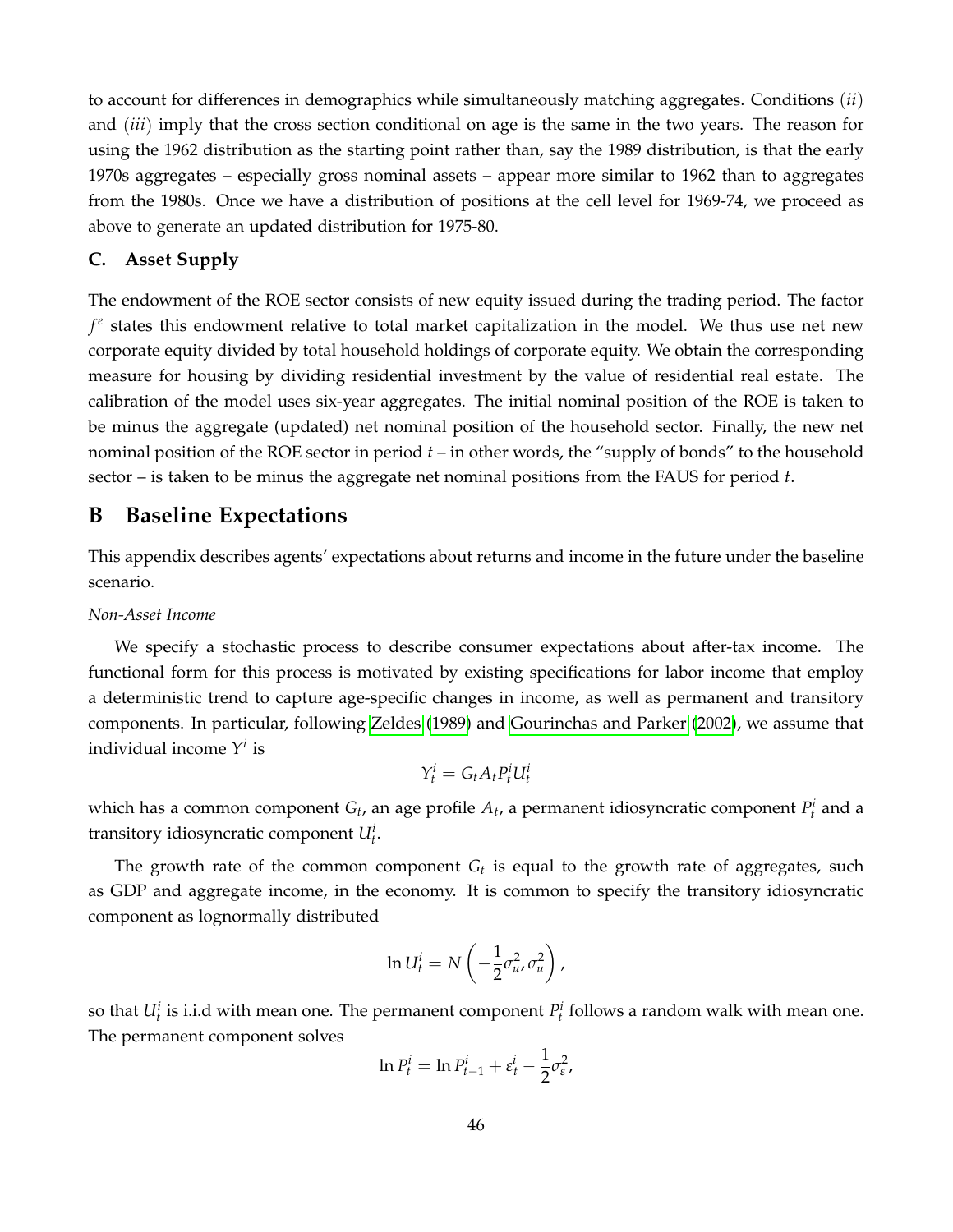to account for differences in demographics while simultaneously matching aggregates. Conditions (*ii*) and (*iii*) imply that the cross section conditional on age is the same in the two years. The reason for using the 1962 distribution as the starting point rather than, say the 1989 distribution, is that the early 1970s aggregates – especially gross nominal assets – appear more similar to 1962 than to aggregates from the 1980s. Once we have a distribution of positions at the cell level for 1969-74, we proceed as above to generate an updated distribution for 1975-80.

### C. Asset Supply

The endowment of the ROE sector consists of new equity issued during the trading period. The factor $f^e$ states this endowment relative to total market capitalization in the model. We thus use net new corporate equity divided by total household holdings of corporate equity. We obtain the corresponding measure for housing by dividing residential investment by the value of residential real estate. The calibration of the model uses six-year aggregates. The initial nominal position of the ROE is taken to be minus the aggregate (updated) net nominal position of the household sector. Finally, the new net nominal position of the ROE sector in period $t$ – in other words, the "supply of bonds" to the household sector – is taken to be minus the aggregate net nominal positions from the FAUS for period $t$.

## B Baseline Expectations

This appendix describes agents' expectations about returns and income in the future under the baseline scenario.

*Non-Asset Income*

We specify a stochastic process to describe consumer expectations about after-tax income. The functional form for this process is motivated by existing specifications for labor income that employ a deterministic trend to capture age-specific changes in income, as well as permanent and transitory components. In particular, following Zeldes (1989) and Gourinchas and Parker (2002), we assume that individual income $Y^i$ is

$$Y_t^i = G_t A_t P_t^i U_t^i$$

which has a common component $G_t$, an age profile $A_t$, a permanent idiosyncratic component $P_t^i$ and a transitory idiosyncratic component $U_t^i$.

The growth rate of the common component $G_t$ is equal to the growth rate of aggregates, such as GDP and aggregate income, in the economy. It is common to specify the transitory idiosyncratic component as lognormally distributed

$$\ln U_t^i = N\left(-\frac{1}{2}\sigma_u^2, \sigma_u^2\right),$$

so that $U_t^i$ is i.i.d with mean one. The permanent component $P_t^i$ follows a random walk with mean one. The permanent component solves

$$\ln P_t^i = \ln P_{t-1}^i + \varepsilon_t^i - \frac{1}{2}\sigma_\varepsilon^2,$$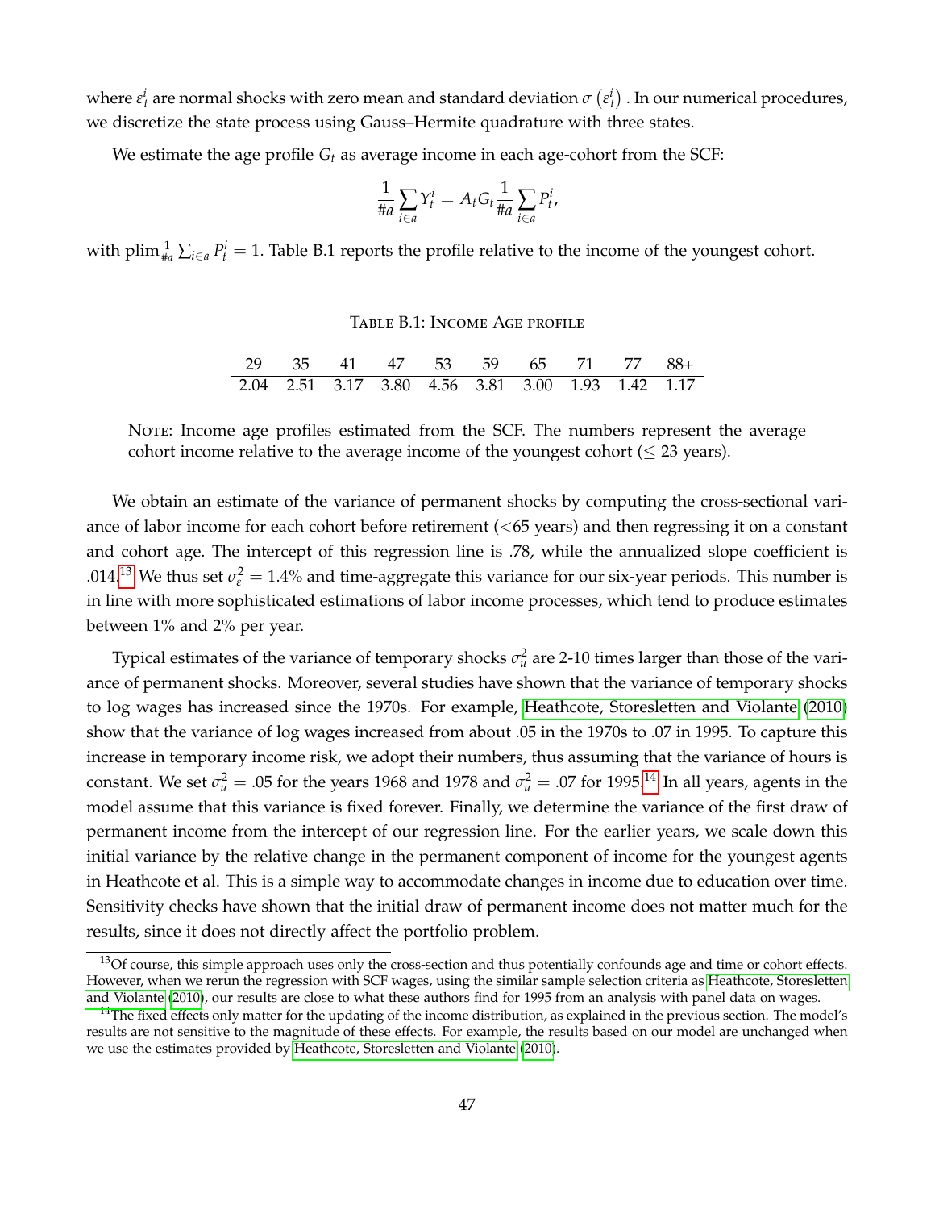where $\varepsilon_t^i$ are normal shocks with zero mean and standard deviation $\sigma\left(\varepsilon_t^i\right)$. In our numerical procedures, we discretize the state process using Gauss–Hermite quadrature with three states.

We estimate the age profile $G_t$ as average income in each age-cohort from the SCF:

$$\frac{1}{\#a}\sum_{i\in a} Y_t^i = A_t G_t \frac{1}{\#a}\sum_{i\in a} P_t^i,$$

with $\text{plim}\frac{1}{\#a}\sum_{i\in a} P_t^i = 1$. Table B.1 reports the profile relative to the income of the youngest cohort.

Table B.1: Income Age profile

| 29 | 35 | 41 | 47 | 53 | 59 | 65 | 71 | 77 | 88+ |
|---|---|---|---|---|---|---|---|---|---|
| 2.04 | 2.51 | 3.17 | 3.80 | 4.56 | 3.81 | 3.00 | 1.93 | 1.42 | 1.17 |

Note: Income age profiles estimated from the SCF. The numbers represent the average cohort income relative to the average income of the youngest cohort ($\leq$ 23 years).

We obtain an estimate of the variance of permanent shocks by computing the cross-sectional variance of labor income for each cohort before retirement (<65 years) and then regressing it on a constant and cohort age. The intercept of this regression line is .78, while the annualized slope coefficient is .014.[13] We thus set $\sigma_\varepsilon^2 = 1.4\%$ and time-aggregate this variance for our six-year periods. This number is in line with more sophisticated estimations of labor income processes, which tend to produce estimates between 1% and 2% per year.

Typical estimates of the variance of temporary shocks $\sigma_u^2$ are 2-10 times larger than those of the variance of permanent shocks. Moreover, several studies have shown that the variance of temporary shocks to log wages has increased since the 1970s. For example, Heathcote, Storesletten and Violante (2010) show that the variance of log wages increased from about .05 in the 1970s to .07 in 1995. To capture this increase in temporary income risk, we adopt their numbers, thus assuming that the variance of hours is constant. We set $\sigma_u^2 = .05$ for the years 1968 and 1978 and $\sigma_u^2 = .07$ for 1995.[14] In all years, agents in the model assume that this variance is fixed forever. Finally, we determine the variance of the first draw of permanent income from the intercept of our regression line. For the earlier years, we scale down this initial variance by the relative change in the permanent component of income for the youngest agents in Heathcote et al. This is a simple way to accommodate changes in income due to education over time. Sensitivity checks have shown that the initial draw of permanent income does not matter much for the results, since it does not directly affect the portfolio problem.

[13] Of course, this simple approach uses only the cross-section and thus potentially confounds age and time or cohort effects. However, when we rerun the regression with SCF wages, using the similar sample selection criteria as Heathcote, Storesletten and Violante (2010), our results are close to what these authors find for 1995 from an analysis with panel data on wages.

[14] The fixed effects only matter for the updating of the income distribution, as explained in the previous section. The model's results are not sensitive to the magnitude of these effects. For example, the results based on our model are unchanged when we use the estimates provided by Heathcote, Storesletten and Violante (2010).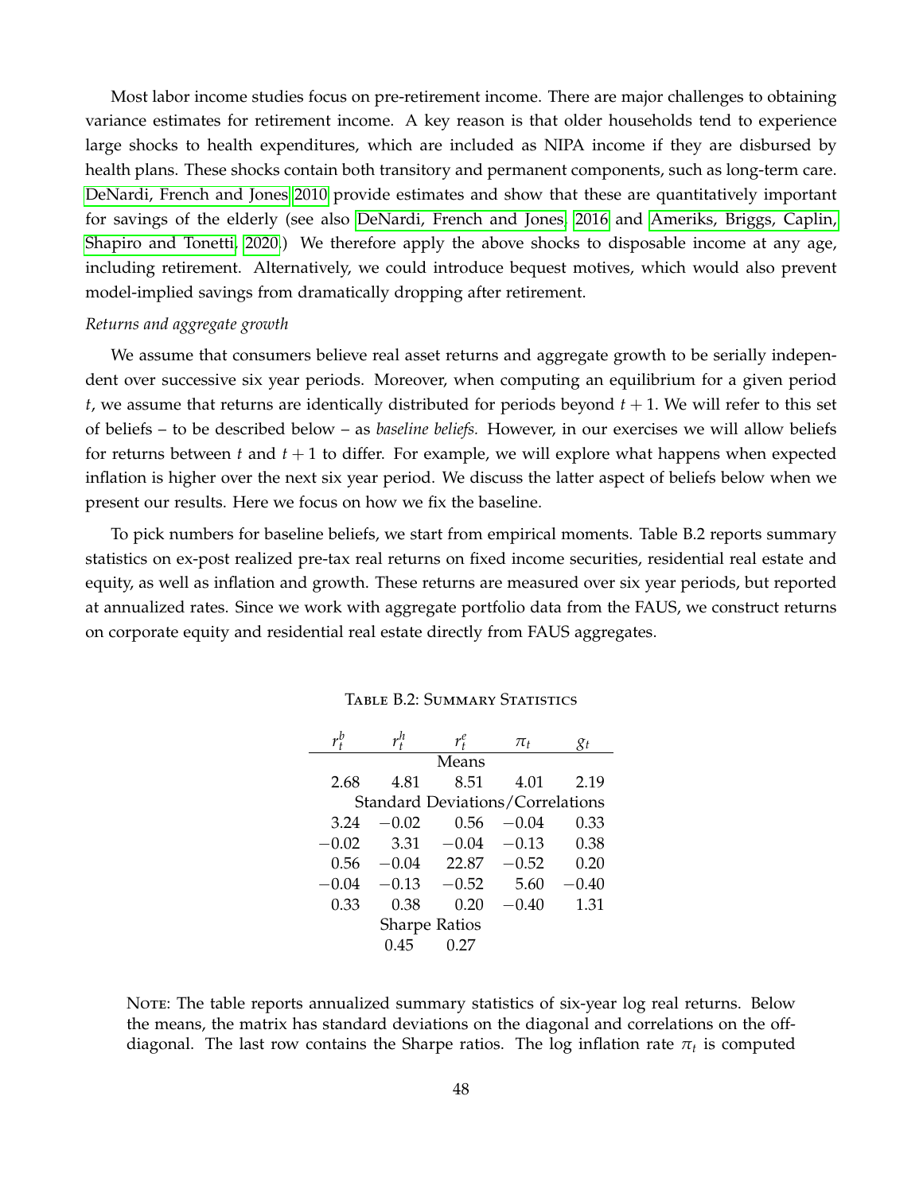Most labor income studies focus on pre-retirement income. There are major challenges to obtaining variance estimates for retirement income. A key reason is that older households tend to experience large shocks to health expenditures, which are included as NIPA income if they are disbursed by health plans. These shocks contain both transitory and permanent components, such as long-term care. DeNardi, French and Jones 2010 provide estimates and show that these are quantitatively important for savings of the elderly (see also DeNardi, French and Jones, 2016 and Ameriks, Briggs, Caplin, Shapiro and Tonetti, 2020.) We therefore apply the above shocks to disposable income at any age, including retirement. Alternatively, we could introduce bequest motives, which would also prevent model-implied savings from dramatically dropping after retirement.

*Returns and aggregate growth*

We assume that consumers believe real asset returns and aggregate growth to be serially independent over successive six year periods. Moreover, when computing an equilibrium for a given period $t$, we assume that returns are identically distributed for periods beyond $t+1$. We will refer to this set of beliefs – to be described below – as *baseline beliefs.* However, in our exercises we will allow beliefs for returns between $t$ and $t+1$ to differ. For example, we will explore what happens when expected inflation is higher over the next six year period. We discuss the latter aspect of beliefs below when we present our results. Here we focus on how we fix the baseline.

To pick numbers for baseline beliefs, we start from empirical moments. Table B.2 reports summary statistics on ex-post realized pre-tax real returns on fixed income securities, residential real estate and equity, as well as inflation and growth. These returns are measured over six year periods, but reported at annualized rates. Since we work with aggregate portfolio data from the FAUS, we construct returns on corporate equity and residential real estate directly from FAUS aggregates.

Table B.2: Summary Statistics

| $r_t^b$ | $r_t^h$ | $r_t^e$ | $\pi_t$ | $g_t$ |
|---|---|---|---|---|
| | | Means | | |
| 2.68 | 4.81 | 8.51 | 4.01 | 2.19 |
| | | Standard Deviations/Correlations | | |
| 3.24 | −0.02 | 0.56 | −0.04 | 0.33 |
| −0.02 | 3.31 | −0.04 | −0.13 | 0.38 |
| 0.56 | −0.04 | 22.87 | −0.52 | 0.20 |
| −0.04 | −0.13 | −0.52 | 5.60 | −0.40 |
| 0.33 | 0.38 | 0.20 | −0.40 | 1.31 |
| | | Sharpe Ratios | | |
| | 0.45 | 0.27 | | |

Note: The table reports annualized summary statistics of six-year log real returns. Below the means, the matrix has standard deviations on the diagonal and correlations on the off-diagonal. The last row contains the Sharpe ratios. The log inflation rate $\pi_t$ is computed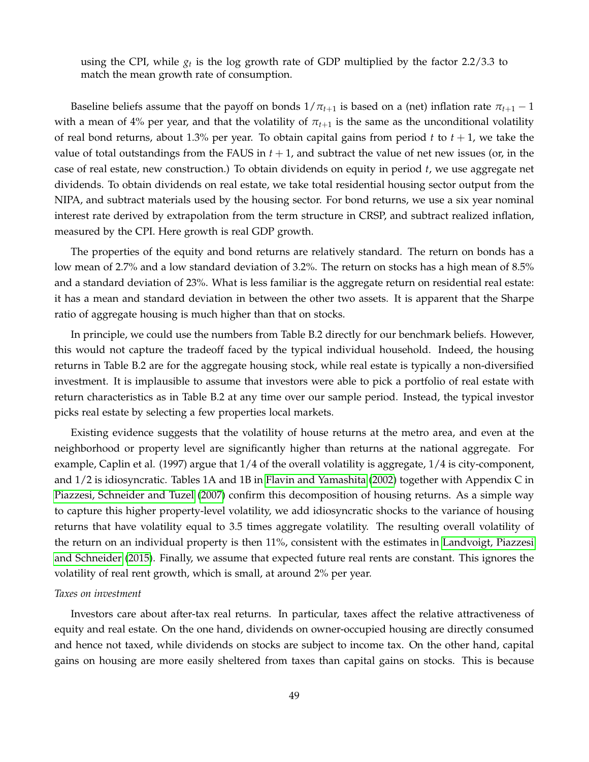using the CPI, while $g_t$ is the log growth rate of GDP multiplied by the factor 2.2/3.3 to match the mean growth rate of consumption.

Baseline beliefs assume that the payoff on bonds $1/\pi_{t+1}$ is based on a (net) inflation rate $\pi_{t+1} - 1$ with a mean of 4% per year, and that the volatility of $\pi_{t+1}$ is the same as the unconditional volatility of real bond returns, about 1.3% per year. To obtain capital gains from period $t$ to $t + 1$, we take the value of total outstandings from the FAUS in $t + 1$, and subtract the value of net new issues (or, in the case of real estate, new construction.) To obtain dividends on equity in period $t$, we use aggregate net dividends. To obtain dividends on real estate, we take total residential housing sector output from the NIPA, and subtract materials used by the housing sector. For bond returns, we use a six year nominal interest rate derived by extrapolation from the term structure in CRSP, and subtract realized inflation, measured by the CPI. Here growth is real GDP growth.

The properties of the equity and bond returns are relatively standard. The return on bonds has a low mean of 2.7% and a low standard deviation of 3.2%. The return on stocks has a high mean of 8.5% and a standard deviation of 23%. What is less familiar is the aggregate return on residential real estate: it has a mean and standard deviation in between the other two assets. It is apparent that the Sharpe ratio of aggregate housing is much higher than that on stocks.

In principle, we could use the numbers from Table B.2 directly for our benchmark beliefs. However, this would not capture the tradeoff faced by the typical individual household. Indeed, the housing returns in Table B.2 are for the aggregate housing stock, while real estate is typically a non-diversified investment. It is implausible to assume that investors were able to pick a portfolio of real estate with return characteristics as in Table B.2 at any time over our sample period. Instead, the typical investor picks real estate by selecting a few properties local markets.

Existing evidence suggests that the volatility of house returns at the metro area, and even at the neighborhood or property level are significantly higher than returns at the national aggregate. For example, Caplin et al. (1997) argue that 1/4 of the overall volatility is aggregate, 1/4 is city-component, and 1/2 is idiosyncratic. Tables 1A and 1B in Flavin and Yamashita (2002) together with Appendix C in Piazzesi, Schneider and Tuzel (2007) confirm this decomposition of housing returns. As a simple way to capture this higher property-level volatility, we add idiosyncratic shocks to the variance of housing returns that have volatility equal to 3.5 times aggregate volatility. The resulting overall volatility of the return on an individual property is then 11%, consistent with the estimates in Landvoigt, Piazzesi and Schneider (2015). Finally, we assume that expected future real rents are constant. This ignores the volatility of real rent growth, which is small, at around 2% per year.

*Taxes on investment*

Investors care about after-tax real returns. In particular, taxes affect the relative attractiveness of equity and real estate. On the one hand, dividends on owner-occupied housing are directly consumed and hence not taxed, while dividends on stocks are subject to income tax. On the other hand, capital gains on housing are more easily sheltered from taxes than capital gains on stocks. This is because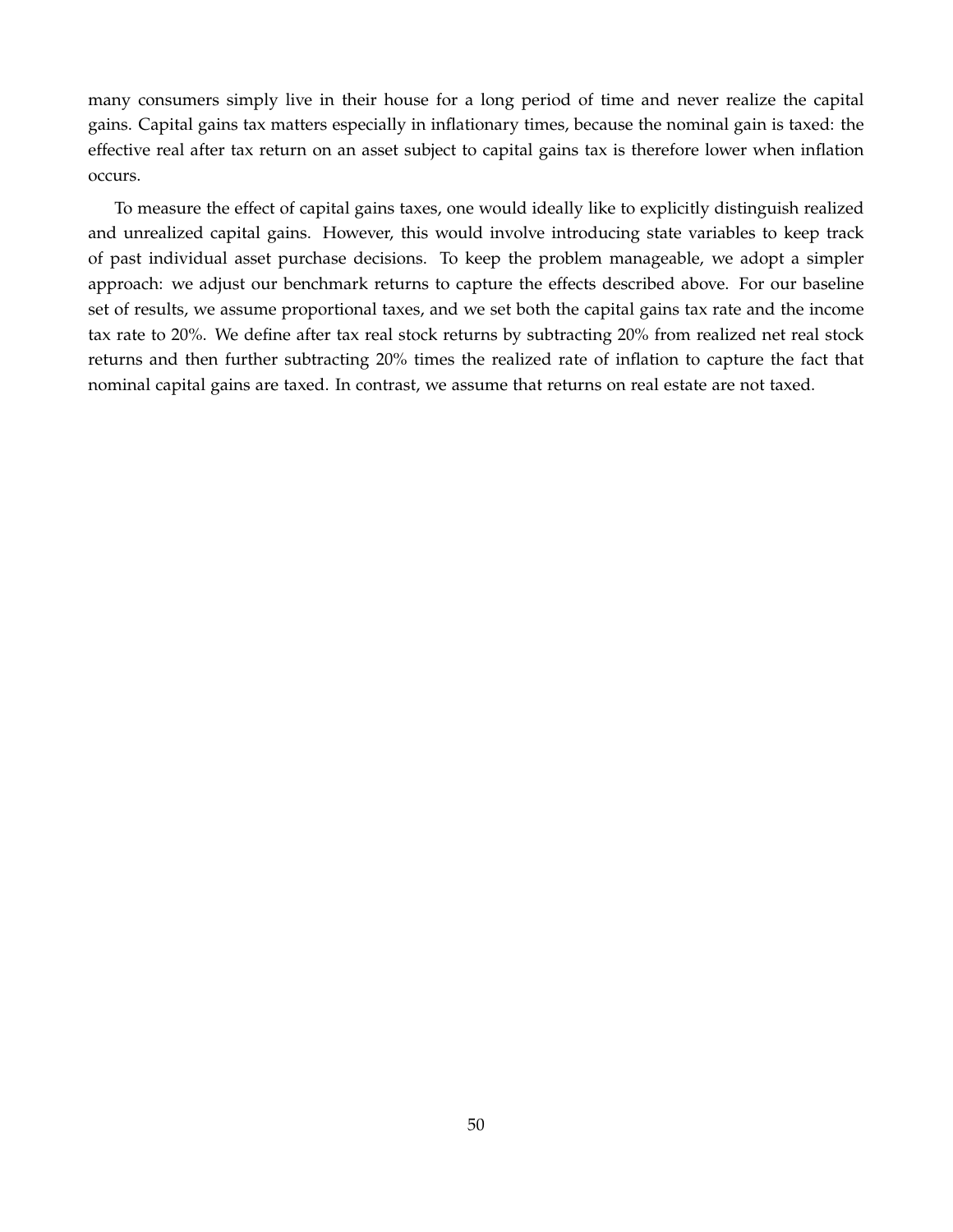many consumers simply live in their house for a long period of time and never realize the capital gains. Capital gains tax matters especially in inflationary times, because the nominal gain is taxed: the effective real after tax return on an asset subject to capital gains tax is therefore lower when inflation occurs.

To measure the effect of capital gains taxes, one would ideally like to explicitly distinguish realized and unrealized capital gains. However, this would involve introducing state variables to keep track of past individual asset purchase decisions. To keep the problem manageable, we adopt a simpler approach: we adjust our benchmark returns to capture the effects described above. For our baseline set of results, we assume proportional taxes, and we set both the capital gains tax rate and the income tax rate to 20%. We define after tax real stock returns by subtracting 20% from realized net real stock returns and then further subtracting 20% times the realized rate of inflation to capture the fact that nominal capital gains are taxed. In contrast, we assume that returns on real estate are not taxed.